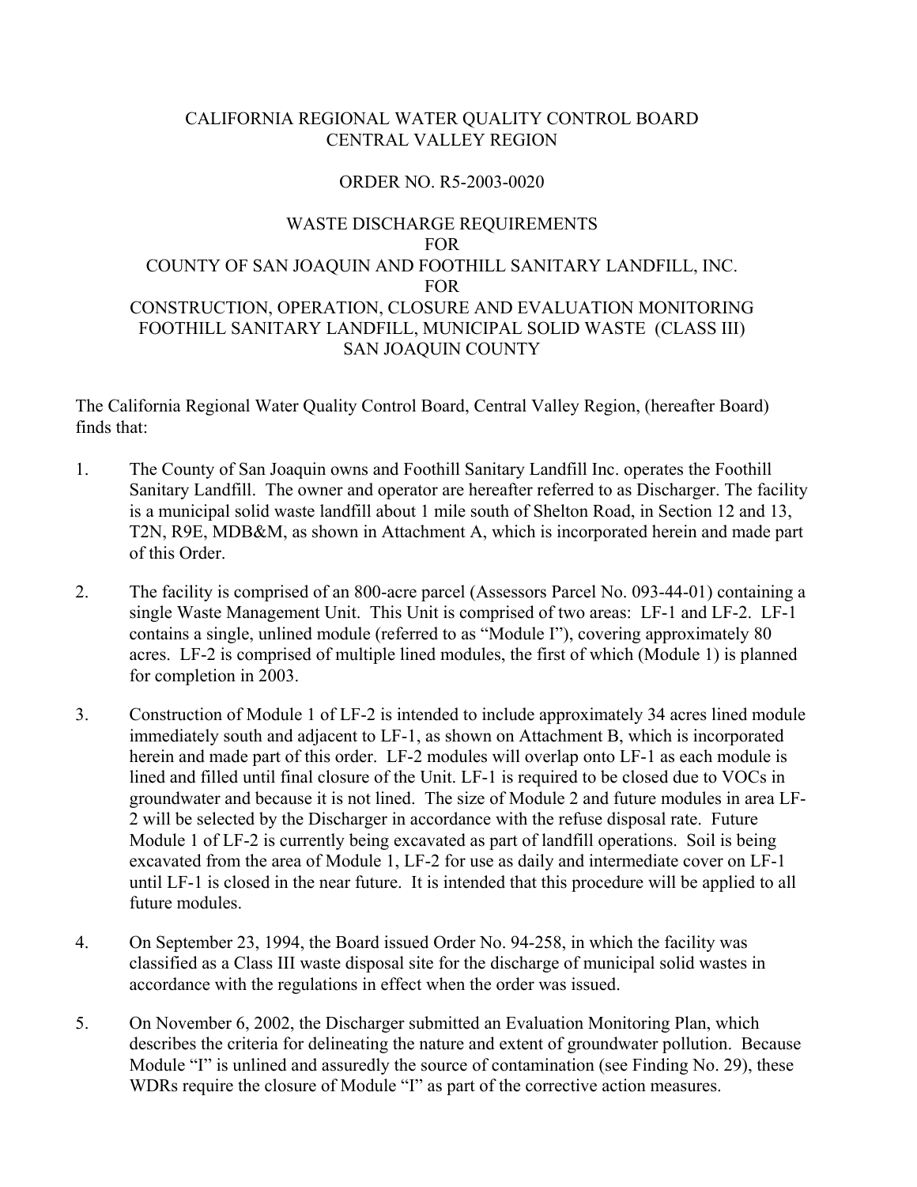# CALIFORNIA REGIONAL WATER QUALITY CONTROL BOARD
# CENTRAL VALLEY REGION

## ORDER NO. R5-2003-0020

## WASTE DISCHARGE REQUIREMENTS
## FOR
## COUNTY OF SAN JOAQUIN AND FOOTHILL SANITARY LANDFILL, INC.
## FOR
## CONSTRUCTION, OPERATION, CLOSURE AND EVALUATION MONITORING
## FOOTHILL SANITARY LANDFILL, MUNICIPAL SOLID WASTE (CLASS III)
## SAN JOAQUIN COUNTY

The California Regional Water Quality Control Board, Central Valley Region, (hereafter Board) finds that:

1. The County of San Joaquin owns and Foothill Sanitary Landfill Inc. operates the Foothill Sanitary Landfill. The owner and operator are hereafter referred to as Discharger. The facility is a municipal solid waste landfill about 1 mile south of Shelton Road, in Section 12 and 13, T2N, R9E, MDB&M, as shown in Attachment A, which is incorporated herein and made part of this Order.

2. The facility is comprised of an 800-acre parcel (Assessors Parcel No. 093-44-01) containing a single Waste Management Unit. This Unit is comprised of two areas: LF-1 and LF-2. LF-1 contains a single, unlined module (referred to as "Module I"), covering approximately 80 acres. LF-2 is comprised of multiple lined modules, the first of which (Module 1) is planned for completion in 2003.

3. Construction of Module 1 of LF-2 is intended to include approximately 34 acres lined module immediately south and adjacent to LF-1, as shown on Attachment B, which is incorporated herein and made part of this order. LF-2 modules will overlap onto LF-1 as each module is lined and filled until final closure of the Unit. LF-1 is required to be closed due to VOCs in groundwater and because it is not lined. The size of Module 2 and future modules in area LF-2 will be selected by the Discharger in accordance with the refuse disposal rate. Future Module 1 of LF-2 is currently being excavated as part of landfill operations. Soil is being excavated from the area of Module 1, LF-2 for use as daily and intermediate cover on LF-1 until LF-1 is closed in the near future. It is intended that this procedure will be applied to all future modules.

4. On September 23, 1994, the Board issued Order No. 94-258, in which the facility was classified as a Class III waste disposal site for the discharge of municipal solid wastes in accordance with the regulations in effect when the order was issued.

5. On November 6, 2002, the Discharger submitted an Evaluation Monitoring Plan, which describes the criteria for delineating the nature and extent of groundwater pollution. Because Module "I" is unlined and assuredly the source of contamination (see Finding No. 29), these WDRs require the closure of Module "I" as part of the corrective action measures.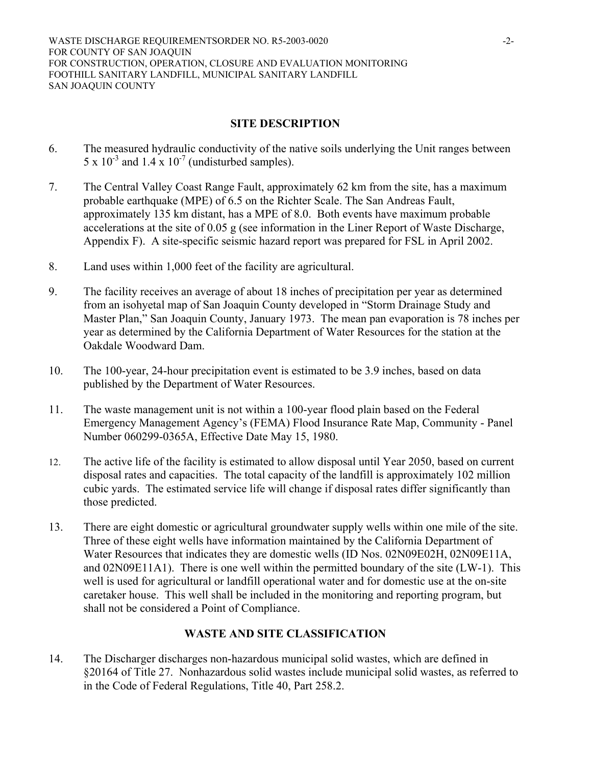## SITE DESCRIPTION

6. The measured hydraulic conductivity of the native soils underlying the Unit ranges between $5 \times 10^{-3}$ and $1.4 \times 10^{-7}$ (undisturbed samples).

7. The Central Valley Coast Range Fault, approximately 62 km from the site, has a maximum probable earthquake (MPE) of 6.5 on the Richter Scale. The San Andreas Fault, approximately 135 km distant, has a MPE of 8.0. Both events have maximum probable accelerations at the site of 0.05 g (see information in the Liner Report of Waste Discharge, Appendix F). A site-specific seismic hazard report was prepared for FSL in April 2002.

8. Land uses within 1,000 feet of the facility are agricultural.

9. The facility receives an average of about 18 inches of precipitation per year as determined from an isohyetal map of San Joaquin County developed in "Storm Drainage Study and Master Plan," San Joaquin County, January 1973. The mean pan evaporation is 78 inches per year as determined by the California Department of Water Resources for the station at the Oakdale Woodward Dam.

10. The 100-year, 24-hour precipitation event is estimated to be 3.9 inches, based on data published by the Department of Water Resources.

11. The waste management unit is not within a 100-year flood plain based on the Federal Emergency Management Agency's (FEMA) Flood Insurance Rate Map, Community - Panel Number 060299-0365A, Effective Date May 15, 1980.

12. The active life of the facility is estimated to allow disposal until Year 2050, based on current disposal rates and capacities. The total capacity of the landfill is approximately 102 million cubic yards. The estimated service life will change if disposal rates differ significantly than those predicted.

13. There are eight domestic or agricultural groundwater supply wells within one mile of the site. Three of these eight wells have information maintained by the California Department of Water Resources that indicates they are domestic wells (ID Nos. 02N09E02H, 02N09E11A, and 02N09E11A1). There is one well within the permitted boundary of the site (LW-1). This well is used for agricultural or landfill operational water and for domestic use at the on-site caretaker house. This well shall be included in the monitoring and reporting program, but shall not be considered a Point of Compliance.

## WASTE AND SITE CLASSIFICATION

14. The Discharger discharges non-hazardous municipal solid wastes, which are defined in §20164 of Title 27. Nonhazardous solid wastes include municipal solid wastes, as referred to in the Code of Federal Regulations, Title 40, Part 258.2.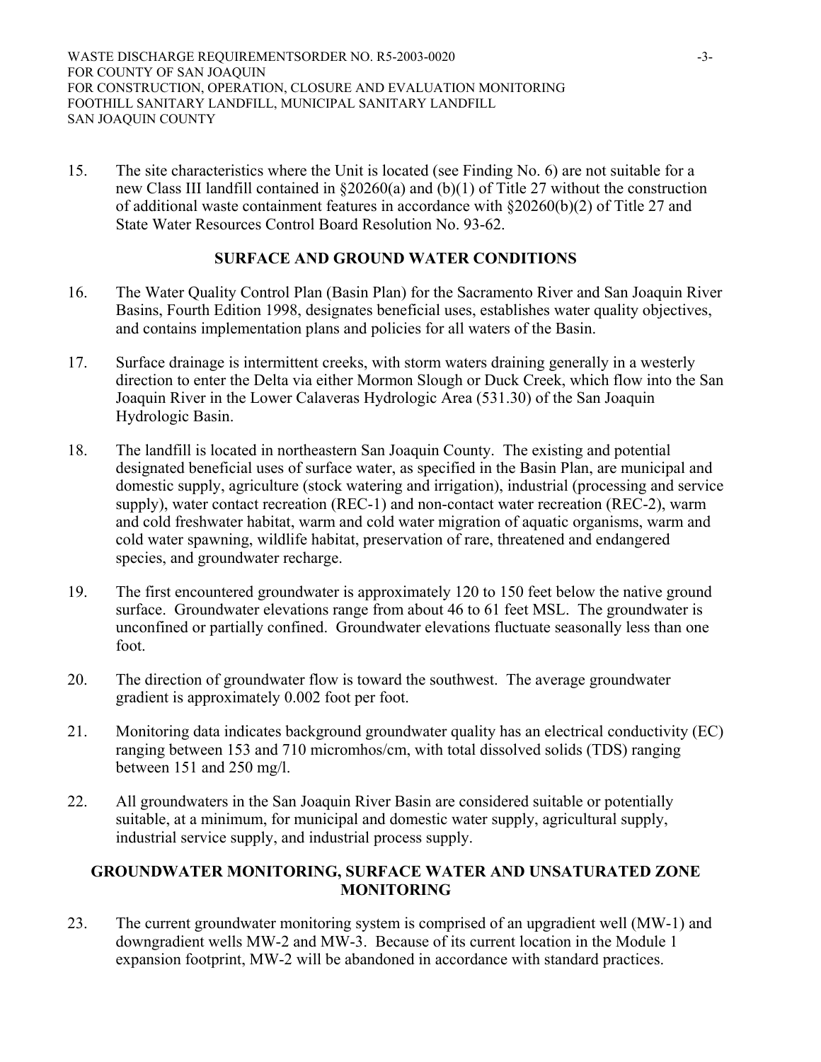15. The site characteristics where the Unit is located (see Finding No. 6) are not suitable for a new Class III landfill contained in §20260(a) and (b)(1) of Title 27 without the construction of additional waste containment features in accordance with §20260(b)(2) of Title 27 and State Water Resources Control Board Resolution No. 93-62.

## SURFACE AND GROUND WATER CONDITIONS

16. The Water Quality Control Plan (Basin Plan) for the Sacramento River and San Joaquin River Basins, Fourth Edition 1998, designates beneficial uses, establishes water quality objectives, and contains implementation plans and policies for all waters of the Basin.

17. Surface drainage is intermittent creeks, with storm waters draining generally in a westerly direction to enter the Delta via either Mormon Slough or Duck Creek, which flow into the San Joaquin River in the Lower Calaveras Hydrologic Area (531.30) of the San Joaquin Hydrologic Basin.

18. The landfill is located in northeastern San Joaquin County. The existing and potential designated beneficial uses of surface water, as specified in the Basin Plan, are municipal and domestic supply, agriculture (stock watering and irrigation), industrial (processing and service supply), water contact recreation (REC-1) and non-contact water recreation (REC-2), warm and cold freshwater habitat, warm and cold water migration of aquatic organisms, warm and cold water spawning, wildlife habitat, preservation of rare, threatened and endangered species, and groundwater recharge.

19. The first encountered groundwater is approximately 120 to 150 feet below the native ground surface. Groundwater elevations range from about 46 to 61 feet MSL. The groundwater is unconfined or partially confined. Groundwater elevations fluctuate seasonally less than one foot.

20. The direction of groundwater flow is toward the southwest. The average groundwater gradient is approximately 0.002 foot per foot.

21. Monitoring data indicates background groundwater quality has an electrical conductivity (EC) ranging between 153 and 710 micromhos/cm, with total dissolved solids (TDS) ranging between 151 and 250 mg/l.

22. All groundwaters in the San Joaquin River Basin are considered suitable or potentially suitable, at a minimum, for municipal and domestic water supply, agricultural supply, industrial service supply, and industrial process supply.

## GROUNDWATER MONITORING, SURFACE WATER AND UNSATURATED ZONE MONITORING

23. The current groundwater monitoring system is comprised of an upgradient well (MW-1) and downgradient wells MW-2 and MW-3. Because of its current location in the Module 1 expansion footprint, MW-2 will be abandoned in accordance with standard practices.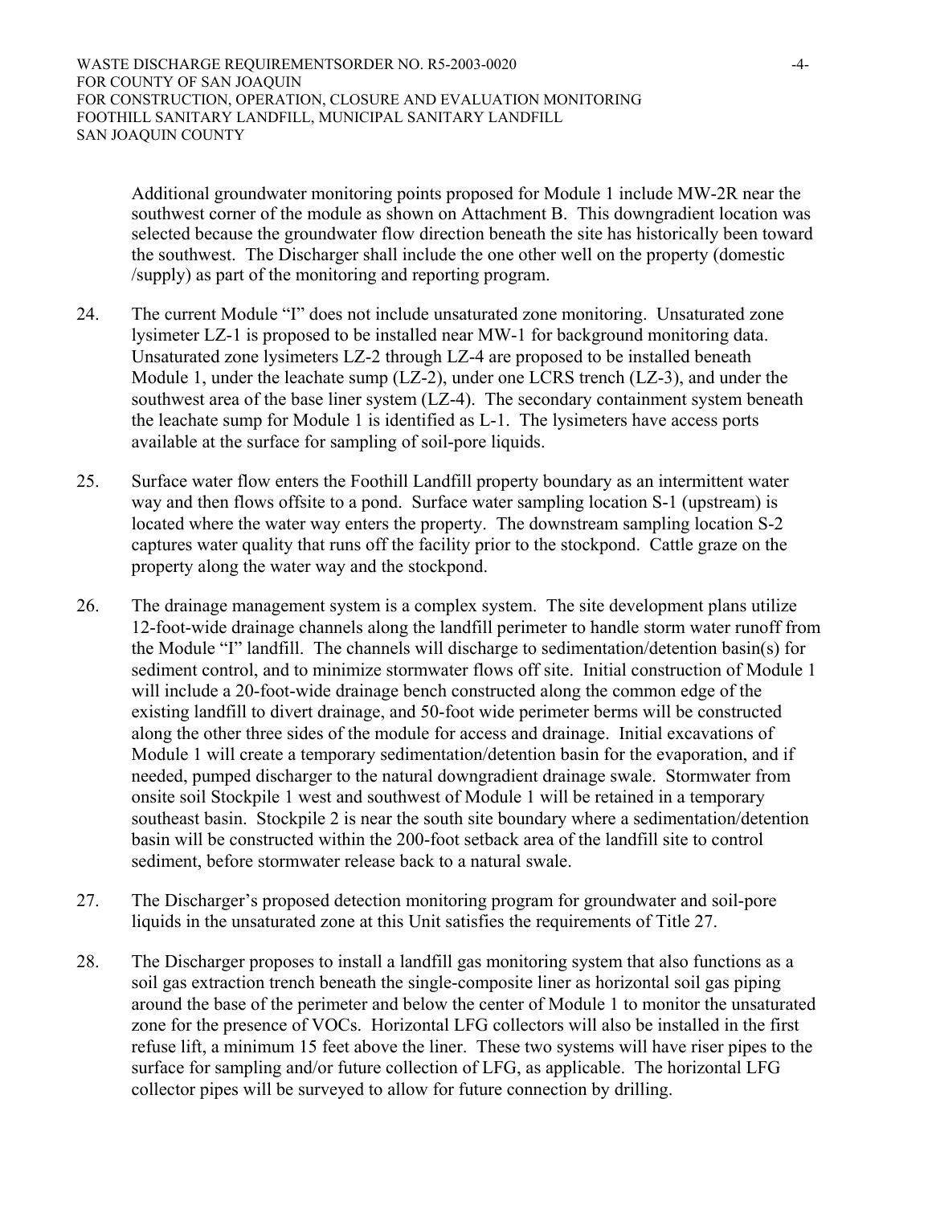Additional groundwater monitoring points proposed for Module 1 include MW-2R near the southwest corner of the module as shown on Attachment B. This downgradient location was selected because the groundwater flow direction beneath the site has historically been toward the southwest. The Discharger shall include the one other well on the property (domestic /supply) as part of the monitoring and reporting program.

24. The current Module "I" does not include unsaturated zone monitoring. Unsaturated zone lysimeter LZ-1 is proposed to be installed near MW-1 for background monitoring data. Unsaturated zone lysimeters LZ-2 through LZ-4 are proposed to be installed beneath Module 1, under the leachate sump (LZ-2), under one LCRS trench (LZ-3), and under the southwest area of the base liner system (LZ-4). The secondary containment system beneath the leachate sump for Module 1 is identified as L-1. The lysimeters have access ports available at the surface for sampling of soil-pore liquids.

25. Surface water flow enters the Foothill Landfill property boundary as an intermittent water way and then flows offsite to a pond. Surface water sampling location S-1 (upstream) is located where the water way enters the property. The downstream sampling location S-2 captures water quality that runs off the facility prior to the stockpond. Cattle graze on the property along the water way and the stockpond.

26. The drainage management system is a complex system. The site development plans utilize 12-foot-wide drainage channels along the landfill perimeter to handle storm water runoff from the Module "I" landfill. The channels will discharge to sedimentation/detention basin(s) for sediment control, and to minimize stormwater flows off site. Initial construction of Module 1 will include a 20-foot-wide drainage bench constructed along the common edge of the existing landfill to divert drainage, and 50-foot wide perimeter berms will be constructed along the other three sides of the module for access and drainage. Initial excavations of Module 1 will create a temporary sedimentation/detention basin for the evaporation, and if needed, pumped discharger to the natural downgradient drainage swale. Stormwater from onsite soil Stockpile 1 west and southwest of Module 1 will be retained in a temporary southeast basin. Stockpile 2 is near the south site boundary where a sedimentation/detention basin will be constructed within the 200-foot setback area of the landfill site to control sediment, before stormwater release back to a natural swale.

27. The Discharger's proposed detection monitoring program for groundwater and soil-pore liquids in the unsaturated zone at this Unit satisfies the requirements of Title 27.

28. The Discharger proposes to install a landfill gas monitoring system that also functions as a soil gas extraction trench beneath the single-composite liner as horizontal soil gas piping around the base of the perimeter and below the center of Module 1 to monitor the unsaturated zone for the presence of VOCs. Horizontal LFG collectors will also be installed in the first refuse lift, a minimum 15 feet above the liner. These two systems will have riser pipes to the surface for sampling and/or future collection of LFG, as applicable. The horizontal LFG collector pipes will be surveyed to allow for future connection by drilling.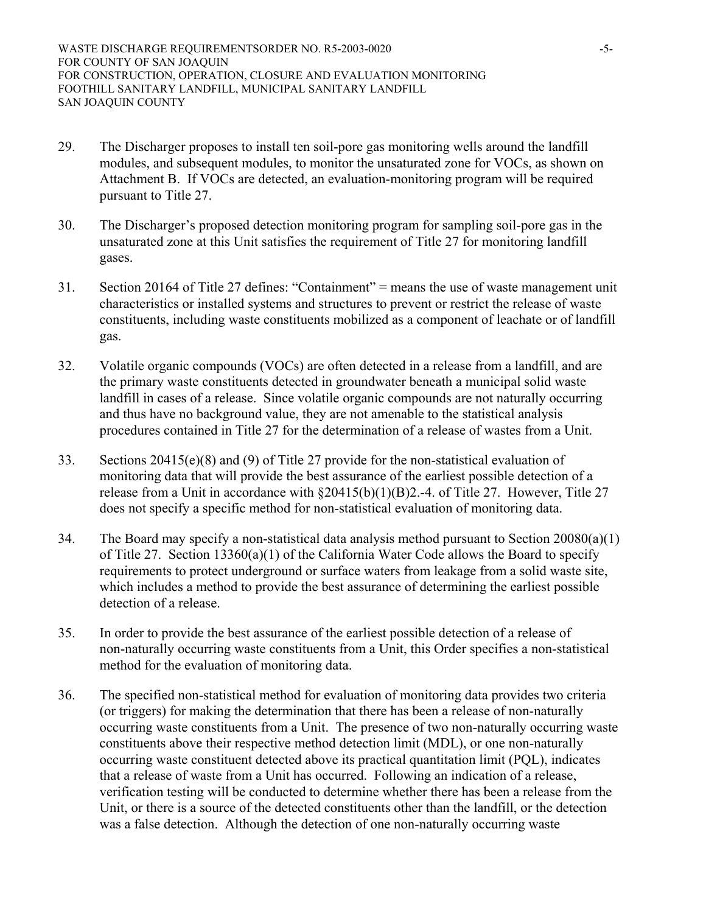29. The Discharger proposes to install ten soil-pore gas monitoring wells around the landfill modules, and subsequent modules, to monitor the unsaturated zone for VOCs, as shown on Attachment B. If VOCs are detected, an evaluation-monitoring program will be required pursuant to Title 27.

30. The Discharger's proposed detection monitoring program for sampling soil-pore gas in the unsaturated zone at this Unit satisfies the requirement of Title 27 for monitoring landfill gases.

31. Section 20164 of Title 27 defines: "Containment" = means the use of waste management unit characteristics or installed systems and structures to prevent or restrict the release of waste constituents, including waste constituents mobilized as a component of leachate or of landfill gas.

32. Volatile organic compounds (VOCs) are often detected in a release from a landfill, and are the primary waste constituents detected in groundwater beneath a municipal solid waste landfill in cases of a release. Since volatile organic compounds are not naturally occurring and thus have no background value, they are not amenable to the statistical analysis procedures contained in Title 27 for the determination of a release of wastes from a Unit.

33. Sections 20415(e)(8) and (9) of Title 27 provide for the non-statistical evaluation of monitoring data that will provide the best assurance of the earliest possible detection of a release from a Unit in accordance with §20415(b)(1)(B)2.-4. of Title 27. However, Title 27 does not specify a specific method for non-statistical evaluation of monitoring data.

34. The Board may specify a non-statistical data analysis method pursuant to Section 20080(a)(1) of Title 27. Section 13360(a)(1) of the California Water Code allows the Board to specify requirements to protect underground or surface waters from leakage from a solid waste site, which includes a method to provide the best assurance of determining the earliest possible detection of a release.

35. In order to provide the best assurance of the earliest possible detection of a release of non-naturally occurring waste constituents from a Unit, this Order specifies a non-statistical method for the evaluation of monitoring data.

36. The specified non-statistical method for evaluation of monitoring data provides two criteria (or triggers) for making the determination that there has been a release of non-naturally occurring waste constituents from a Unit. The presence of two non-naturally occurring waste constituents above their respective method detection limit (MDL), or one non-naturally occurring waste constituent detected above its practical quantitation limit (PQL), indicates that a release of waste from a Unit has occurred. Following an indication of a release, verification testing will be conducted to determine whether there has been a release from the Unit, or there is a source of the detected constituents other than the landfill, or the detection was a false detection. Although the detection of one non-naturally occurring waste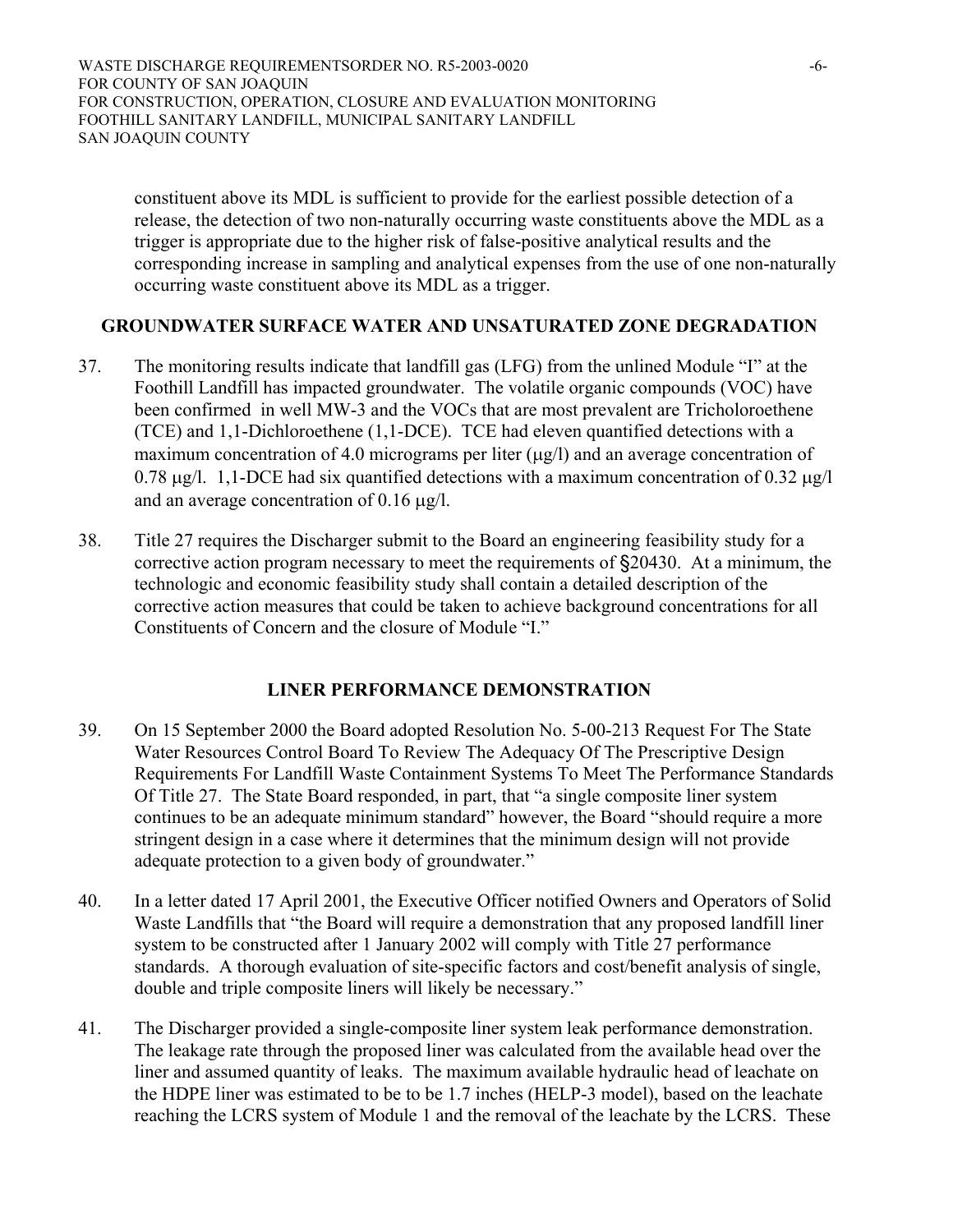constituent above its MDL is sufficient to provide for the earliest possible detection of a release, the detection of two non-naturally occurring waste constituents above the MDL as a trigger is appropriate due to the higher risk of false-positive analytical results and the corresponding increase in sampling and analytical expenses from the use of one non-naturally occurring waste constituent above its MDL as a trigger.

## GROUNDWATER SURFACE WATER AND UNSATURATED ZONE DEGRADATION

37. The monitoring results indicate that landfill gas (LFG) from the unlined Module "I" at the Foothill Landfill has impacted groundwater. The volatile organic compounds (VOC) have been confirmed in well MW-3 and the VOCs that are most prevalent are Tricholoroethene (TCE) and 1,1-Dichloroethene (1,1-DCE). TCE had eleven quantified detections with a maximum concentration of 4.0 micrograms per liter (μg/l) and an average concentration of 0.78 μg/l. 1,1-DCE had six quantified detections with a maximum concentration of 0.32 μg/l and an average concentration of 0.16 μg/l.

38. Title 27 requires the Discharger submit to the Board an engineering feasibility study for a corrective action program necessary to meet the requirements of §20430. At a minimum, the technologic and economic feasibility study shall contain a detailed description of the corrective action measures that could be taken to achieve background concentrations for all Constituents of Concern and the closure of Module "I."

## LINER PERFORMANCE DEMONSTRATION

39. On 15 September 2000 the Board adopted Resolution No. 5-00-213 Request For The State Water Resources Control Board To Review The Adequacy Of The Prescriptive Design Requirements For Landfill Waste Containment Systems To Meet The Performance Standards Of Title 27. The State Board responded, in part, that "a single composite liner system continues to be an adequate minimum standard" however, the Board "should require a more stringent design in a case where it determines that the minimum design will not provide adequate protection to a given body of groundwater."

40. In a letter dated 17 April 2001, the Executive Officer notified Owners and Operators of Solid Waste Landfills that "the Board will require a demonstration that any proposed landfill liner system to be constructed after 1 January 2002 will comply with Title 27 performance standards. A thorough evaluation of site-specific factors and cost/benefit analysis of single, double and triple composite liners will likely be necessary."

41. The Discharger provided a single-composite liner system leak performance demonstration. The leakage rate through the proposed liner was calculated from the available head over the liner and assumed quantity of leaks. The maximum available hydraulic head of leachate on the HDPE liner was estimated to be to be 1.7 inches (HELP-3 model), based on the leachate reaching the LCRS system of Module 1 and the removal of the leachate by the LCRS. These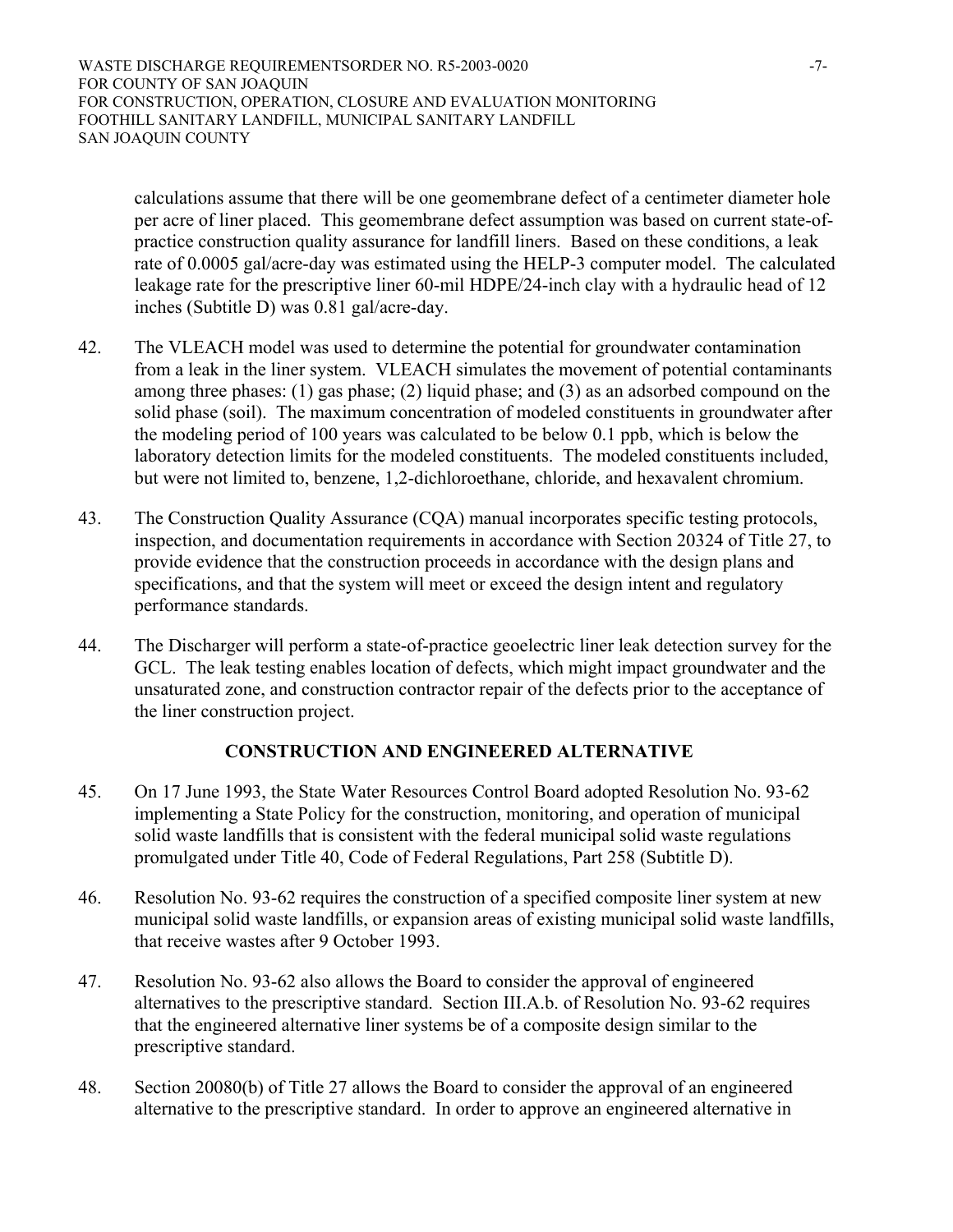calculations assume that there will be one geomembrane defect of a centimeter diameter hole per acre of liner placed. This geomembrane defect assumption was based on current state-of-practice construction quality assurance for landfill liners. Based on these conditions, a leak rate of 0.0005 gal/acre-day was estimated using the HELP-3 computer model. The calculated leakage rate for the prescriptive liner 60-mil HDPE/24-inch clay with a hydraulic head of 12 inches (Subtitle D) was 0.81 gal/acre-day.

42. The VLEACH model was used to determine the potential for groundwater contamination from a leak in the liner system. VLEACH simulates the movement of potential contaminants among three phases: (1) gas phase; (2) liquid phase; and (3) as an adsorbed compound on the solid phase (soil). The maximum concentration of modeled constituents in groundwater after the modeling period of 100 years was calculated to be below 0.1 ppb, which is below the laboratory detection limits for the modeled constituents. The modeled constituents included, but were not limited to, benzene, 1,2-dichloroethane, chloride, and hexavalent chromium.

43. The Construction Quality Assurance (CQA) manual incorporates specific testing protocols, inspection, and documentation requirements in accordance with Section 20324 of Title 27, to provide evidence that the construction proceeds in accordance with the design plans and specifications, and that the system will meet or exceed the design intent and regulatory performance standards.

44. The Discharger will perform a state-of-practice geoelectric liner leak detection survey for the GCL. The leak testing enables location of defects, which might impact groundwater and the unsaturated zone, and construction contractor repair of the defects prior to the acceptance of the liner construction project.

## CONSTRUCTION AND ENGINEERED ALTERNATIVE

45. On 17 June 1993, the State Water Resources Control Board adopted Resolution No. 93-62 implementing a State Policy for the construction, monitoring, and operation of municipal solid waste landfills that is consistent with the federal municipal solid waste regulations promulgated under Title 40, Code of Federal Regulations, Part 258 (Subtitle D).

46. Resolution No. 93-62 requires the construction of a specified composite liner system at new municipal solid waste landfills, or expansion areas of existing municipal solid waste landfills, that receive wastes after 9 October 1993.

47. Resolution No. 93-62 also allows the Board to consider the approval of engineered alternatives to the prescriptive standard. Section III.A.b. of Resolution No. 93-62 requires that the engineered alternative liner systems be of a composite design similar to the prescriptive standard.

48. Section 20080(b) of Title 27 allows the Board to consider the approval of an engineered alternative to the prescriptive standard. In order to approve an engineered alternative in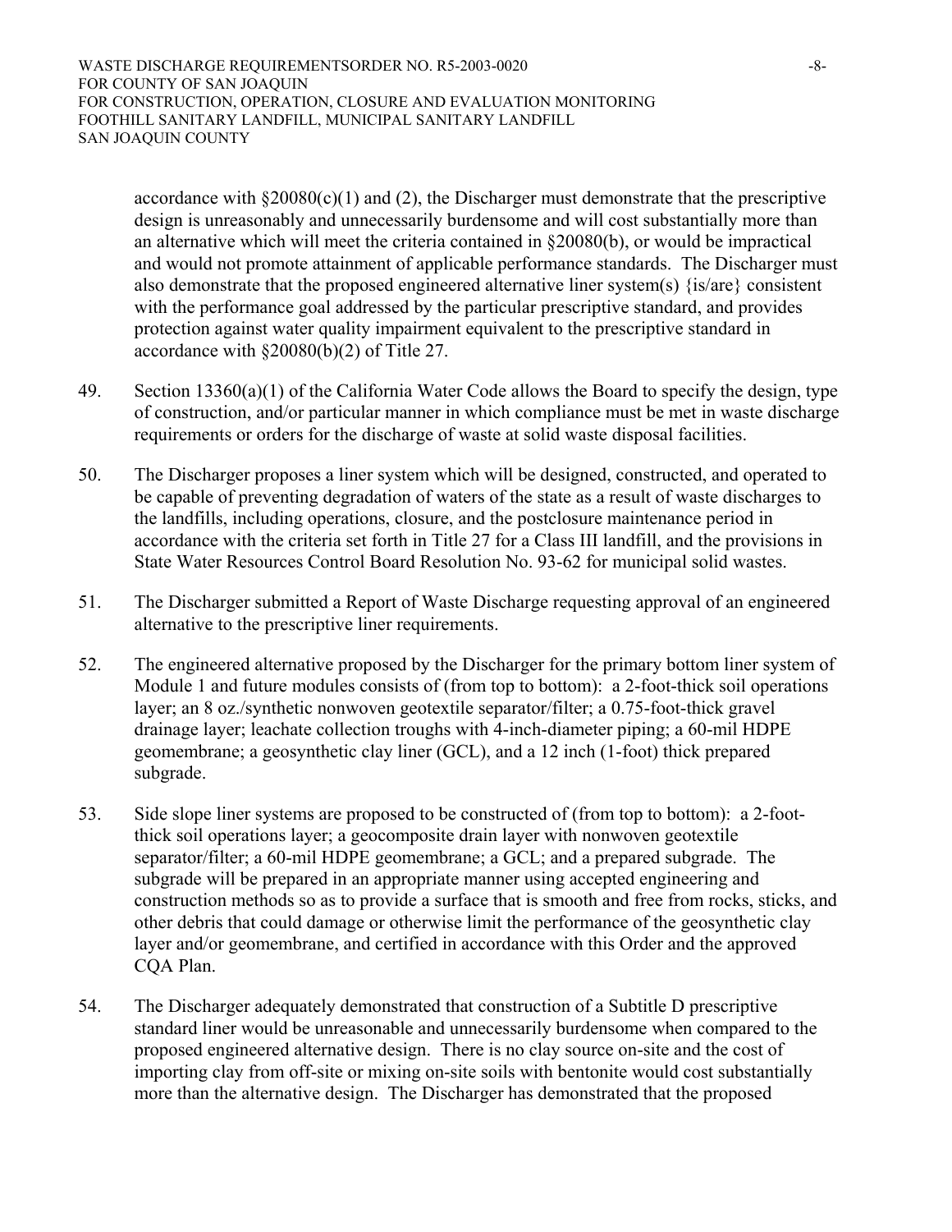accordance with §20080(c)(1) and (2), the Discharger must demonstrate that the prescriptive design is unreasonably and unnecessarily burdensome and will cost substantially more than an alternative which will meet the criteria contained in §20080(b), or would be impractical and would not promote attainment of applicable performance standards. The Discharger must also demonstrate that the proposed engineered alternative liner system(s) {is/are} consistent with the performance goal addressed by the particular prescriptive standard, and provides protection against water quality impairment equivalent to the prescriptive standard in accordance with §20080(b)(2) of Title 27.

49. Section 13360(a)(1) of the California Water Code allows the Board to specify the design, type of construction, and/or particular manner in which compliance must be met in waste discharge requirements or orders for the discharge of waste at solid waste disposal facilities.

50. The Discharger proposes a liner system which will be designed, constructed, and operated to be capable of preventing degradation of waters of the state as a result of waste discharges to the landfills, including operations, closure, and the postclosure maintenance period in accordance with the criteria set forth in Title 27 for a Class III landfill, and the provisions in State Water Resources Control Board Resolution No. 93-62 for municipal solid wastes.

51. The Discharger submitted a Report of Waste Discharge requesting approval of an engineered alternative to the prescriptive liner requirements.

52. The engineered alternative proposed by the Discharger for the primary bottom liner system of Module 1 and future modules consists of (from top to bottom): a 2-foot-thick soil operations layer; an 8 oz./synthetic nonwoven geotextile separator/filter; a 0.75-foot-thick gravel drainage layer; leachate collection troughs with 4-inch-diameter piping; a 60-mil HDPE geomembrane; a geosynthetic clay liner (GCL), and a 12 inch (1-foot) thick prepared subgrade.

53. Side slope liner systems are proposed to be constructed of (from top to bottom): a 2-foot-thick soil operations layer; a geocomposite drain layer with nonwoven geotextile separator/filter; a 60-mil HDPE geomembrane; a GCL; and a prepared subgrade. The subgrade will be prepared in an appropriate manner using accepted engineering and construction methods so as to provide a surface that is smooth and free from rocks, sticks, and other debris that could damage or otherwise limit the performance of the geosynthetic clay layer and/or geomembrane, and certified in accordance with this Order and the approved CQA Plan.

54. The Discharger adequately demonstrated that construction of a Subtitle D prescriptive standard liner would be unreasonable and unnecessarily burdensome when compared to the proposed engineered alternative design. There is no clay source on-site and the cost of importing clay from off-site or mixing on-site soils with bentonite would cost substantially more than the alternative design. The Discharger has demonstrated that the proposed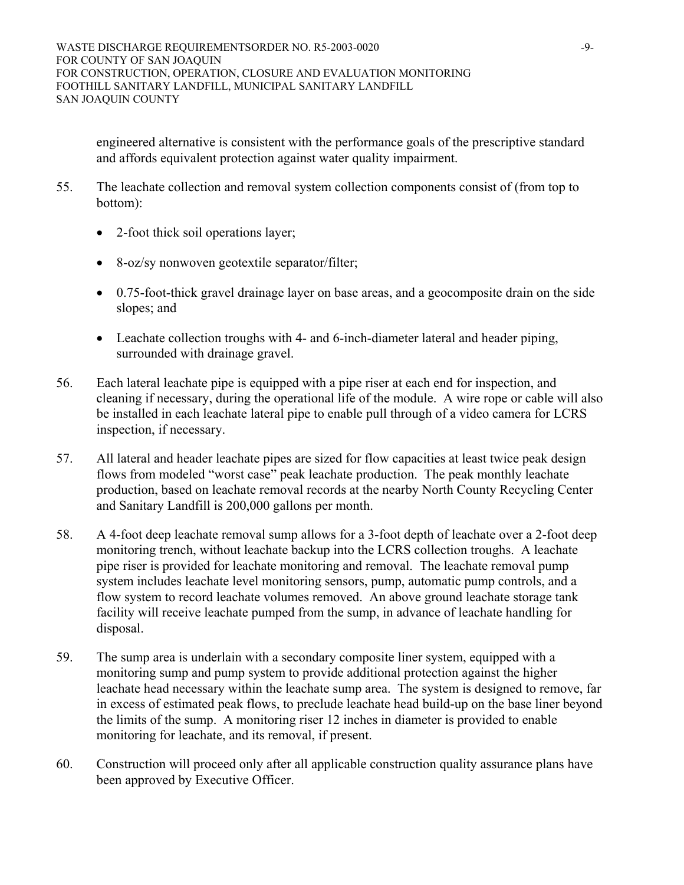engineered alternative is consistent with the performance goals of the prescriptive standard and affords equivalent protection against water quality impairment.

55. The leachate collection and removal system collection components consist of (from top to bottom):

    - 2-foot thick soil operations layer;
    - 8-oz/sy nonwoven geotextile separator/filter;
    - 0.75-foot-thick gravel drainage layer on base areas, and a geocomposite drain on the side slopes; and
    - Leachate collection troughs with 4- and 6-inch-diameter lateral and header piping, surrounded with drainage gravel.

56. Each lateral leachate pipe is equipped with a pipe riser at each end for inspection, and cleaning if necessary, during the operational life of the module. A wire rope or cable will also be installed in each leachate lateral pipe to enable pull through of a video camera for LCRS inspection, if necessary.

57. All lateral and header leachate pipes are sized for flow capacities at least twice peak design flows from modeled "worst case" peak leachate production. The peak monthly leachate production, based on leachate removal records at the nearby North County Recycling Center and Sanitary Landfill is 200,000 gallons per month.

58. A 4-foot deep leachate removal sump allows for a 3-foot depth of leachate over a 2-foot deep monitoring trench, without leachate backup into the LCRS collection troughs. A leachate pipe riser is provided for leachate monitoring and removal. The leachate removal pump system includes leachate level monitoring sensors, pump, automatic pump controls, and a flow system to record leachate volumes removed. An above ground leachate storage tank facility will receive leachate pumped from the sump, in advance of leachate handling for disposal.

59. The sump area is underlain with a secondary composite liner system, equipped with a monitoring sump and pump system to provide additional protection against the higher leachate head necessary within the leachate sump area. The system is designed to remove, far in excess of estimated peak flows, to preclude leachate head build-up on the base liner beyond the limits of the sump. A monitoring riser 12 inches in diameter is provided to enable monitoring for leachate, and its removal, if present.

60. Construction will proceed only after all applicable construction quality assurance plans have been approved by Executive Officer.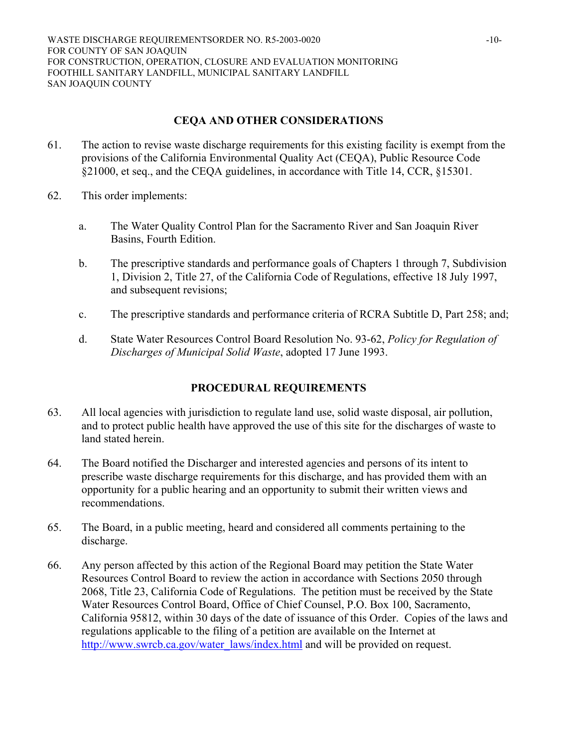## CEQA AND OTHER CONSIDERATIONS

61. The action to revise waste discharge requirements for this existing facility is exempt from the provisions of the California Environmental Quality Act (CEQA), Public Resource Code §21000, et seq., and the CEQA guidelines, in accordance with Title 14, CCR, §15301.

62. This order implements:

    a. The Water Quality Control Plan for the Sacramento River and San Joaquin River Basins, Fourth Edition.

    b. The prescriptive standards and performance goals of Chapters 1 through 7, Subdivision 1, Division 2, Title 27, of the California Code of Regulations, effective 18 July 1997, and subsequent revisions;

    c. The prescriptive standards and performance criteria of RCRA Subtitle D, Part 258; and;

    d. State Water Resources Control Board Resolution No. 93-62, *Policy for Regulation of Discharges of Municipal Solid Waste*, adopted 17 June 1993.

## PROCEDURAL REQUIREMENTS

63. All local agencies with jurisdiction to regulate land use, solid waste disposal, air pollution, and to protect public health have approved the use of this site for the discharges of waste to land stated herein.

64. The Board notified the Discharger and interested agencies and persons of its intent to prescribe waste discharge requirements for this discharge, and has provided them with an opportunity for a public hearing and an opportunity to submit their written views and recommendations.

65. The Board, in a public meeting, heard and considered all comments pertaining to the discharge.

66. Any person affected by this action of the Regional Board may petition the State Water Resources Control Board to review the action in accordance with Sections 2050 through 2068, Title 23, California Code of Regulations. The petition must be received by the State Water Resources Control Board, Office of Chief Counsel, P.O. Box 100, Sacramento, California 95812, within 30 days of the date of issuance of this Order. Copies of the laws and regulations applicable to the filing of a petition are available on the Internet at http://www.swrcb.ca.gov/water_laws/index.html and will be provided on request.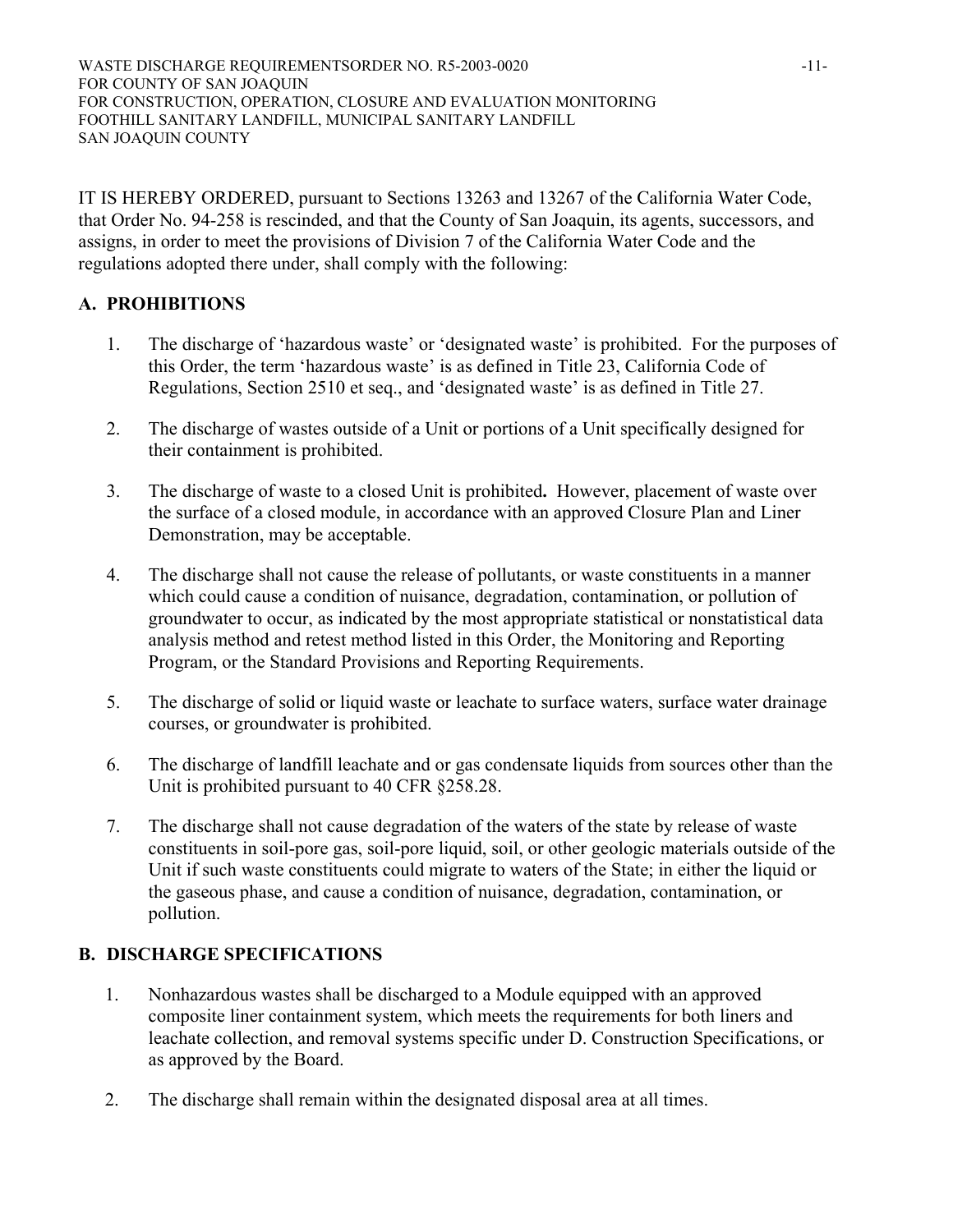IT IS HEREBY ORDERED, pursuant to Sections 13263 and 13267 of the California Water Code, that Order No. 94-258 is rescinded, and that the County of San Joaquin, its agents, successors, and assigns, in order to meet the provisions of Division 7 of the California Water Code and the regulations adopted there under, shall comply with the following:

## A. PROHIBITIONS

1. The discharge of 'hazardous waste' or 'designated waste' is prohibited. For the purposes of this Order, the term 'hazardous waste' is as defined in Title 23, California Code of Regulations, Section 2510 et seq., and 'designated waste' is as defined in Title 27.

2. The discharge of wastes outside of a Unit or portions of a Unit specifically designed for their containment is prohibited.

3. The discharge of waste to a closed Unit is prohibited**.** However, placement of waste over the surface of a closed module, in accordance with an approved Closure Plan and Liner Demonstration, may be acceptable.

4. The discharge shall not cause the release of pollutants, or waste constituents in a manner which could cause a condition of nuisance, degradation, contamination, or pollution of groundwater to occur, as indicated by the most appropriate statistical or nonstatistical data analysis method and retest method listed in this Order, the Monitoring and Reporting Program, or the Standard Provisions and Reporting Requirements.

5. The discharge of solid or liquid waste or leachate to surface waters, surface water drainage courses, or groundwater is prohibited.

6. The discharge of landfill leachate and or gas condensate liquids from sources other than the Unit is prohibited pursuant to 40 CFR §258.28.

7. The discharge shall not cause degradation of the waters of the state by release of waste constituents in soil-pore gas, soil-pore liquid, soil, or other geologic materials outside of the Unit if such waste constituents could migrate to waters of the State; in either the liquid or the gaseous phase, and cause a condition of nuisance, degradation, contamination, or pollution.

## B. DISCHARGE SPECIFICATIONS

1. Nonhazardous wastes shall be discharged to a Module equipped with an approved composite liner containment system, which meets the requirements for both liners and leachate collection, and removal systems specific under D. Construction Specifications, or as approved by the Board.

2. The discharge shall remain within the designated disposal area at all times.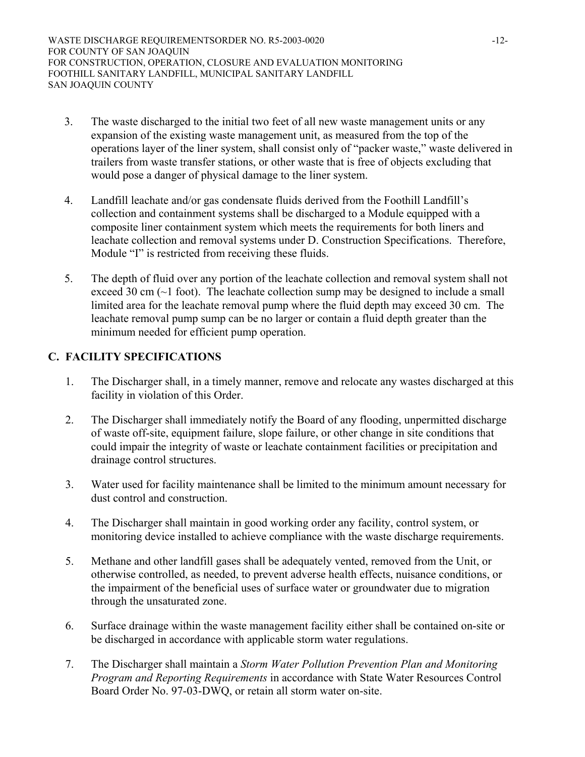3. The waste discharged to the initial two feet of all new waste management units or any expansion of the existing waste management unit, as measured from the top of the operations layer of the liner system, shall consist only of "packer waste," waste delivered in trailers from waste transfer stations, or other waste that is free of objects excluding that would pose a danger of physical damage to the liner system.

4. Landfill leachate and/or gas condensate fluids derived from the Foothill Landfill's collection and containment systems shall be discharged to a Module equipped with a composite liner containment system which meets the requirements for both liners and leachate collection and removal systems under D. Construction Specifications. Therefore, Module "I" is restricted from receiving these fluids.

5. The depth of fluid over any portion of the leachate collection and removal system shall not exceed 30 cm (~1 foot). The leachate collection sump may be designed to include a small limited area for the leachate removal pump where the fluid depth may exceed 30 cm. The leachate removal pump sump can be no larger or contain a fluid depth greater than the minimum needed for efficient pump operation.

## C. FACILITY SPECIFICATIONS

1. The Discharger shall, in a timely manner, remove and relocate any wastes discharged at this facility in violation of this Order.

2. The Discharger shall immediately notify the Board of any flooding, unpermitted discharge of waste off-site, equipment failure, slope failure, or other change in site conditions that could impair the integrity of waste or leachate containment facilities or precipitation and drainage control structures.

3. Water used for facility maintenance shall be limited to the minimum amount necessary for dust control and construction.

4. The Discharger shall maintain in good working order any facility, control system, or monitoring device installed to achieve compliance with the waste discharge requirements.

5. Methane and other landfill gases shall be adequately vented, removed from the Unit, or otherwise controlled, as needed, to prevent adverse health effects, nuisance conditions, or the impairment of the beneficial uses of surface water or groundwater due to migration through the unsaturated zone.

6. Surface drainage within the waste management facility either shall be contained on-site or be discharged in accordance with applicable storm water regulations.

7. The Discharger shall maintain a *Storm Water Pollution Prevention Plan and Monitoring Program and Reporting Requirements* in accordance with State Water Resources Control Board Order No. 97-03-DWQ, or retain all storm water on-site.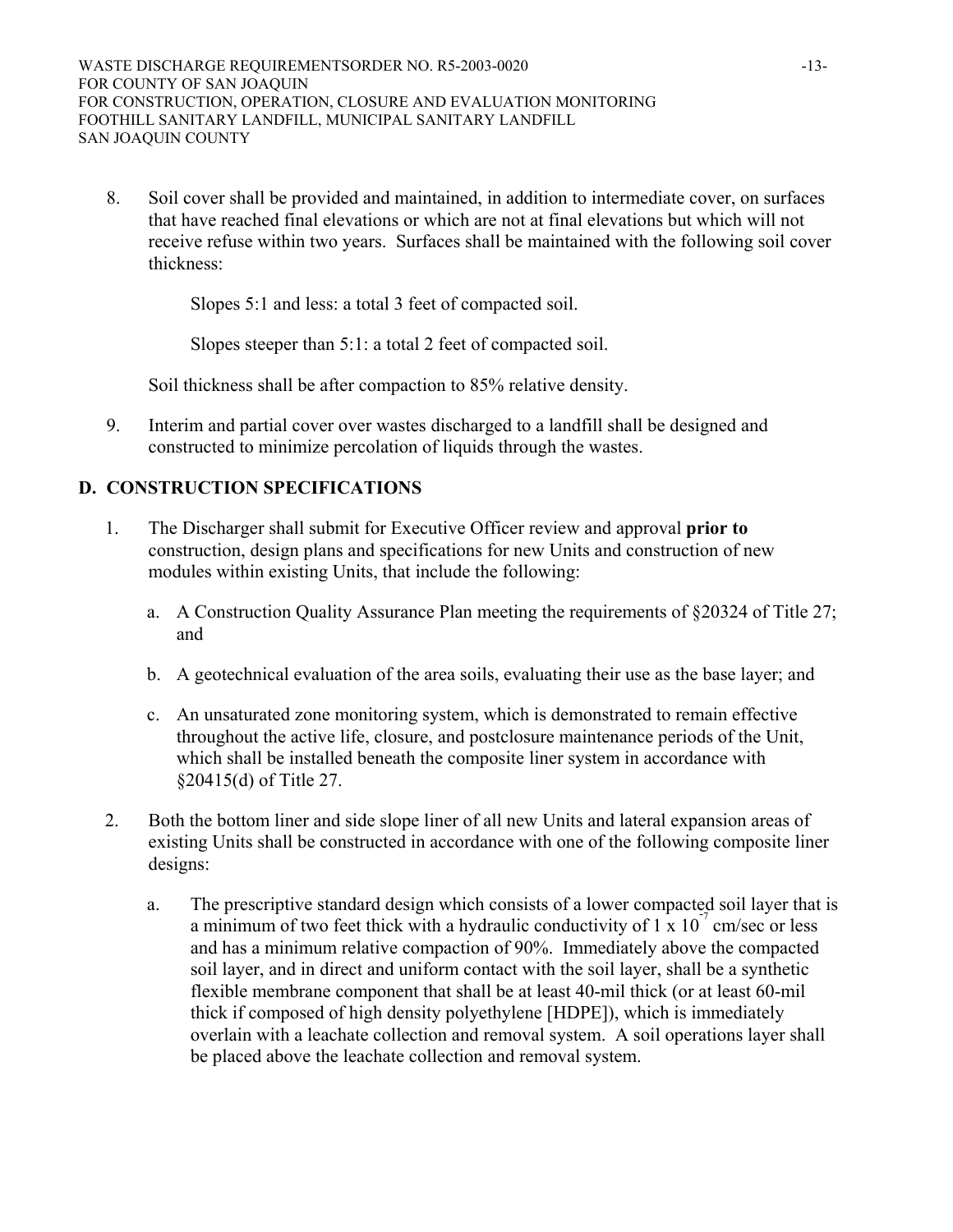8. Soil cover shall be provided and maintained, in addition to intermediate cover, on surfaces that have reached final elevations or which are not at final elevations but which will not receive refuse within two years. Surfaces shall be maintained with the following soil cover thickness:

   Slopes 5:1 and less: a total 3 feet of compacted soil.

   Slopes steeper than 5:1: a total 2 feet of compacted soil.

   Soil thickness shall be after compaction to 85% relative density.

9. Interim and partial cover over wastes discharged to a landfill shall be designed and constructed to minimize percolation of liquids through the wastes.

## D. CONSTRUCTION SPECIFICATIONS

1. The Discharger shall submit for Executive Officer review and approval **prior to** construction, design plans and specifications for new Units and construction of new modules within existing Units, that include the following:

   a. A Construction Quality Assurance Plan meeting the requirements of §20324 of Title 27; and

   b. A geotechnical evaluation of the area soils, evaluating their use as the base layer; and

   c. An unsaturated zone monitoring system, which is demonstrated to remain effective throughout the active life, closure, and postclosure maintenance periods of the Unit, which shall be installed beneath the composite liner system in accordance with §20415(d) of Title 27.

2. Both the bottom liner and side slope liner of all new Units and lateral expansion areas of existing Units shall be constructed in accordance with one of the following composite liner designs:

   a. The prescriptive standard design which consists of a lower compacted soil layer that is a minimum of two feet thick with a hydraulic conductivity of $1 \times 10^{-7}$ cm/sec or less and has a minimum relative compaction of 90%. Immediately above the compacted soil layer, and in direct and uniform contact with the soil layer, shall be a synthetic flexible membrane component that shall be at least 40-mil thick (or at least 60-mil thick if composed of high density polyethylene [HDPE]), which is immediately overlain with a leachate collection and removal system. A soil operations layer shall be placed above the leachate collection and removal system.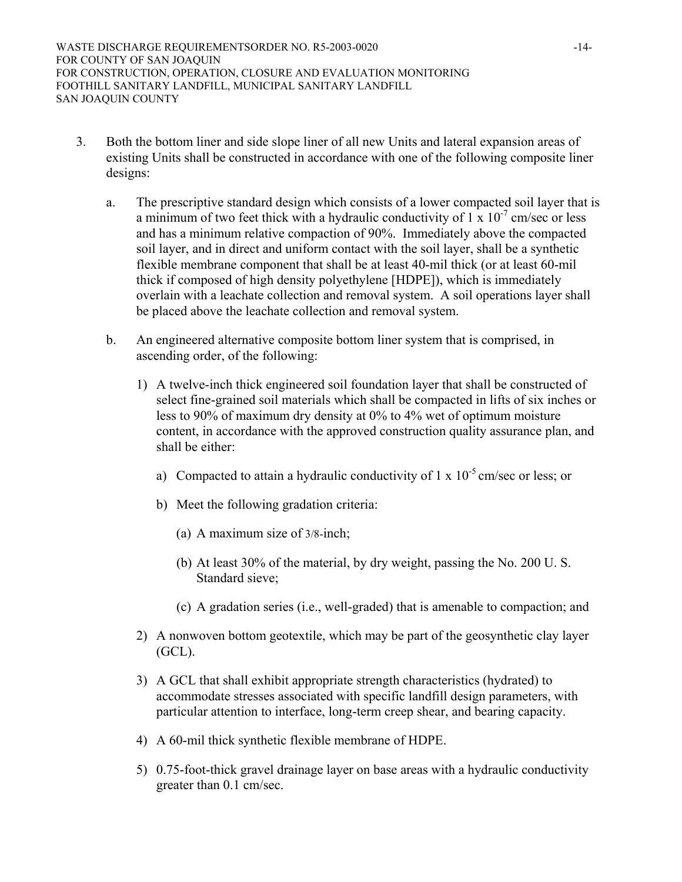3. Both the bottom liner and side slope liner of all new Units and lateral expansion areas of existing Units shall be constructed in accordance with one of the following composite liner designs:

   a. The prescriptive standard design which consists of a lower compacted soil layer that is a minimum of two feet thick with a hydraulic conductivity of $1 \times 10^{-7}$ cm/sec or less and has a minimum relative compaction of 90%. Immediately above the compacted soil layer, and in direct and uniform contact with the soil layer, shall be a synthetic flexible membrane component that shall be at least 40-mil thick (or at least 60-mil thick if composed of high density polyethylene [HDPE]), which is immediately overlain with a leachate collection and removal system. A soil operations layer shall be placed above the leachate collection and removal system.

   b. An engineered alternative composite bottom liner system that is comprised, in ascending order, of the following:

      1) A twelve-inch thick engineered soil foundation layer that shall be constructed of select fine-grained soil materials which shall be compacted in lifts of six inches or less to 90% of maximum dry density at 0% to 4% wet of optimum moisture content, in accordance with the approved construction quality assurance plan, and shall be either:

         a) Compacted to attain a hydraulic conductivity of $1 \times 10^{-5}$ cm/sec or less; or

         b) Meet the following gradation criteria:

            (a) A maximum size of 3/8-inch;

            (b) At least 30% of the material, by dry weight, passing the No. 200 U. S. Standard sieve;

            (c) A gradation series (i.e., well-graded) that is amenable to compaction; and

      2) A nonwoven bottom geotextile, which may be part of the geosynthetic clay layer (GCL).

      3) A GCL that shall exhibit appropriate strength characteristics (hydrated) to accommodate stresses associated with specific landfill design parameters, with particular attention to interface, long-term creep shear, and bearing capacity.

      4) A 60-mil thick synthetic flexible membrane of HDPE.

      5) 0.75-foot-thick gravel drainage layer on base areas with a hydraulic conductivity greater than 0.1 cm/sec.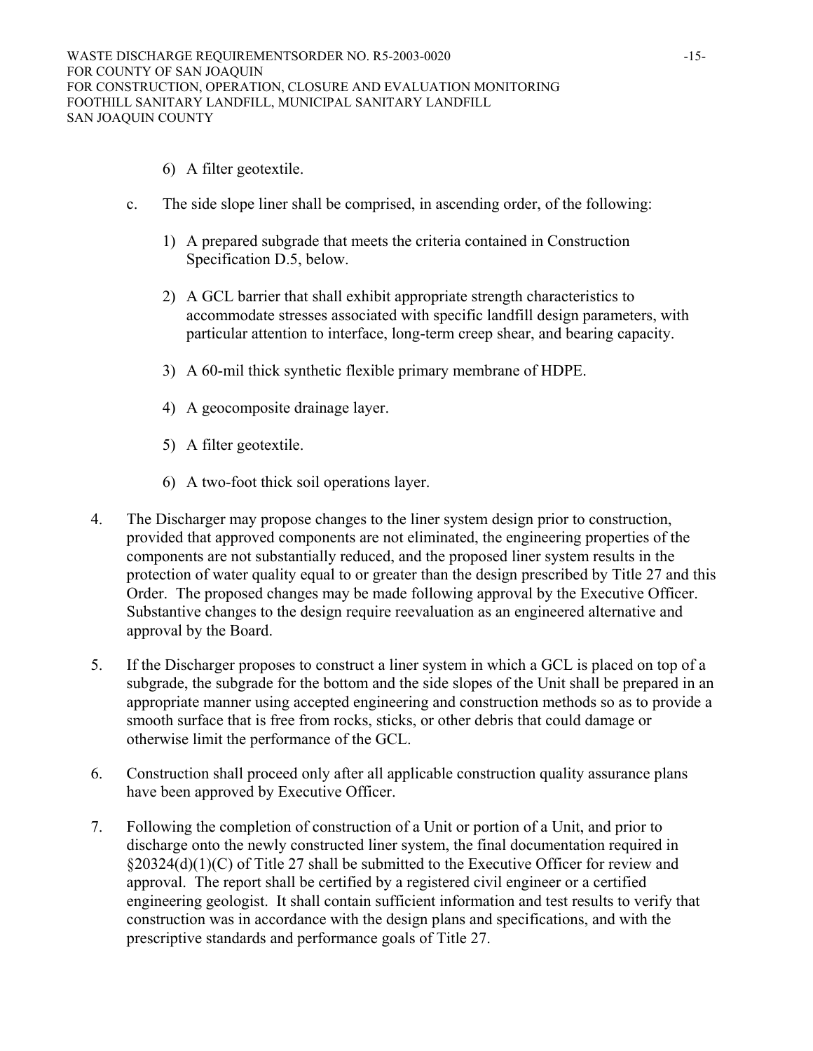6) A filter geotextile.

c. The side slope liner shall be comprised, in ascending order, of the following:

1) A prepared subgrade that meets the criteria contained in Construction Specification D.5, below.

2) A GCL barrier that shall exhibit appropriate strength characteristics to accommodate stresses associated with specific landfill design parameters, with particular attention to interface, long-term creep shear, and bearing capacity.

3) A 60-mil thick synthetic flexible primary membrane of HDPE.

4) A geocomposite drainage layer.

5) A filter geotextile.

6) A two-foot thick soil operations layer.

4. The Discharger may propose changes to the liner system design prior to construction, provided that approved components are not eliminated, the engineering properties of the components are not substantially reduced, and the proposed liner system results in the protection of water quality equal to or greater than the design prescribed by Title 27 and this Order. The proposed changes may be made following approval by the Executive Officer. Substantive changes to the design require reevaluation as an engineered alternative and approval by the Board.

5. If the Discharger proposes to construct a liner system in which a GCL is placed on top of a subgrade, the subgrade for the bottom and the side slopes of the Unit shall be prepared in an appropriate manner using accepted engineering and construction methods so as to provide a smooth surface that is free from rocks, sticks, or other debris that could damage or otherwise limit the performance of the GCL.

6. Construction shall proceed only after all applicable construction quality assurance plans have been approved by Executive Officer.

7. Following the completion of construction of a Unit or portion of a Unit, and prior to discharge onto the newly constructed liner system, the final documentation required in §20324(d)(1)(C) of Title 27 shall be submitted to the Executive Officer for review and approval. The report shall be certified by a registered civil engineer or a certified engineering geologist. It shall contain sufficient information and test results to verify that construction was in accordance with the design plans and specifications, and with the prescriptive standards and performance goals of Title 27.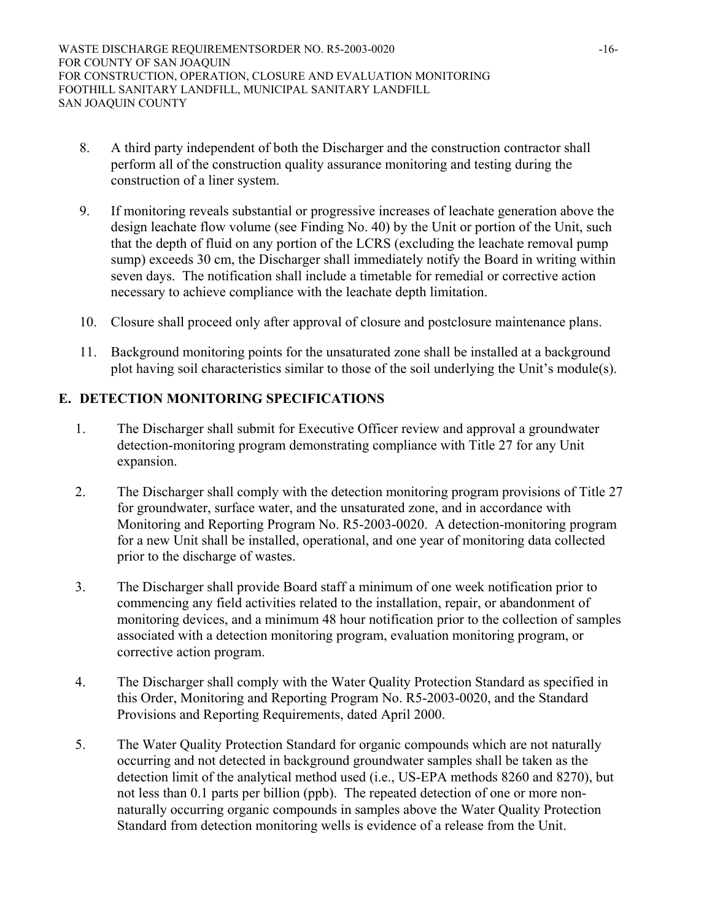8. A third party independent of both the Discharger and the construction contractor shall perform all of the construction quality assurance monitoring and testing during the construction of a liner system.

9. If monitoring reveals substantial or progressive increases of leachate generation above the design leachate flow volume (see Finding No. 40) by the Unit or portion of the Unit, such that the depth of fluid on any portion of the LCRS (excluding the leachate removal pump sump) exceeds 30 cm, the Discharger shall immediately notify the Board in writing within seven days. The notification shall include a timetable for remedial or corrective action necessary to achieve compliance with the leachate depth limitation.

10. Closure shall proceed only after approval of closure and postclosure maintenance plans.

11. Background monitoring points for the unsaturated zone shall be installed at a background plot having soil characteristics similar to those of the soil underlying the Unit's module(s).

## E. DETECTION MONITORING SPECIFICATIONS

1. The Discharger shall submit for Executive Officer review and approval a groundwater detection-monitoring program demonstrating compliance with Title 27 for any Unit expansion.

2. The Discharger shall comply with the detection monitoring program provisions of Title 27 for groundwater, surface water, and the unsaturated zone, and in accordance with Monitoring and Reporting Program No. R5-2003-0020. A detection-monitoring program for a new Unit shall be installed, operational, and one year of monitoring data collected prior to the discharge of wastes.

3. The Discharger shall provide Board staff a minimum of one week notification prior to commencing any field activities related to the installation, repair, or abandonment of monitoring devices, and a minimum 48 hour notification prior to the collection of samples associated with a detection monitoring program, evaluation monitoring program, or corrective action program.

4. The Discharger shall comply with the Water Quality Protection Standard as specified in this Order, Monitoring and Reporting Program No. R5-2003-0020, and the Standard Provisions and Reporting Requirements, dated April 2000.

5. The Water Quality Protection Standard for organic compounds which are not naturally occurring and not detected in background groundwater samples shall be taken as the detection limit of the analytical method used (i.e., US-EPA methods 8260 and 8270), but not less than 0.1 parts per billion (ppb). The repeated detection of one or more non-naturally occurring organic compounds in samples above the Water Quality Protection Standard from detection monitoring wells is evidence of a release from the Unit.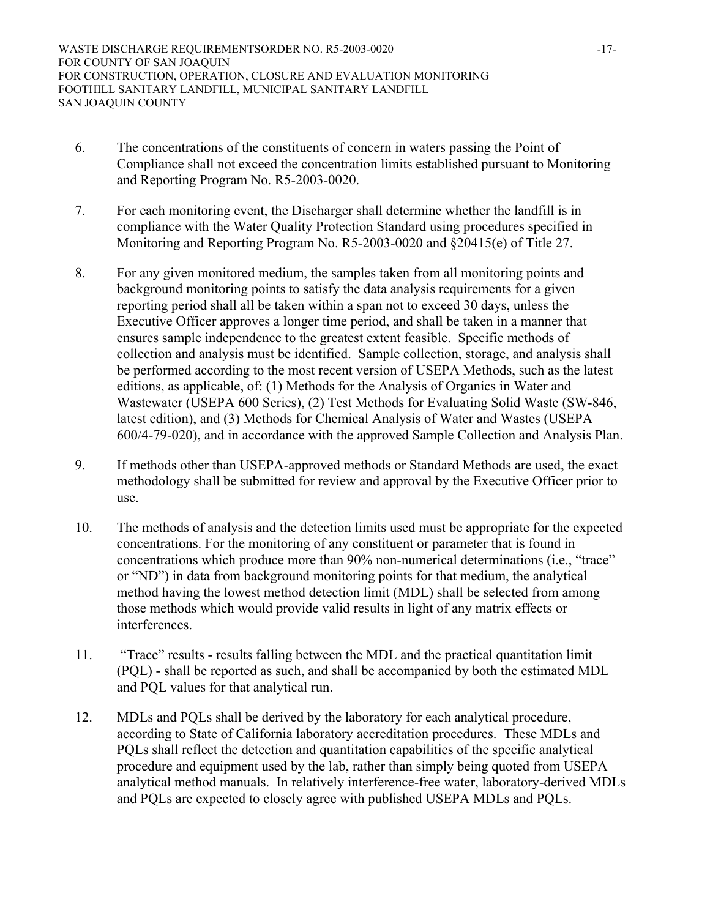6. The concentrations of the constituents of concern in waters passing the Point of Compliance shall not exceed the concentration limits established pursuant to Monitoring and Reporting Program No. R5-2003-0020.

7. For each monitoring event, the Discharger shall determine whether the landfill is in compliance with the Water Quality Protection Standard using procedures specified in Monitoring and Reporting Program No. R5-2003-0020 and §20415(e) of Title 27.

8. For any given monitored medium, the samples taken from all monitoring points and background monitoring points to satisfy the data analysis requirements for a given reporting period shall all be taken within a span not to exceed 30 days, unless the Executive Officer approves a longer time period, and shall be taken in a manner that ensures sample independence to the greatest extent feasible. Specific methods of collection and analysis must be identified. Sample collection, storage, and analysis shall be performed according to the most recent version of USEPA Methods, such as the latest editions, as applicable, of: (1) Methods for the Analysis of Organics in Water and Wastewater (USEPA 600 Series), (2) Test Methods for Evaluating Solid Waste (SW-846, latest edition), and (3) Methods for Chemical Analysis of Water and Wastes (USEPA 600/4-79-020), and in accordance with the approved Sample Collection and Analysis Plan.

9. If methods other than USEPA-approved methods or Standard Methods are used, the exact methodology shall be submitted for review and approval by the Executive Officer prior to use.

10. The methods of analysis and the detection limits used must be appropriate for the expected concentrations. For the monitoring of any constituent or parameter that is found in concentrations which produce more than 90% non-numerical determinations (i.e., "trace" or "ND") in data from background monitoring points for that medium, the analytical method having the lowest method detection limit (MDL) shall be selected from among those methods which would provide valid results in light of any matrix effects or interferences.

11. "Trace" results - results falling between the MDL and the practical quantitation limit (PQL) - shall be reported as such, and shall be accompanied by both the estimated MDL and PQL values for that analytical run.

12. MDLs and PQLs shall be derived by the laboratory for each analytical procedure, according to State of California laboratory accreditation procedures. These MDLs and PQLs shall reflect the detection and quantitation capabilities of the specific analytical procedure and equipment used by the lab, rather than simply being quoted from USEPA analytical method manuals. In relatively interference-free water, laboratory-derived MDLs and PQLs are expected to closely agree with published USEPA MDLs and PQLs.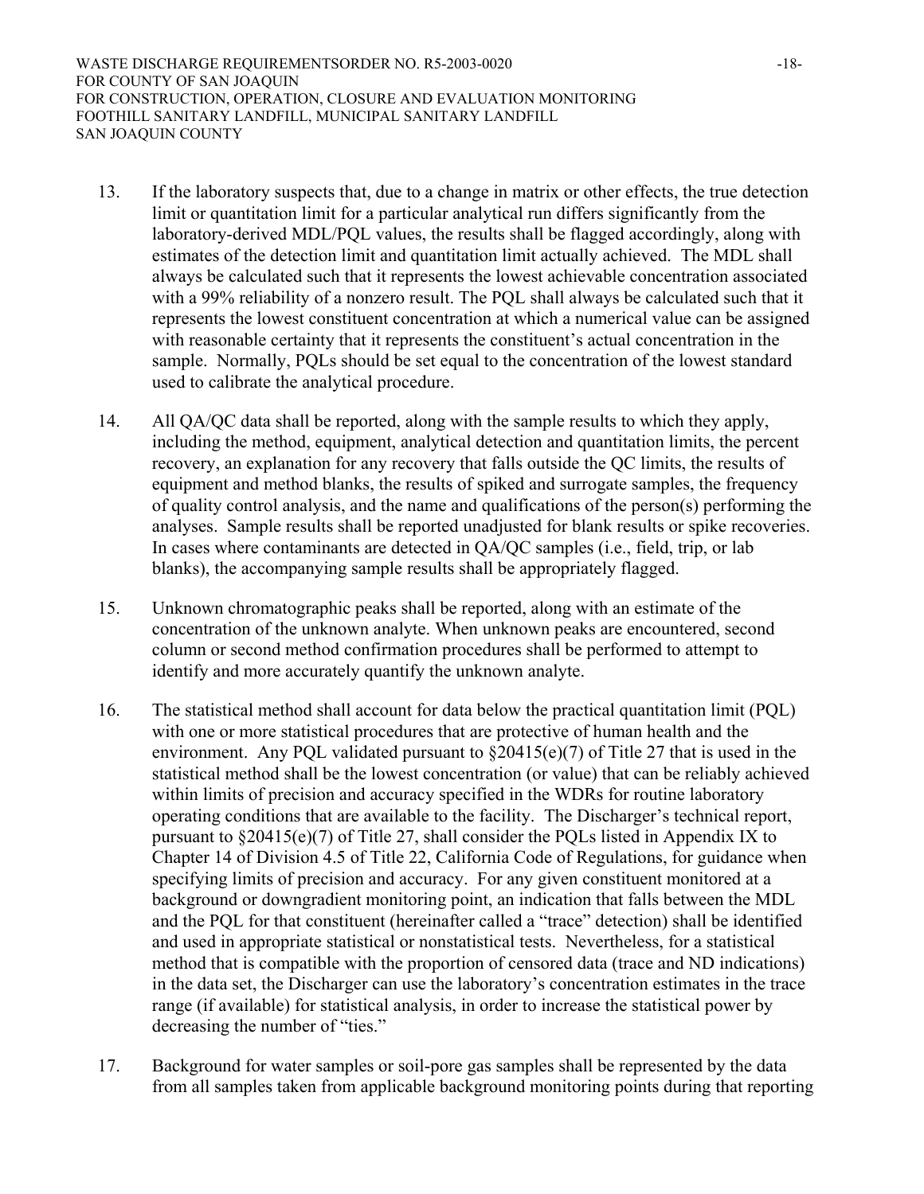13. If the laboratory suspects that, due to a change in matrix or other effects, the true detection limit or quantitation limit for a particular analytical run differs significantly from the laboratory-derived MDL/PQL values, the results shall be flagged accordingly, along with estimates of the detection limit and quantitation limit actually achieved. The MDL shall always be calculated such that it represents the lowest achievable concentration associated with a 99% reliability of a nonzero result. The PQL shall always be calculated such that it represents the lowest constituent concentration at which a numerical value can be assigned with reasonable certainty that it represents the constituent's actual concentration in the sample. Normally, PQLs should be set equal to the concentration of the lowest standard used to calibrate the analytical procedure.

14. All QA/QC data shall be reported, along with the sample results to which they apply, including the method, equipment, analytical detection and quantitation limits, the percent recovery, an explanation for any recovery that falls outside the QC limits, the results of equipment and method blanks, the results of spiked and surrogate samples, the frequency of quality control analysis, and the name and qualifications of the person(s) performing the analyses. Sample results shall be reported unadjusted for blank results or spike recoveries. In cases where contaminants are detected in QA/QC samples (i.e., field, trip, or lab blanks), the accompanying sample results shall be appropriately flagged.

15. Unknown chromatographic peaks shall be reported, along with an estimate of the concentration of the unknown analyte. When unknown peaks are encountered, second column or second method confirmation procedures shall be performed to attempt to identify and more accurately quantify the unknown analyte.

16. The statistical method shall account for data below the practical quantitation limit (PQL) with one or more statistical procedures that are protective of human health and the environment. Any PQL validated pursuant to §20415(e)(7) of Title 27 that is used in the statistical method shall be the lowest concentration (or value) that can be reliably achieved within limits of precision and accuracy specified in the WDRs for routine laboratory operating conditions that are available to the facility. The Discharger's technical report, pursuant to §20415(e)(7) of Title 27, shall consider the PQLs listed in Appendix IX to Chapter 14 of Division 4.5 of Title 22, California Code of Regulations, for guidance when specifying limits of precision and accuracy. For any given constituent monitored at a background or downgradient monitoring point, an indication that falls between the MDL and the PQL for that constituent (hereinafter called a "trace" detection) shall be identified and used in appropriate statistical or nonstatistical tests. Nevertheless, for a statistical method that is compatible with the proportion of censored data (trace and ND indications) in the data set, the Discharger can use the laboratory's concentration estimates in the trace range (if available) for statistical analysis, in order to increase the statistical power by decreasing the number of "ties."

17. Background for water samples or soil-pore gas samples shall be represented by the data from all samples taken from applicable background monitoring points during that reporting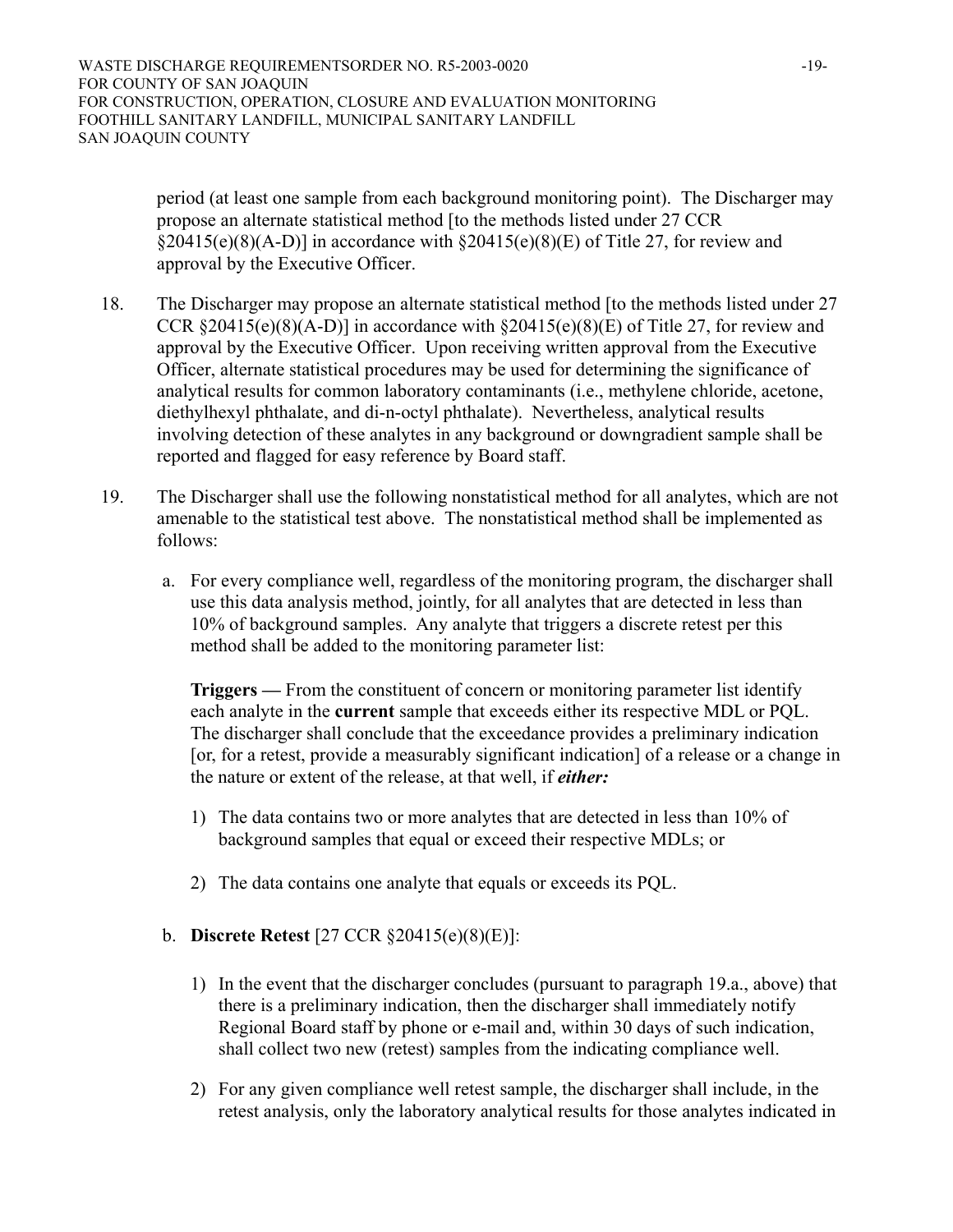period (at least one sample from each background monitoring point). The Discharger may propose an alternate statistical method [to the methods listed under 27 CCR §20415(e)(8)(A-D)] in accordance with §20415(e)(8)(E) of Title 27, for review and approval by the Executive Officer.

18. The Discharger may propose an alternate statistical method [to the methods listed under 27 CCR §20415(e)(8)(A-D)] in accordance with §20415(e)(8)(E) of Title 27, for review and approval by the Executive Officer. Upon receiving written approval from the Executive Officer, alternate statistical procedures may be used for determining the significance of analytical results for common laboratory contaminants (i.e., methylene chloride, acetone, diethylhexyl phthalate, and di-n-octyl phthalate). Nevertheless, analytical results involving detection of these analytes in any background or downgradient sample shall be reported and flagged for easy reference by Board staff.

19. The Discharger shall use the following nonstatistical method for all analytes, which are not amenable to the statistical test above. The nonstatistical method shall be implemented as follows:

   a. For every compliance well, regardless of the monitoring program, the discharger shall use this data analysis method, jointly, for all analytes that are detected in less than 10% of background samples. Any analyte that triggers a discrete retest per this method shall be added to the monitoring parameter list:

      **Triggers —** From the constituent of concern or monitoring parameter list identify each analyte in the **current** sample that exceeds either its respective MDL or PQL. The discharger shall conclude that the exceedance provides a preliminary indication [or, for a retest, provide a measurably significant indication] of a release or a change in the nature or extent of the release, at that well, if ***either:***

      1) The data contains two or more analytes that are detected in less than 10% of background samples that equal or exceed their respective MDLs; or

      2) The data contains one analyte that equals or exceeds its PQL.

   b. **Discrete Retest** [27 CCR §20415(e)(8)(E)]:

      1) In the event that the discharger concludes (pursuant to paragraph 19.a., above) that there is a preliminary indication, then the discharger shall immediately notify Regional Board staff by phone or e-mail and, within 30 days of such indication, shall collect two new (retest) samples from the indicating compliance well.

      2) For any given compliance well retest sample, the discharger shall include, in the retest analysis, only the laboratory analytical results for those analytes indicated in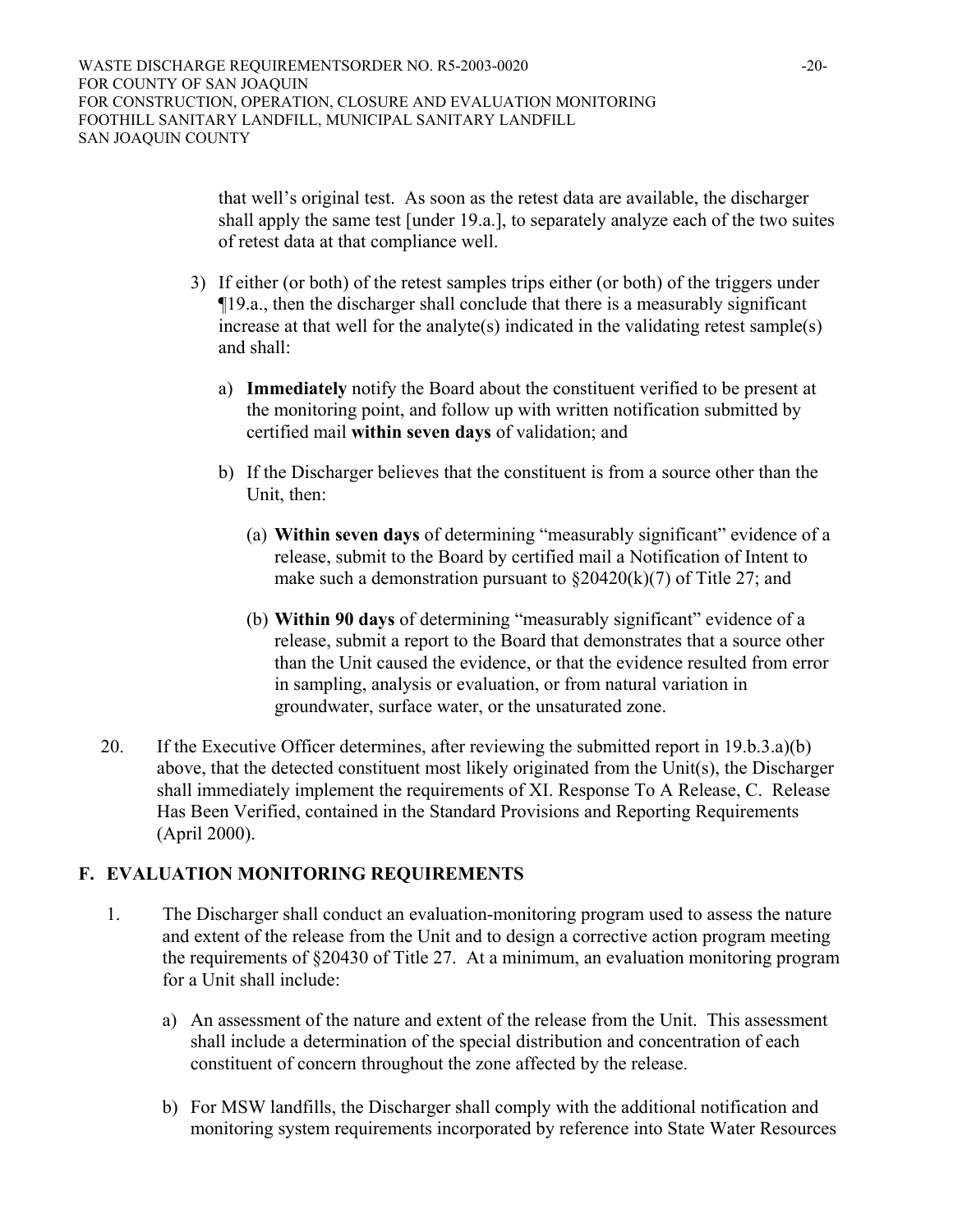that well's original test. As soon as the retest data are available, the discharger shall apply the same test [under 19.a.], to separately analyze each of the two suites of retest data at that compliance well.

3) If either (or both) of the retest samples trips either (or both) of the triggers under ¶19.a., then the discharger shall conclude that there is a measurably significant increase at that well for the analyte(s) indicated in the validating retest sample(s) and shall:

   a) **Immediately** notify the Board about the constituent verified to be present at the monitoring point, and follow up with written notification submitted by certified mail **within seven days** of validation; and

   b) If the Discharger believes that the constituent is from a source other than the Unit, then:

      (a) **Within seven days** of determining "measurably significant" evidence of a release, submit to the Board by certified mail a Notification of Intent to make such a demonstration pursuant to §20420(k)(7) of Title 27; and

      (b) **Within 90 days** of determining "measurably significant" evidence of a release, submit a report to the Board that demonstrates that a source other than the Unit caused the evidence, or that the evidence resulted from error in sampling, analysis or evaluation, or from natural variation in groundwater, surface water, or the unsaturated zone.

20. If the Executive Officer determines, after reviewing the submitted report in 19.b.3.a)(b) above, that the detected constituent most likely originated from the Unit(s), the Discharger shall immediately implement the requirements of XI. Response To A Release, C. Release Has Been Verified, contained in the Standard Provisions and Reporting Requirements (April 2000).

## F. EVALUATION MONITORING REQUIREMENTS

1. The Discharger shall conduct an evaluation-monitoring program used to assess the nature and extent of the release from the Unit and to design a corrective action program meeting the requirements of §20430 of Title 27. At a minimum, an evaluation monitoring program for a Unit shall include:

   a) An assessment of the nature and extent of the release from the Unit. This assessment shall include a determination of the special distribution and concentration of each constituent of concern throughout the zone affected by the release.

   b) For MSW landfills, the Discharger shall comply with the additional notification and monitoring system requirements incorporated by reference into State Water Resources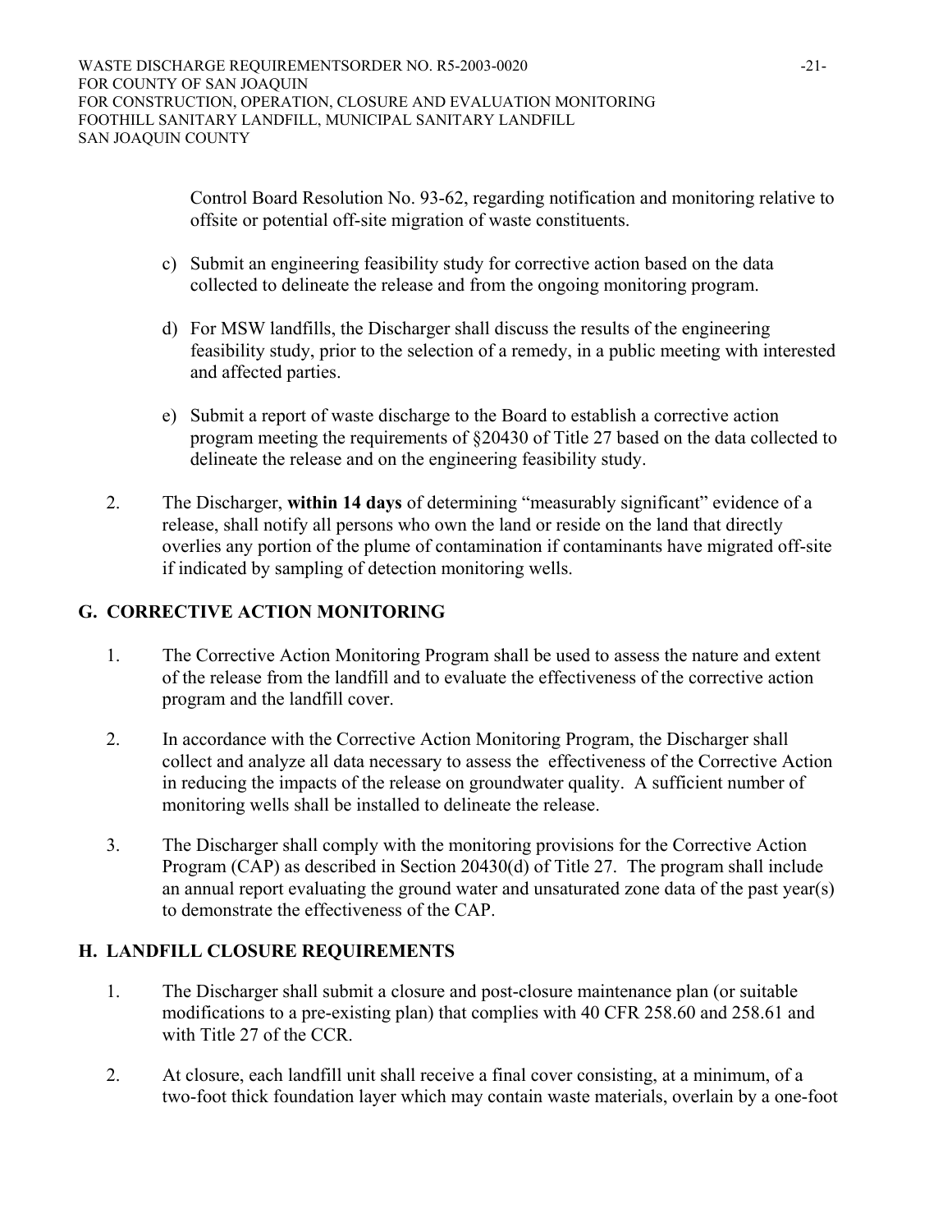Control Board Resolution No. 93-62, regarding notification and monitoring relative to offsite or potential off-site migration of waste constituents.

c) Submit an engineering feasibility study for corrective action based on the data collected to delineate the release and from the ongoing monitoring program.

d) For MSW landfills, the Discharger shall discuss the results of the engineering feasibility study, prior to the selection of a remedy, in a public meeting with interested and affected parties.

e) Submit a report of waste discharge to the Board to establish a corrective action program meeting the requirements of §20430 of Title 27 based on the data collected to delineate the release and on the engineering feasibility study.

2. The Discharger, **within 14 days** of determining "measurably significant" evidence of a release, shall notify all persons who own the land or reside on the land that directly overlies any portion of the plume of contamination if contaminants have migrated off-site if indicated by sampling of detection monitoring wells.

## G. CORRECTIVE ACTION MONITORING

1. The Corrective Action Monitoring Program shall be used to assess the nature and extent of the release from the landfill and to evaluate the effectiveness of the corrective action program and the landfill cover.

2. In accordance with the Corrective Action Monitoring Program, the Discharger shall collect and analyze all data necessary to assess the effectiveness of the Corrective Action in reducing the impacts of the release on groundwater quality. A sufficient number of monitoring wells shall be installed to delineate the release.

3. The Discharger shall comply with the monitoring provisions for the Corrective Action Program (CAP) as described in Section 20430(d) of Title 27. The program shall include an annual report evaluating the ground water and unsaturated zone data of the past year(s) to demonstrate the effectiveness of the CAP.

## H. LANDFILL CLOSURE REQUIREMENTS

1. The Discharger shall submit a closure and post-closure maintenance plan (or suitable modifications to a pre-existing plan) that complies with 40 CFR 258.60 and 258.61 and with Title 27 of the CCR.

2. At closure, each landfill unit shall receive a final cover consisting, at a minimum, of a two-foot thick foundation layer which may contain waste materials, overlain by a one-foot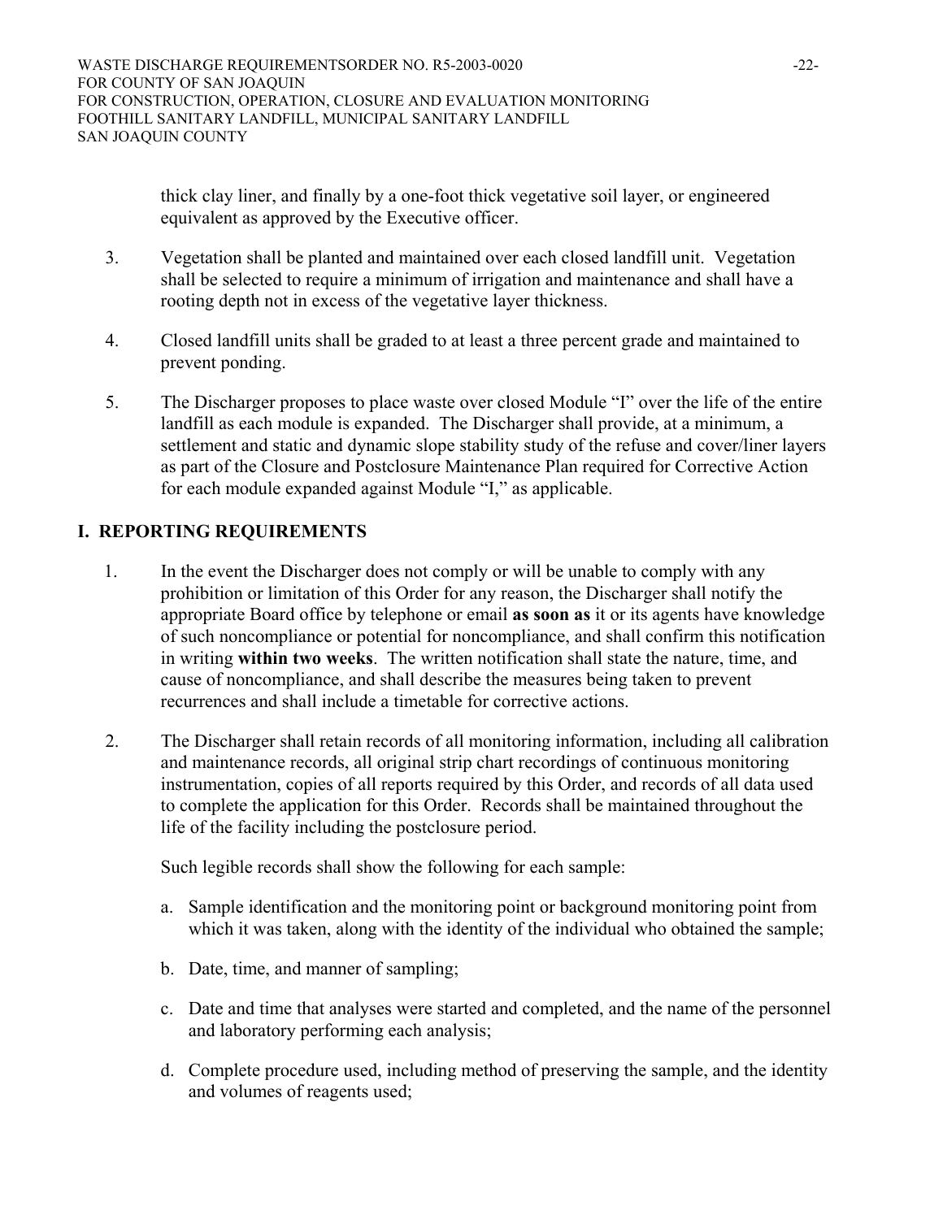thick clay liner, and finally by a one-foot thick vegetative soil layer, or engineered equivalent as approved by the Executive officer.

3. Vegetation shall be planted and maintained over each closed landfill unit. Vegetation shall be selected to require a minimum of irrigation and maintenance and shall have a rooting depth not in excess of the vegetative layer thickness.

4. Closed landfill units shall be graded to at least a three percent grade and maintained to prevent ponding.

5. The Discharger proposes to place waste over closed Module "I" over the life of the entire landfill as each module is expanded. The Discharger shall provide, at a minimum, a settlement and static and dynamic slope stability study of the refuse and cover/liner layers as part of the Closure and Postclosure Maintenance Plan required for Corrective Action for each module expanded against Module "I," as applicable.

## I. REPORTING REQUIREMENTS

1. In the event the Discharger does not comply or will be unable to comply with any prohibition or limitation of this Order for any reason, the Discharger shall notify the appropriate Board office by telephone or email **as soon as** it or its agents have knowledge of such noncompliance or potential for noncompliance, and shall confirm this notification in writing **within two weeks**. The written notification shall state the nature, time, and cause of noncompliance, and shall describe the measures being taken to prevent recurrences and shall include a timetable for corrective actions.

2. The Discharger shall retain records of all monitoring information, including all calibration and maintenance records, all original strip chart recordings of continuous monitoring instrumentation, copies of all reports required by this Order, and records of all data used to complete the application for this Order. Records shall be maintained throughout the life of the facility including the postclosure period.

   Such legible records shall show the following for each sample:

   a. Sample identification and the monitoring point or background monitoring point from which it was taken, along with the identity of the individual who obtained the sample;

   b. Date, time, and manner of sampling;

   c. Date and time that analyses were started and completed, and the name of the personnel and laboratory performing each analysis;

   d. Complete procedure used, including method of preserving the sample, and the identity and volumes of reagents used;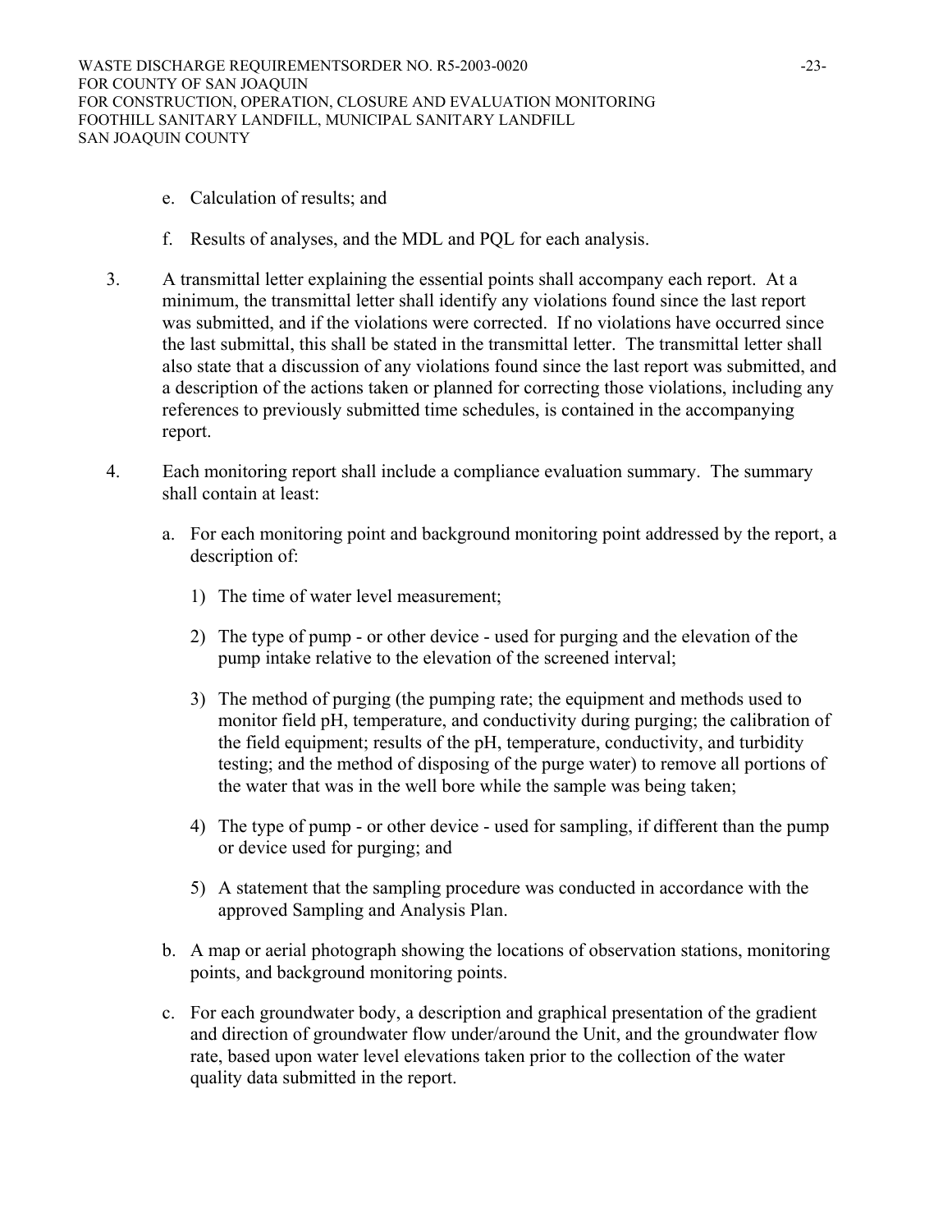e. Calculation of results; and

f. Results of analyses, and the MDL and PQL for each analysis.

3. A transmittal letter explaining the essential points shall accompany each report. At a minimum, the transmittal letter shall identify any violations found since the last report was submitted, and if the violations were corrected. If no violations have occurred since the last submittal, this shall be stated in the transmittal letter. The transmittal letter shall also state that a discussion of any violations found since the last report was submitted, and a description of the actions taken or planned for correcting those violations, including any references to previously submitted time schedules, is contained in the accompanying report.

4. Each monitoring report shall include a compliance evaluation summary. The summary shall contain at least:

   a. For each monitoring point and background monitoring point addressed by the report, a description of:

      1) The time of water level measurement;

      2) The type of pump - or other device - used for purging and the elevation of the pump intake relative to the elevation of the screened interval;

      3) The method of purging (the pumping rate; the equipment and methods used to monitor field pH, temperature, and conductivity during purging; the calibration of the field equipment; results of the pH, temperature, conductivity, and turbidity testing; and the method of disposing of the purge water) to remove all portions of the water that was in the well bore while the sample was being taken;

      4) The type of pump - or other device - used for sampling, if different than the pump or device used for purging; and

      5) A statement that the sampling procedure was conducted in accordance with the approved Sampling and Analysis Plan.

   b. A map or aerial photograph showing the locations of observation stations, monitoring points, and background monitoring points.

   c. For each groundwater body, a description and graphical presentation of the gradient and direction of groundwater flow under/around the Unit, and the groundwater flow rate, based upon water level elevations taken prior to the collection of the water quality data submitted in the report.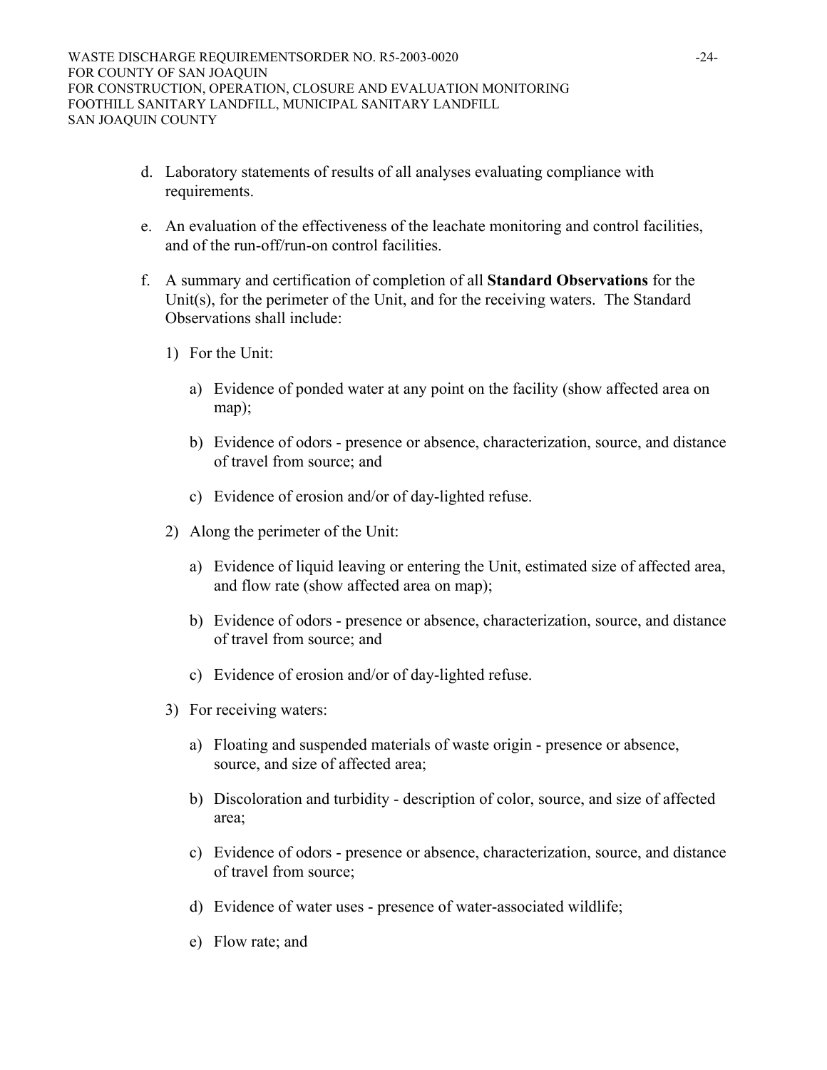d. Laboratory statements of results of all analyses evaluating compliance with requirements.

e. An evaluation of the effectiveness of the leachate monitoring and control facilities, and of the run-off/run-on control facilities.

f. A summary and certification of completion of all **Standard Observations** for the Unit(s), for the perimeter of the Unit, and for the receiving waters. The Standard Observations shall include:

   1) For the Unit:

      a) Evidence of ponded water at any point on the facility (show affected area on map);

      b) Evidence of odors - presence or absence, characterization, source, and distance of travel from source; and

      c) Evidence of erosion and/or of day-lighted refuse.

   2) Along the perimeter of the Unit:

      a) Evidence of liquid leaving or entering the Unit, estimated size of affected area, and flow rate (show affected area on map);

      b) Evidence of odors - presence or absence, characterization, source, and distance of travel from source; and

      c) Evidence of erosion and/or of day-lighted refuse.

   3) For receiving waters:

      a) Floating and suspended materials of waste origin - presence or absence, source, and size of affected area;

      b) Discoloration and turbidity - description of color, source, and size of affected area;

      c) Evidence of odors - presence or absence, characterization, source, and distance of travel from source;

      d) Evidence of water uses - presence of water-associated wildlife;

      e) Flow rate; and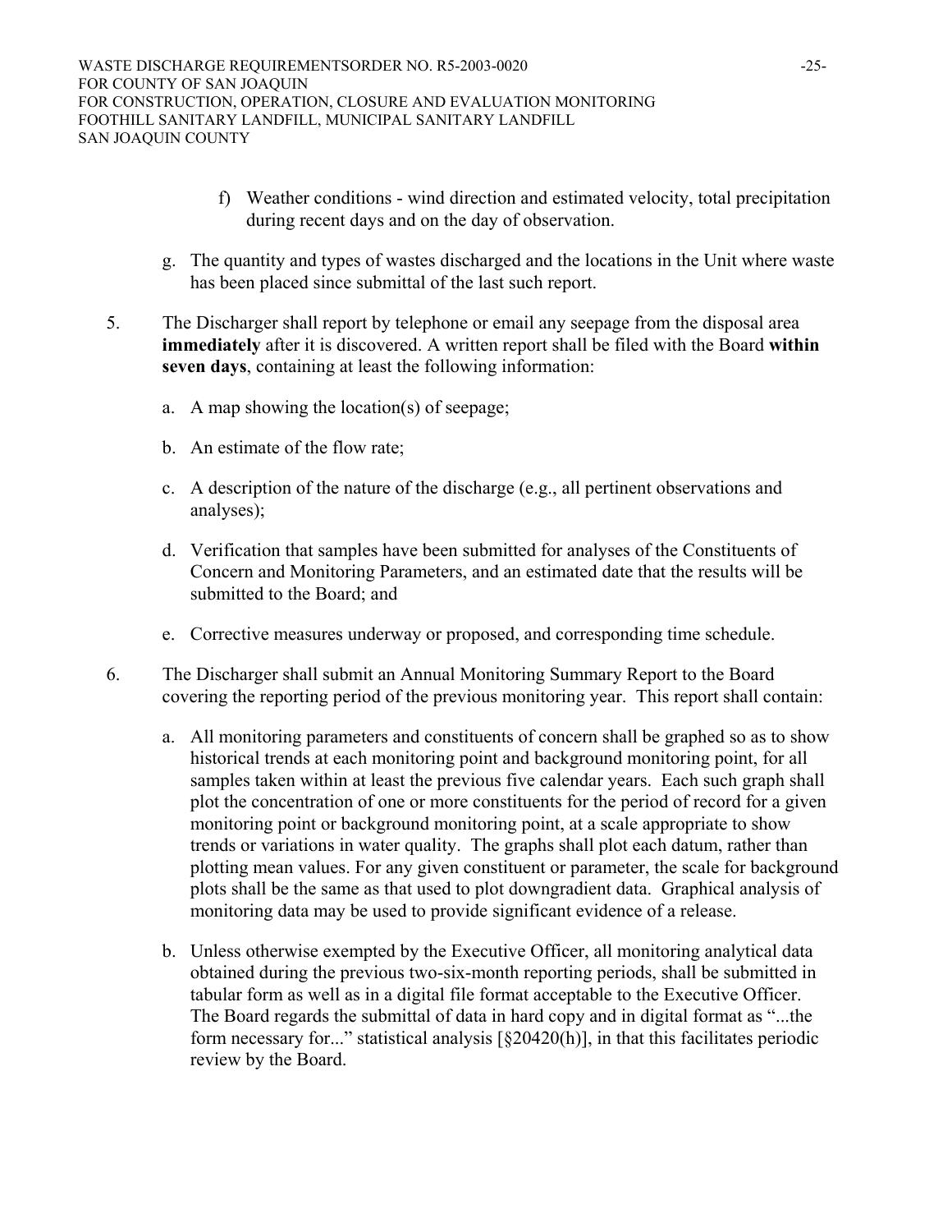f) Weather conditions - wind direction and estimated velocity, total precipitation during recent days and on the day of observation.

g. The quantity and types of wastes discharged and the locations in the Unit where waste has been placed since submittal of the last such report.

5. The Discharger shall report by telephone or email any seepage from the disposal area **immediately** after it is discovered. A written report shall be filed with the Board **within seven days**, containing at least the following information:

   a. A map showing the location(s) of seepage;

   b. An estimate of the flow rate;

   c. A description of the nature of the discharge (e.g., all pertinent observations and analyses);

   d. Verification that samples have been submitted for analyses of the Constituents of Concern and Monitoring Parameters, and an estimated date that the results will be submitted to the Board; and

   e. Corrective measures underway or proposed, and corresponding time schedule.

6. The Discharger shall submit an Annual Monitoring Summary Report to the Board covering the reporting period of the previous monitoring year. This report shall contain:

   a. All monitoring parameters and constituents of concern shall be graphed so as to show historical trends at each monitoring point and background monitoring point, for all samples taken within at least the previous five calendar years. Each such graph shall plot the concentration of one or more constituents for the period of record for a given monitoring point or background monitoring point, at a scale appropriate to show trends or variations in water quality. The graphs shall plot each datum, rather than plotting mean values. For any given constituent or parameter, the scale for background plots shall be the same as that used to plot downgradient data. Graphical analysis of monitoring data may be used to provide significant evidence of a release.

   b. Unless otherwise exempted by the Executive Officer, all monitoring analytical data obtained during the previous two-six-month reporting periods, shall be submitted in tabular form as well as in a digital file format acceptable to the Executive Officer. The Board regards the submittal of data in hard copy and in digital format as "...the form necessary for..." statistical analysis [§20420(h)], in that this facilitates periodic review by the Board.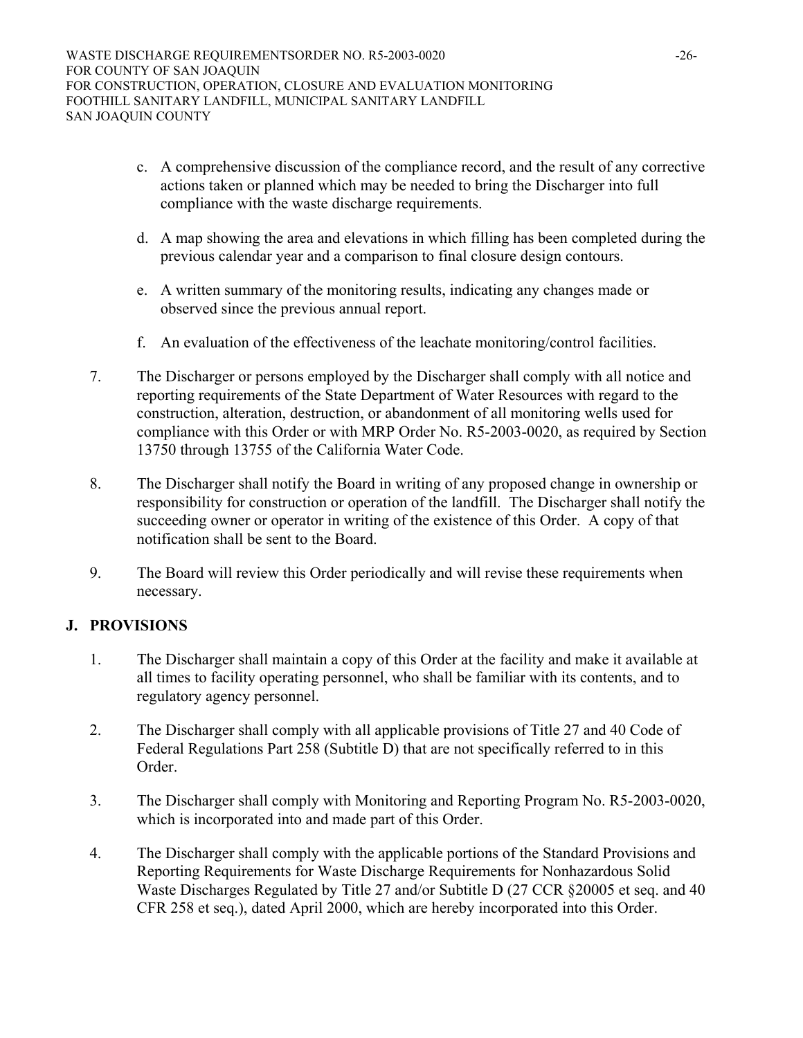c. A comprehensive discussion of the compliance record, and the result of any corrective actions taken or planned which may be needed to bring the Discharger into full compliance with the waste discharge requirements.

d. A map showing the area and elevations in which filling has been completed during the previous calendar year and a comparison to final closure design contours.

e. A written summary of the monitoring results, indicating any changes made or observed since the previous annual report.

f. An evaluation of the effectiveness of the leachate monitoring/control facilities.

7. The Discharger or persons employed by the Discharger shall comply with all notice and reporting requirements of the State Department of Water Resources with regard to the construction, alteration, destruction, or abandonment of all monitoring wells used for compliance with this Order or with MRP Order No. R5-2003-0020, as required by Section 13750 through 13755 of the California Water Code.

8. The Discharger shall notify the Board in writing of any proposed change in ownership or responsibility for construction or operation of the landfill. The Discharger shall notify the succeeding owner or operator in writing of the existence of this Order. A copy of that notification shall be sent to the Board.

9. The Board will review this Order periodically and will revise these requirements when necessary.

## J. PROVISIONS

1. The Discharger shall maintain a copy of this Order at the facility and make it available at all times to facility operating personnel, who shall be familiar with its contents, and to regulatory agency personnel.

2. The Discharger shall comply with all applicable provisions of Title 27 and 40 Code of Federal Regulations Part 258 (Subtitle D) that are not specifically referred to in this Order.

3. The Discharger shall comply with Monitoring and Reporting Program No. R5-2003-0020, which is incorporated into and made part of this Order.

4. The Discharger shall comply with the applicable portions of the Standard Provisions and Reporting Requirements for Waste Discharge Requirements for Nonhazardous Solid Waste Discharges Regulated by Title 27 and/or Subtitle D (27 CCR §20005 et seq. and 40 CFR 258 et seq.), dated April 2000, which are hereby incorporated into this Order.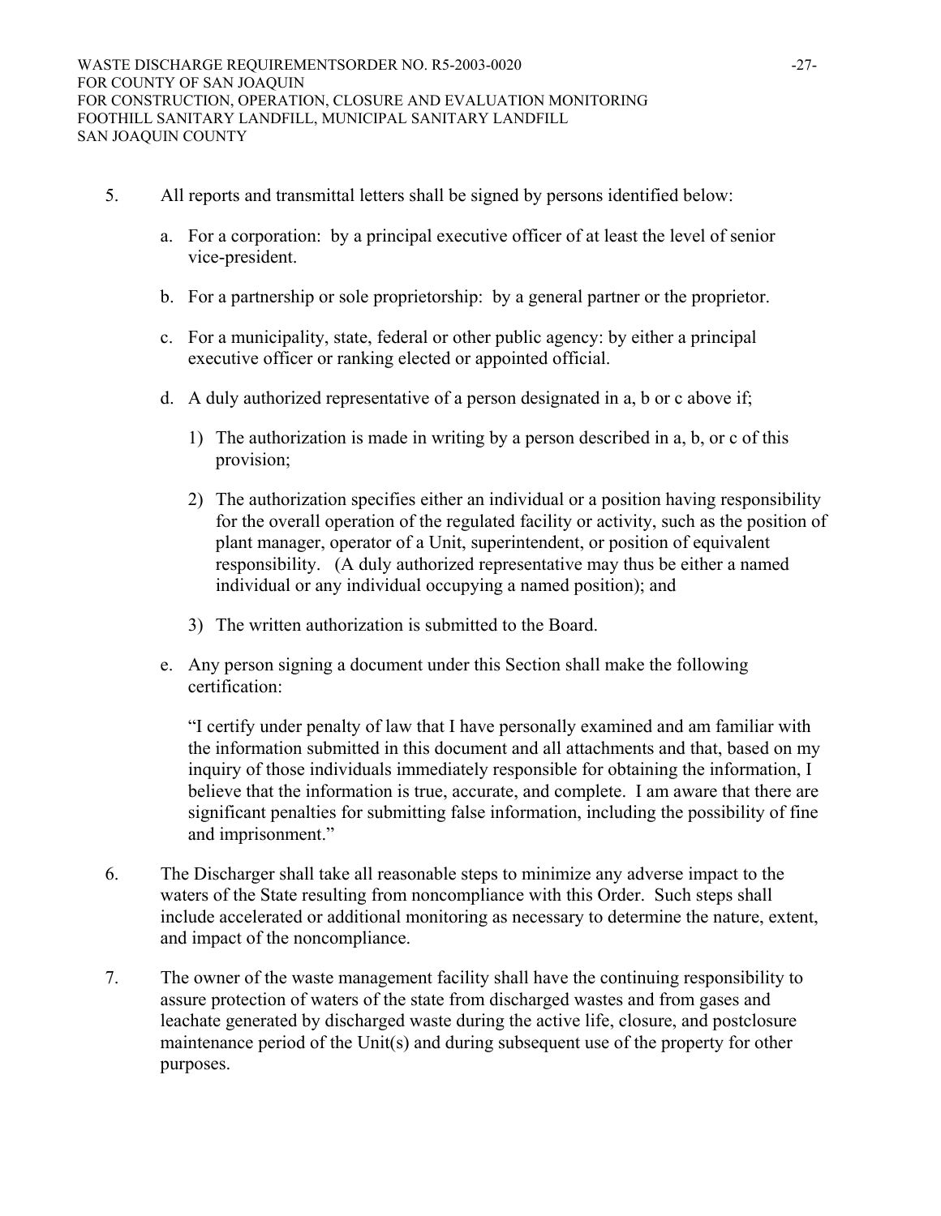5. All reports and transmittal letters shall be signed by persons identified below:

   a. For a corporation: by a principal executive officer of at least the level of senior vice-president.

   b. For a partnership or sole proprietorship: by a general partner or the proprietor.

   c. For a municipality, state, federal or other public agency: by either a principal executive officer or ranking elected or appointed official.

   d. A duly authorized representative of a person designated in a, b or c above if;

      1) The authorization is made in writing by a person described in a, b, or c of this provision;

      2) The authorization specifies either an individual or a position having responsibility for the overall operation of the regulated facility or activity, such as the position of plant manager, operator of a Unit, superintendent, or position of equivalent responsibility. (A duly authorized representative may thus be either a named individual or any individual occupying a named position); and

      3) The written authorization is submitted to the Board.

   e. Any person signing a document under this Section shall make the following certification:

      "I certify under penalty of law that I have personally examined and am familiar with the information submitted in this document and all attachments and that, based on my inquiry of those individuals immediately responsible for obtaining the information, I believe that the information is true, accurate, and complete. I am aware that there are significant penalties for submitting false information, including the possibility of fine and imprisonment."

6. The Discharger shall take all reasonable steps to minimize any adverse impact to the waters of the State resulting from noncompliance with this Order. Such steps shall include accelerated or additional monitoring as necessary to determine the nature, extent, and impact of the noncompliance.

7. The owner of the waste management facility shall have the continuing responsibility to assure protection of waters of the state from discharged wastes and from gases and leachate generated by discharged waste during the active life, closure, and postclosure maintenance period of the Unit(s) and during subsequent use of the property for other purposes.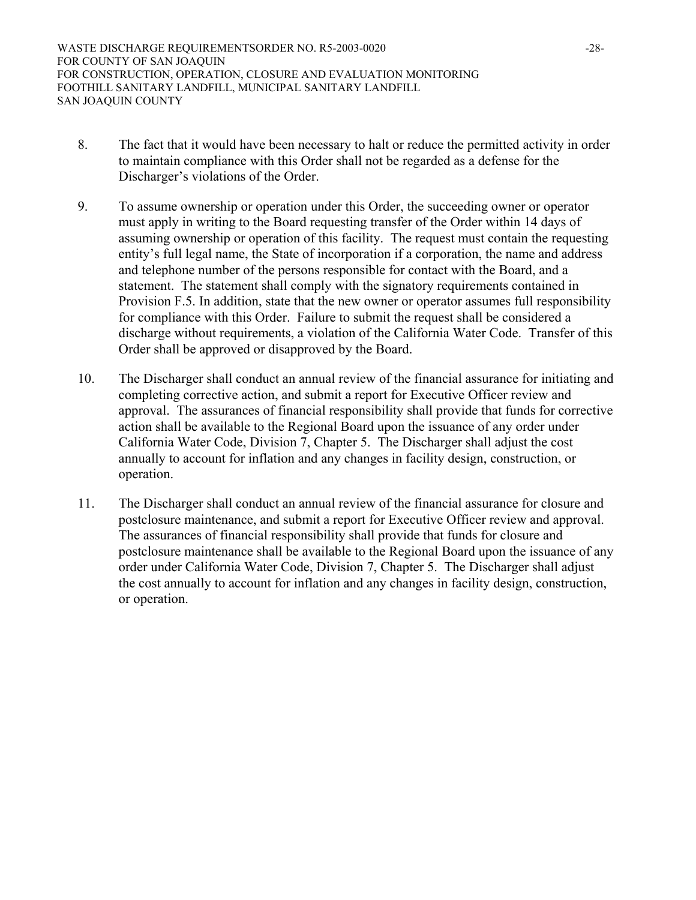8. The fact that it would have been necessary to halt or reduce the permitted activity in order to maintain compliance with this Order shall not be regarded as a defense for the Discharger's violations of the Order.

9. To assume ownership or operation under this Order, the succeeding owner or operator must apply in writing to the Board requesting transfer of the Order within 14 days of assuming ownership or operation of this facility. The request must contain the requesting entity's full legal name, the State of incorporation if a corporation, the name and address and telephone number of the persons responsible for contact with the Board, and a statement. The statement shall comply with the signatory requirements contained in Provision F.5. In addition, state that the new owner or operator assumes full responsibility for compliance with this Order. Failure to submit the request shall be considered a discharge without requirements, a violation of the California Water Code. Transfer of this Order shall be approved or disapproved by the Board.

10. The Discharger shall conduct an annual review of the financial assurance for initiating and completing corrective action, and submit a report for Executive Officer review and approval. The assurances of financial responsibility shall provide that funds for corrective action shall be available to the Regional Board upon the issuance of any order under California Water Code, Division 7, Chapter 5. The Discharger shall adjust the cost annually to account for inflation and any changes in facility design, construction, or operation.

11. The Discharger shall conduct an annual review of the financial assurance for closure and postclosure maintenance, and submit a report for Executive Officer review and approval. The assurances of financial responsibility shall provide that funds for closure and postclosure maintenance shall be available to the Regional Board upon the issuance of any order under California Water Code, Division 7, Chapter 5. The Discharger shall adjust the cost annually to account for inflation and any changes in facility design, construction, or operation.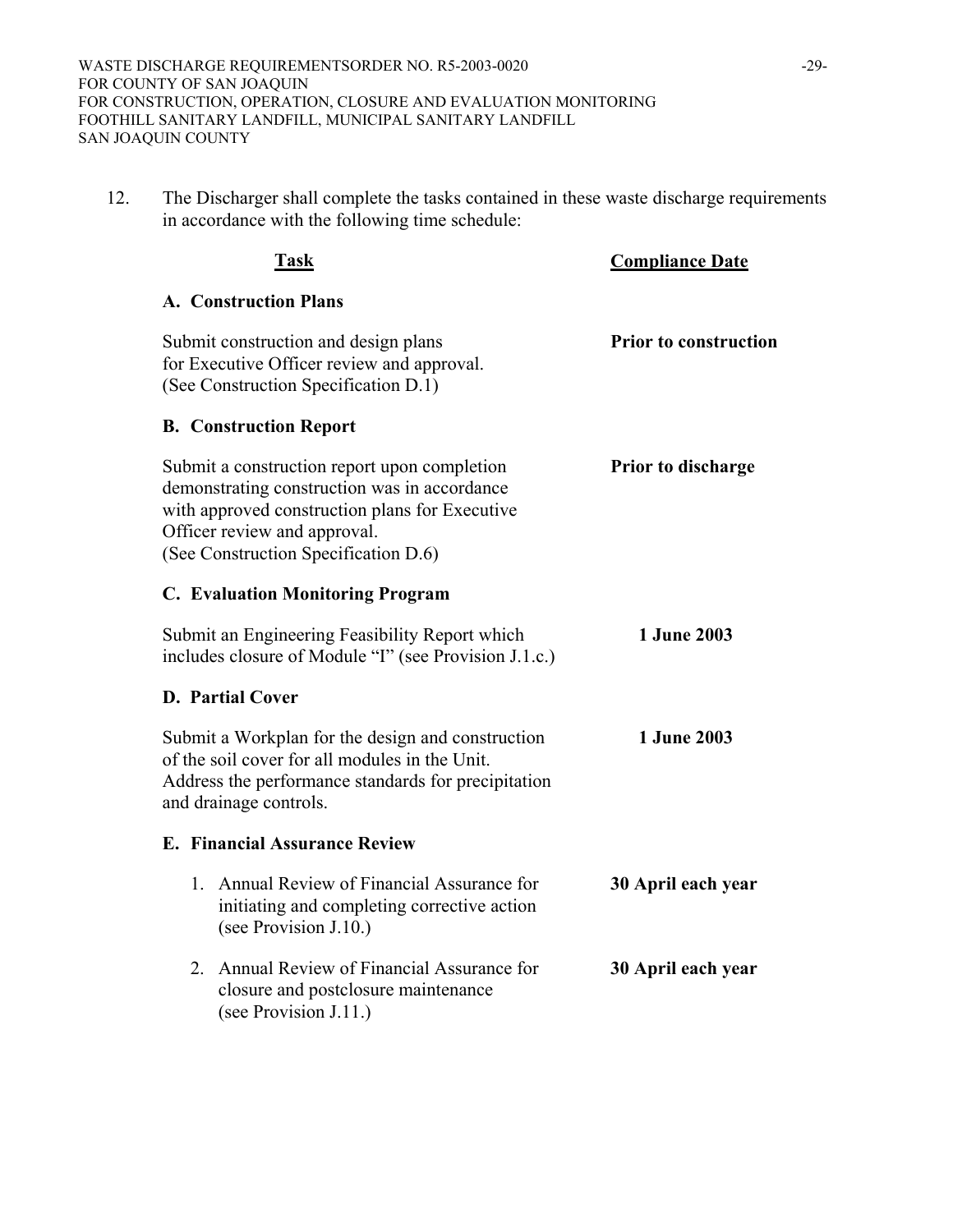12. The Discharger shall complete the tasks contained in these waste discharge requirements in accordance with the following time schedule:

| Task | Compliance Date |
|---|---|
| **A. Construction Plans** | |
| Submit construction and design plans for Executive Officer review and approval. (See Construction Specification D.1) | **Prior to construction** |
| **B. Construction Report** | |
| Submit a construction report upon completion demonstrating construction was in accordance with approved construction plans for Executive Officer review and approval. (See Construction Specification D.6) | **Prior to discharge** |
| **C. Evaluation Monitoring Program** | |
| Submit an Engineering Feasibility Report which includes closure of Module "I" (see Provision J.1.c.) | **1 June 2003** |
| **D. Partial Cover** | |
| Submit a Workplan for the design and construction of the soil cover for all modules in the Unit. Address the performance standards for precipitation and drainage controls. | **1 June 2003** |
| **E. Financial Assurance Review** | |
| 1. Annual Review of Financial Assurance for initiating and completing corrective action (see Provision J.10.) | **30 April each year** |
| 2. Annual Review of Financial Assurance for closure and postclosure maintenance (see Provision J.11.) | **30 April each year** |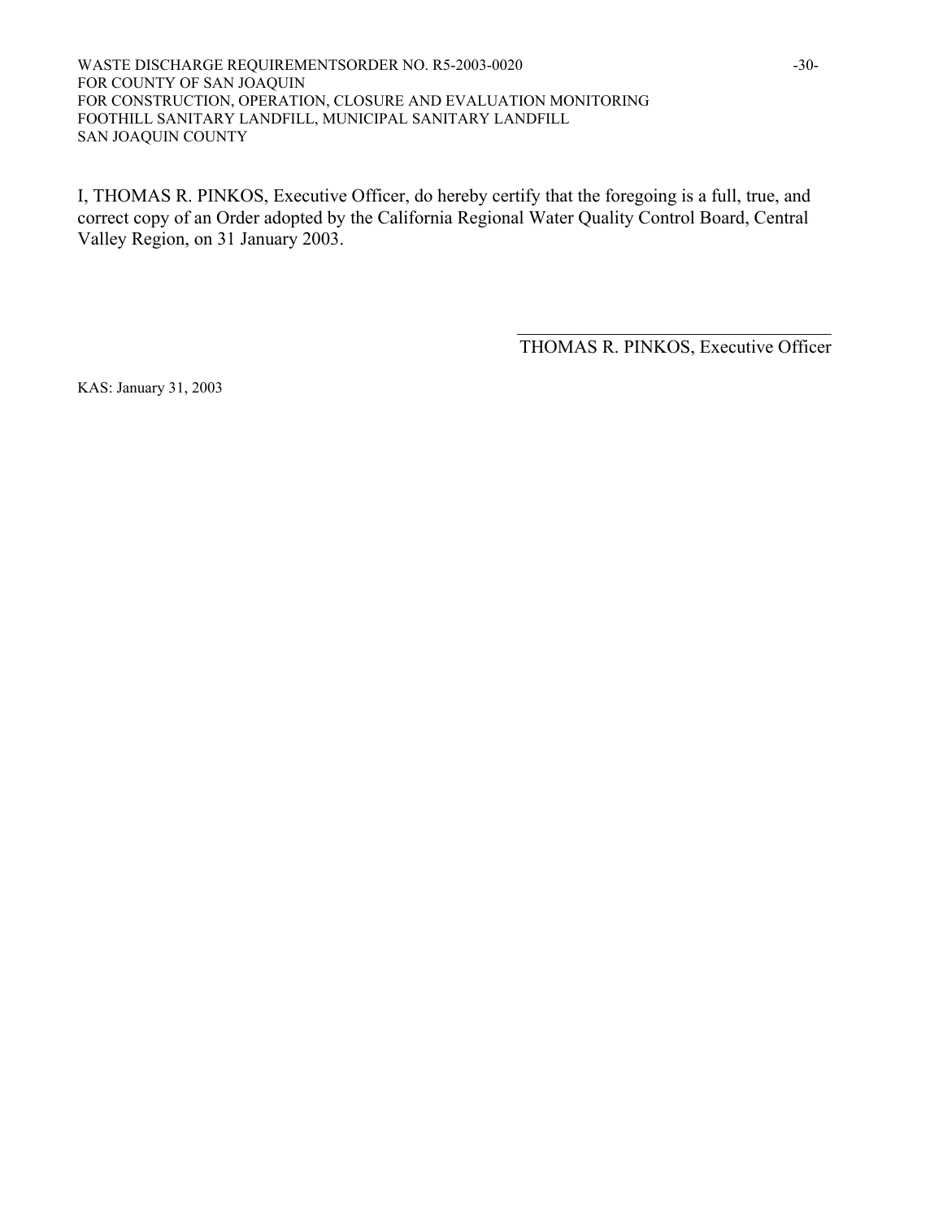I, THOMAS R. PINKOS, Executive Officer, do hereby certify that the foregoing is a full, true, and correct copy of an Order adopted by the California Regional Water Quality Control Board, Central Valley Region, on 31 January 2003.

\_\_\_\_\_\_\_\_\_\_\_\_\_\_\_\_\_\_\_\_\_\_\_\_\_\_\_\_\_\_\_\_\_\_

THOMAS R. PINKOS, Executive Officer

KAS: January 31, 2003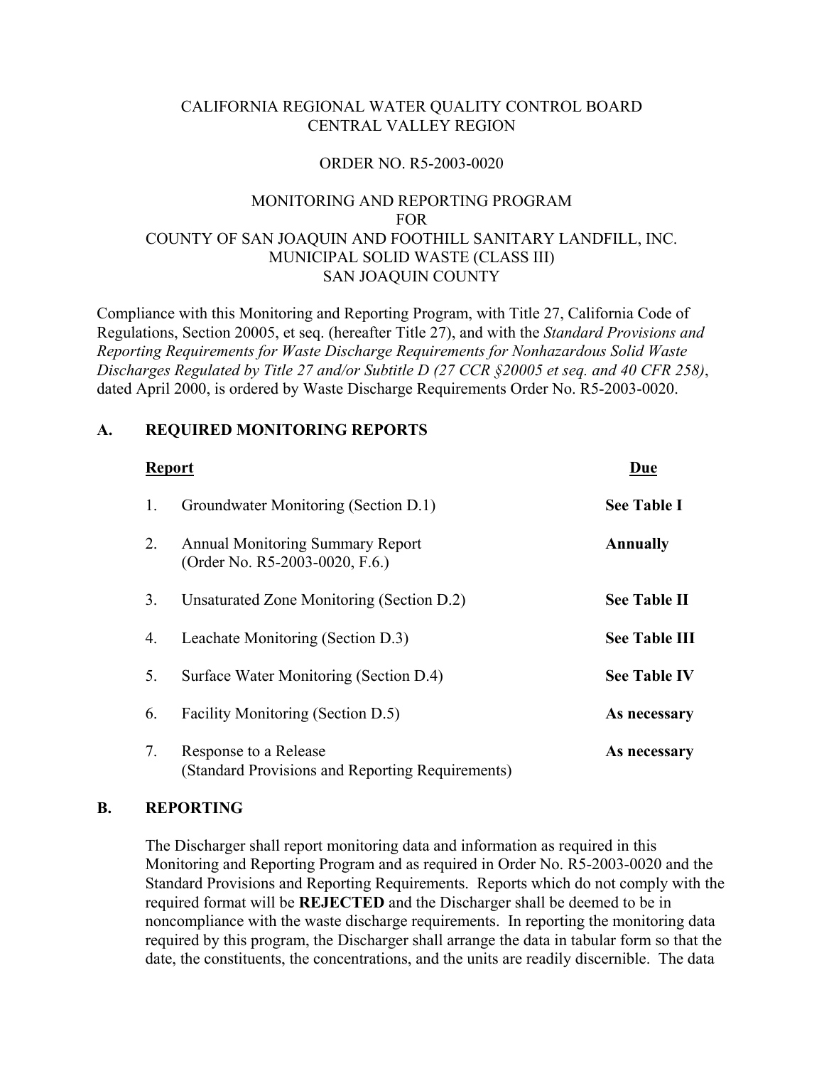CALIFORNIA REGIONAL WATER QUALITY CONTROL BOARD
CENTRAL VALLEY REGION

ORDER NO. R5-2003-0020

MONITORING AND REPORTING PROGRAM
FOR
COUNTY OF SAN JOAQUIN AND FOOTHILL SANITARY LANDFILL, INC.
MUNICIPAL SOLID WASTE (CLASS III)
SAN JOAQUIN COUNTY

Compliance with this Monitoring and Reporting Program, with Title 27, California Code of Regulations, Section 20005, et seq. (hereafter Title 27), and with the *Standard Provisions and Reporting Requirements for Waste Discharge Requirements for Nonhazardous Solid Waste Discharges Regulated by Title 27 and/or Subtitle D (27 CCR §20005 et seq. and 40 CFR 258)*, dated April 2000, is ordered by Waste Discharge Requirements Order No. R5-2003-0020.

## A. REQUIRED MONITORING REPORTS

| | Report | Due |
|---|---|---|
| 1. | Groundwater Monitoring (Section D.1) | **See Table I** |
| 2. | Annual Monitoring Summary Report (Order No. R5-2003-0020, F.6.) | **Annually** |
| 3. | Unsaturated Zone Monitoring (Section D.2) | **See Table II** |
| 4. | Leachate Monitoring (Section D.3) | **See Table III** |
| 5. | Surface Water Monitoring (Section D.4) | **See Table IV** |
| 6. | Facility Monitoring (Section D.5) | **As necessary** |
| 7. | Response to a Release (Standard Provisions and Reporting Requirements) | **As necessary** |

## B. REPORTING

The Discharger shall report monitoring data and information as required in this Monitoring and Reporting Program and as required in Order No. R5-2003-0020 and the Standard Provisions and Reporting Requirements. Reports which do not comply with the required format will be **REJECTED** and the Discharger shall be deemed to be in noncompliance with the waste discharge requirements. In reporting the monitoring data required by this program, the Discharger shall arrange the data in tabular form so that the date, the constituents, the concentrations, and the units are readily discernible. The data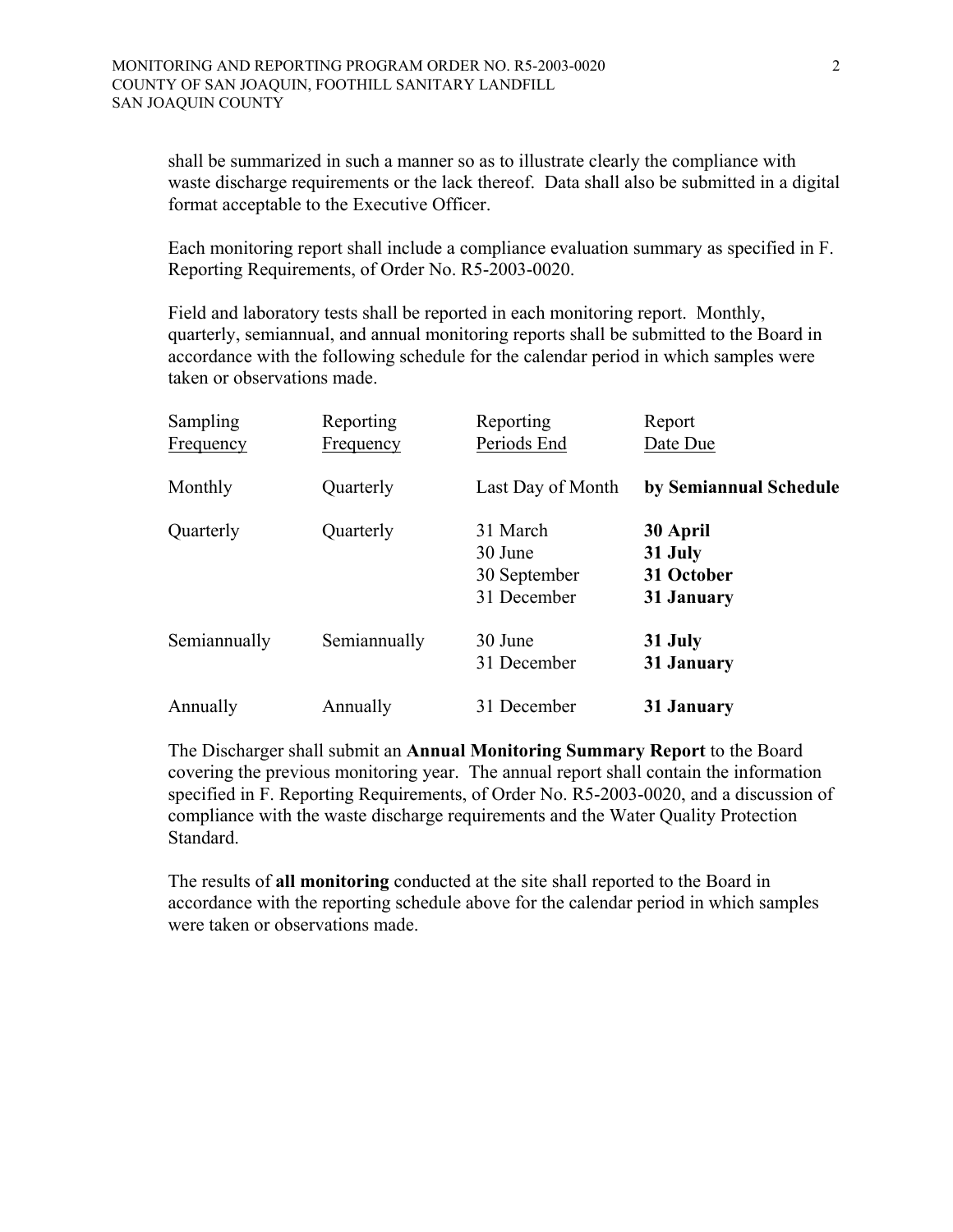shall be summarized in such a manner so as to illustrate clearly the compliance with waste discharge requirements or the lack thereof. Data shall also be submitted in a digital format acceptable to the Executive Officer.

Each monitoring report shall include a compliance evaluation summary as specified in F. Reporting Requirements, of Order No. R5-2003-0020.

Field and laboratory tests shall be reported in each monitoring report. Monthly, quarterly, semiannual, and annual monitoring reports shall be submitted to the Board in accordance with the following schedule for the calendar period in which samples were taken or observations made.

| Sampling Frequency | Reporting Frequency | Reporting Periods End | Report Date Due |
|---|---|---|---|
| Monthly | Quarterly | Last Day of Month | **by Semiannual Schedule** |
| Quarterly | Quarterly | 31 March<br>30 June<br>30 September<br>31 December | **30 April**<br>**31 July**<br>**31 October**<br>**31 January** |
| Semiannually | Semiannually | 30 June<br>31 December | **31 July**<br>**31 January** |
| Annually | Annually | 31 December | **31 January** |

The Discharger shall submit an **Annual Monitoring Summary Report** to the Board covering the previous monitoring year. The annual report shall contain the information specified in F. Reporting Requirements, of Order No. R5-2003-0020, and a discussion of compliance with the waste discharge requirements and the Water Quality Protection Standard.

The results of **all monitoring** conducted at the site shall reported to the Board in accordance with the reporting schedule above for the calendar period in which samples were taken or observations made.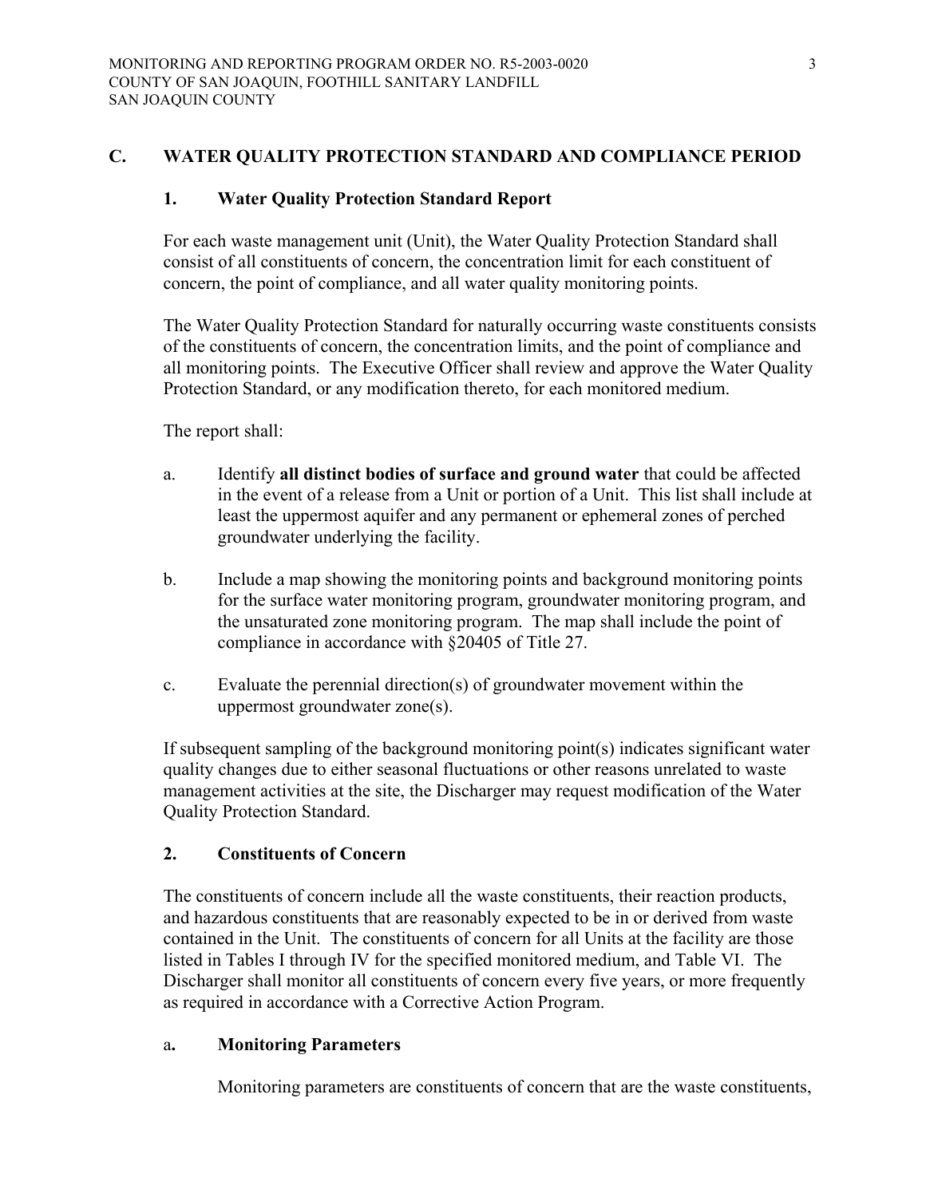## C. WATER QUALITY PROTECTION STANDARD AND COMPLIANCE PERIOD

### 1. Water Quality Protection Standard Report

For each waste management unit (Unit), the Water Quality Protection Standard shall consist of all constituents of concern, the concentration limit for each constituent of concern, the point of compliance, and all water quality monitoring points.

The Water Quality Protection Standard for naturally occurring waste constituents consists of the constituents of concern, the concentration limits, and the point of compliance and all monitoring points. The Executive Officer shall review and approve the Water Quality Protection Standard, or any modification thereto, for each monitored medium.

The report shall:

a. Identify **all distinct bodies of surface and ground water** that could be affected in the event of a release from a Unit or portion of a Unit. This list shall include at least the uppermost aquifer and any permanent or ephemeral zones of perched groundwater underlying the facility.

b. Include a map showing the monitoring points and background monitoring points for the surface water monitoring program, groundwater monitoring program, and the unsaturated zone monitoring program. The map shall include the point of compliance in accordance with §20405 of Title 27.

c. Evaluate the perennial direction(s) of groundwater movement within the uppermost groundwater zone(s).

If subsequent sampling of the background monitoring point(s) indicates significant water quality changes due to either seasonal fluctuations or other reasons unrelated to waste management activities at the site, the Discharger may request modification of the Water Quality Protection Standard.

### 2. Constituents of Concern

The constituents of concern include all the waste constituents, their reaction products, and hazardous constituents that are reasonably expected to be in or derived from waste contained in the Unit. The constituents of concern for all Units at the facility are those listed in Tables I through IV for the specified monitored medium, and Table VI. The Discharger shall monitor all constituents of concern every five years, or more frequently as required in accordance with a Corrective Action Program.

#### a. Monitoring Parameters

Monitoring parameters are constituents of concern that are the waste constituents,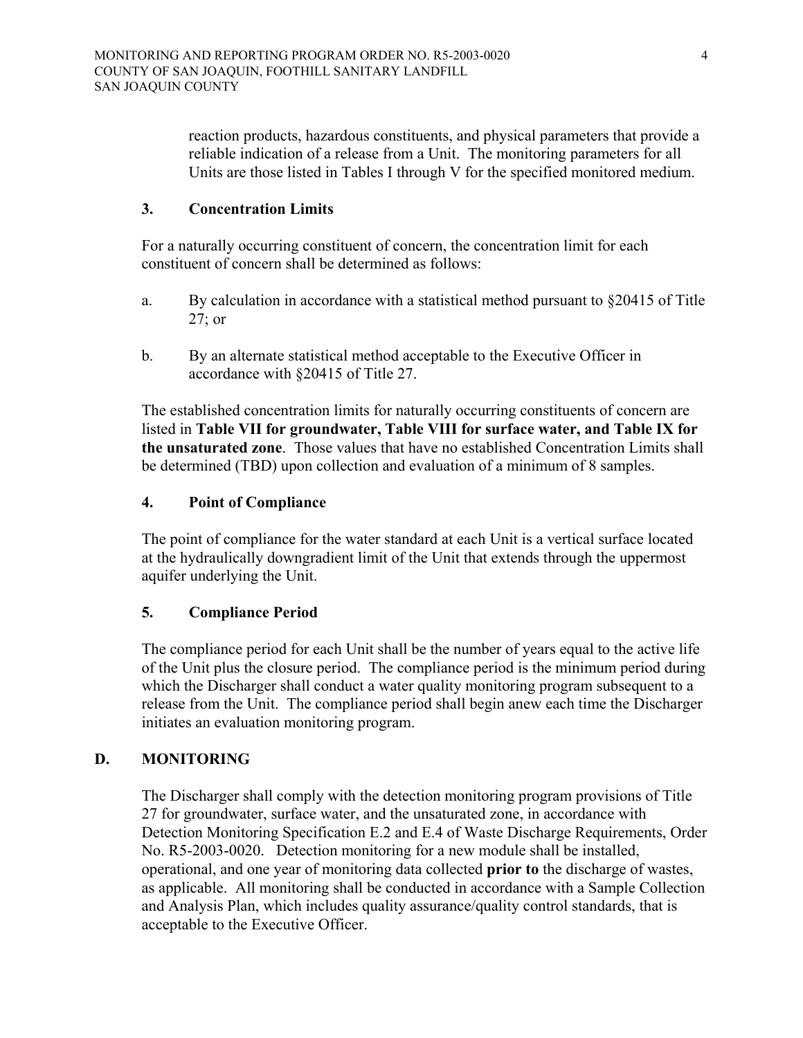reaction products, hazardous constituents, and physical parameters that provide a reliable indication of a release from a Unit. The monitoring parameters for all Units are those listed in Tables I through V for the specified monitored medium.

### 3. Concentration Limits

For a naturally occurring constituent of concern, the concentration limit for each constituent of concern shall be determined as follows:

a. By calculation in accordance with a statistical method pursuant to §20415 of Title 27; or

b. By an alternate statistical method acceptable to the Executive Officer in accordance with §20415 of Title 27.

The established concentration limits for naturally occurring constituents of concern are listed in **Table VII for groundwater, Table VIII for surface water, and Table IX for the unsaturated zone**. Those values that have no established Concentration Limits shall be determined (TBD) upon collection and evaluation of a minimum of 8 samples.

### 4. Point of Compliance

The point of compliance for the water standard at each Unit is a vertical surface located at the hydraulically downgradient limit of the Unit that extends through the uppermost aquifer underlying the Unit.

### 5. Compliance Period

The compliance period for each Unit shall be the number of years equal to the active life of the Unit plus the closure period. The compliance period is the minimum period during which the Discharger shall conduct a water quality monitoring program subsequent to a release from the Unit. The compliance period shall begin anew each time the Discharger initiates an evaluation monitoring program.

## D. MONITORING

The Discharger shall comply with the detection monitoring program provisions of Title 27 for groundwater, surface water, and the unsaturated zone, in accordance with Detection Monitoring Specification E.2 and E.4 of Waste Discharge Requirements, Order No. R5-2003-0020. Detection monitoring for a new module shall be installed, operational, and one year of monitoring data collected **prior to** the discharge of wastes, as applicable. All monitoring shall be conducted in accordance with a Sample Collection and Analysis Plan, which includes quality assurance/quality control standards, that is acceptable to the Executive Officer.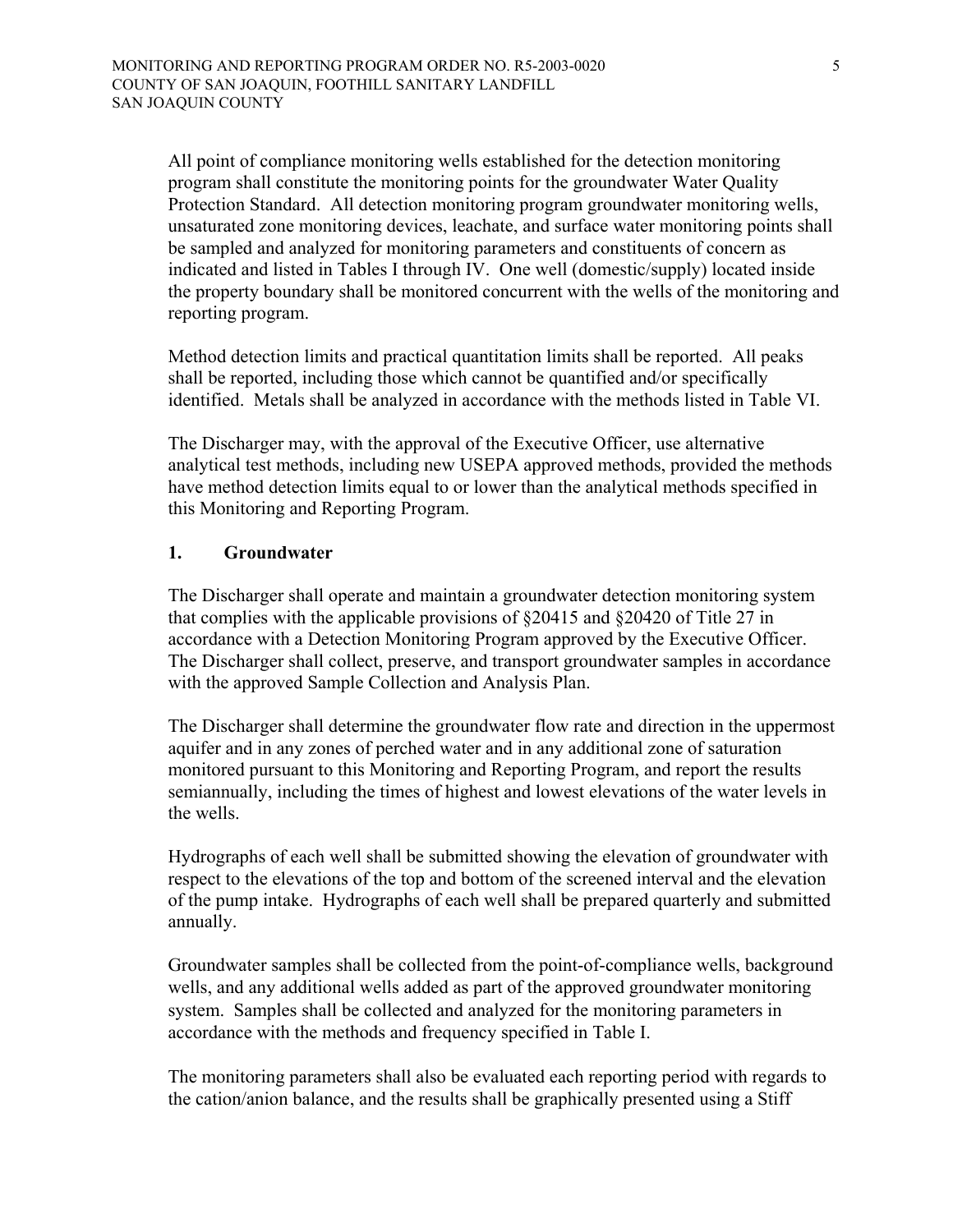All point of compliance monitoring wells established for the detection monitoring program shall constitute the monitoring points for the groundwater Water Quality Protection Standard. All detection monitoring program groundwater monitoring wells, unsaturated zone monitoring devices, leachate, and surface water monitoring points shall be sampled and analyzed for monitoring parameters and constituents of concern as indicated and listed in Tables I through IV. One well (domestic/supply) located inside the property boundary shall be monitored concurrent with the wells of the monitoring and reporting program.

Method detection limits and practical quantitation limits shall be reported. All peaks shall be reported, including those which cannot be quantified and/or specifically identified. Metals shall be analyzed in accordance with the methods listed in Table VI.

The Discharger may, with the approval of the Executive Officer, use alternative analytical test methods, including new USEPA approved methods, provided the methods have method detection limits equal to or lower than the analytical methods specified in this Monitoring and Reporting Program.

## 1. Groundwater

The Discharger shall operate and maintain a groundwater detection monitoring system that complies with the applicable provisions of §20415 and §20420 of Title 27 in accordance with a Detection Monitoring Program approved by the Executive Officer. The Discharger shall collect, preserve, and transport groundwater samples in accordance with the approved Sample Collection and Analysis Plan.

The Discharger shall determine the groundwater flow rate and direction in the uppermost aquifer and in any zones of perched water and in any additional zone of saturation monitored pursuant to this Monitoring and Reporting Program, and report the results semiannually, including the times of highest and lowest elevations of the water levels in the wells.

Hydrographs of each well shall be submitted showing the elevation of groundwater with respect to the elevations of the top and bottom of the screened interval and the elevation of the pump intake. Hydrographs of each well shall be prepared quarterly and submitted annually.

Groundwater samples shall be collected from the point-of-compliance wells, background wells, and any additional wells added as part of the approved groundwater monitoring system. Samples shall be collected and analyzed for the monitoring parameters in accordance with the methods and frequency specified in Table I.

The monitoring parameters shall also be evaluated each reporting period with regards to the cation/anion balance, and the results shall be graphically presented using a Stiff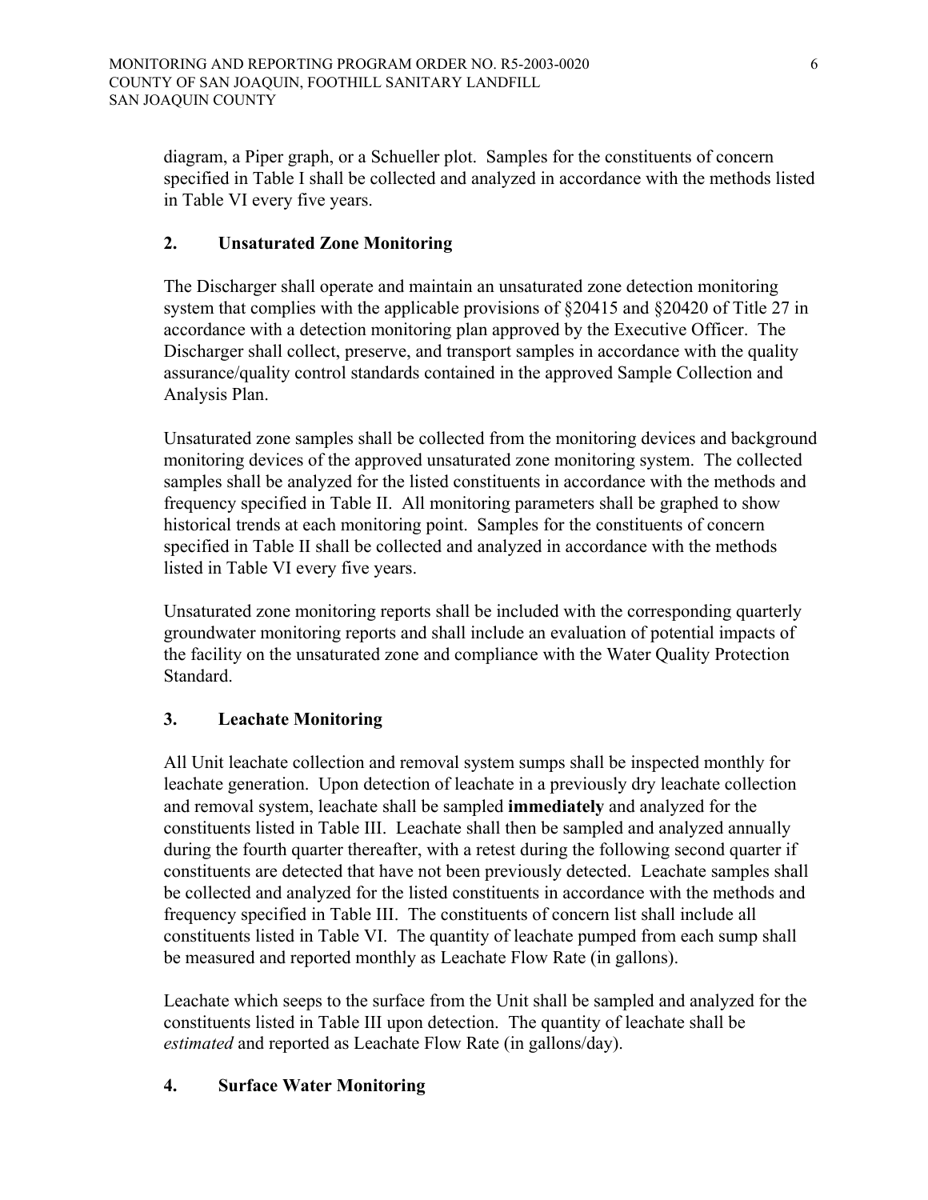diagram, a Piper graph, or a Schueller plot. Samples for the constituents of concern specified in Table I shall be collected and analyzed in accordance with the methods listed in Table VI every five years.

### 2. Unsaturated Zone Monitoring

The Discharger shall operate and maintain an unsaturated zone detection monitoring system that complies with the applicable provisions of §20415 and §20420 of Title 27 in accordance with a detection monitoring plan approved by the Executive Officer. The Discharger shall collect, preserve, and transport samples in accordance with the quality assurance/quality control standards contained in the approved Sample Collection and Analysis Plan.

Unsaturated zone samples shall be collected from the monitoring devices and background monitoring devices of the approved unsaturated zone monitoring system. The collected samples shall be analyzed for the listed constituents in accordance with the methods and frequency specified in Table II. All monitoring parameters shall be graphed to show historical trends at each monitoring point. Samples for the constituents of concern specified in Table II shall be collected and analyzed in accordance with the methods listed in Table VI every five years.

Unsaturated zone monitoring reports shall be included with the corresponding quarterly groundwater monitoring reports and shall include an evaluation of potential impacts of the facility on the unsaturated zone and compliance with the Water Quality Protection Standard.

### 3. Leachate Monitoring

All Unit leachate collection and removal system sumps shall be inspected monthly for leachate generation. Upon detection of leachate in a previously dry leachate collection and removal system, leachate shall be sampled **immediately** and analyzed for the constituents listed in Table III. Leachate shall then be sampled and analyzed annually during the fourth quarter thereafter, with a retest during the following second quarter if constituents are detected that have not been previously detected. Leachate samples shall be collected and analyzed for the listed constituents in accordance with the methods and frequency specified in Table III. The constituents of concern list shall include all constituents listed in Table VI. The quantity of leachate pumped from each sump shall be measured and reported monthly as Leachate Flow Rate (in gallons).

Leachate which seeps to the surface from the Unit shall be sampled and analyzed for the constituents listed in Table III upon detection. The quantity of leachate shall be *estimated* and reported as Leachate Flow Rate (in gallons/day).

### 4. Surface Water Monitoring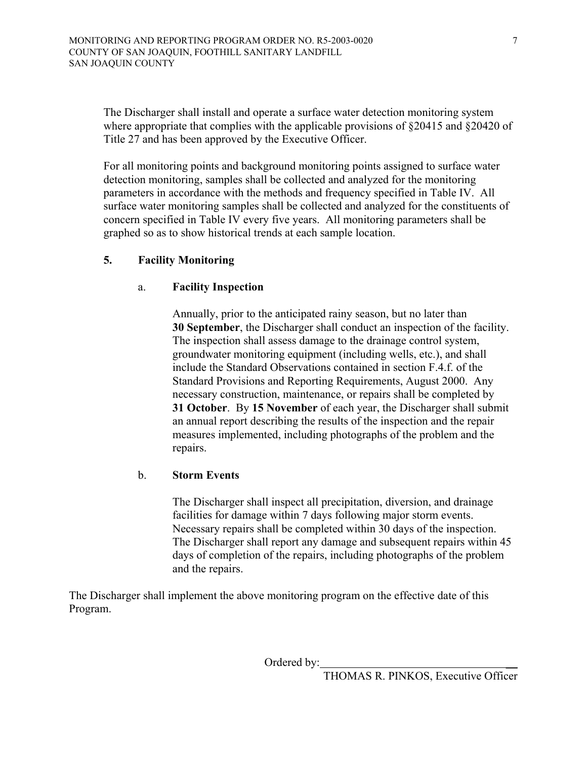The Discharger shall install and operate a surface water detection monitoring system where appropriate that complies with the applicable provisions of §20415 and §20420 of Title 27 and has been approved by the Executive Officer.

For all monitoring points and background monitoring points assigned to surface water detection monitoring, samples shall be collected and analyzed for the monitoring parameters in accordance with the methods and frequency specified in Table IV. All surface water monitoring samples shall be collected and analyzed for the constituents of concern specified in Table IV every five years. All monitoring parameters shall be graphed so as to show historical trends at each sample location.

**5. Facility Monitoring**

a. **Facility Inspection**

Annually, prior to the anticipated rainy season, but no later than **30 September**, the Discharger shall conduct an inspection of the facility. The inspection shall assess damage to the drainage control system, groundwater monitoring equipment (including wells, etc.), and shall include the Standard Observations contained in section F.4.f. of the Standard Provisions and Reporting Requirements, August 2000. Any necessary construction, maintenance, or repairs shall be completed by **31 October**. By **15 November** of each year, the Discharger shall submit an annual report describing the results of the inspection and the repair measures implemented, including photographs of the problem and the repairs.

b. **Storm Events**

The Discharger shall inspect all precipitation, diversion, and drainage facilities for damage within 7 days following major storm events. Necessary repairs shall be completed within 30 days of the inspection. The Discharger shall report any damage and subsequent repairs within 45 days of completion of the repairs, including photographs of the problem and the repairs.

The Discharger shall implement the above monitoring program on the effective date of this Program.

Ordered by:\_\_\_\_\_\_\_\_\_\_\_\_\_\_\_\_\_\_\_\_\_\_\_\_\_\_\_\_\_\_\_\_\_\_

THOMAS R. PINKOS, Executive Officer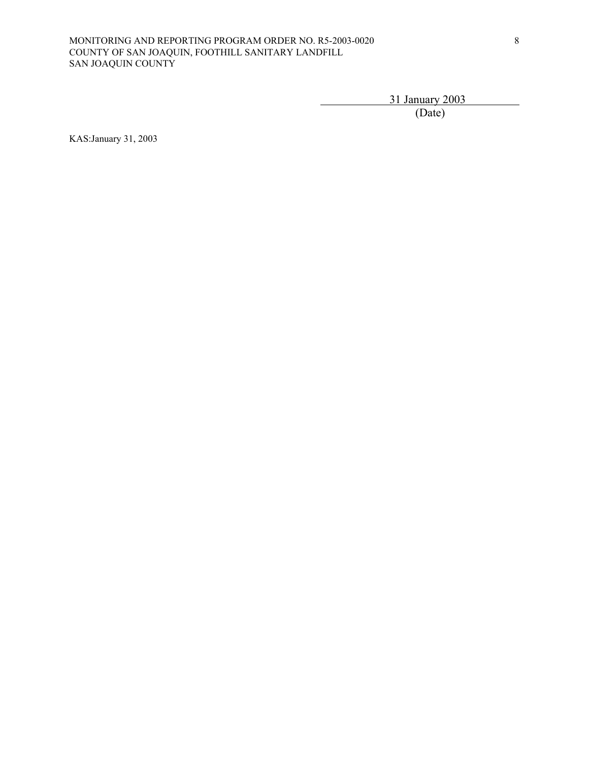31 January 2003

(Date)

KAS:January 31, 2003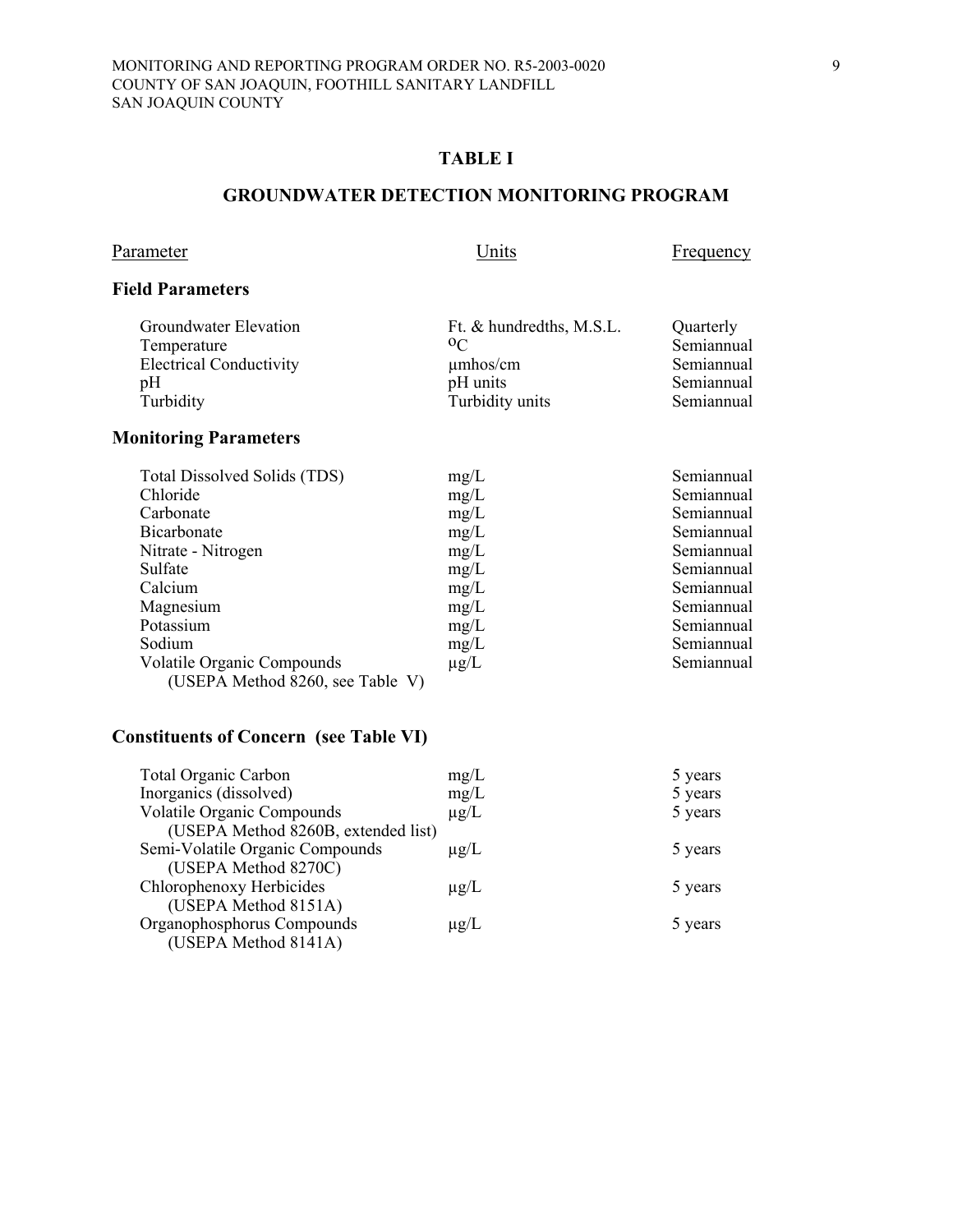## TABLE I

## GROUNDWATER DETECTION MONITORING PROGRAM

| Parameter | Units | Frequency |
|---|---|---|
| **Field Parameters** | | |
| Groundwater Elevation | Ft. & hundredths, M.S.L. | Quarterly |
| Temperature | $^{o}C$ | Semiannual |
| Electrical Conductivity | µmhos/cm | Semiannual |
| pH | pH units | Semiannual |
| Turbidity | Turbidity units | Semiannual |
| **Monitoring Parameters** | | |
| Total Dissolved Solids (TDS) | mg/L | Semiannual |
| Chloride | mg/L | Semiannual |
| Carbonate | mg/L | Semiannual |
| Bicarbonate | mg/L | Semiannual |
| Nitrate - Nitrogen | mg/L | Semiannual |
| Sulfate | mg/L | Semiannual |
| Calcium | mg/L | Semiannual |
| Magnesium | mg/L | Semiannual |
| Potassium | mg/L | Semiannual |
| Sodium | mg/L | Semiannual |
| Volatile Organic Compounds (USEPA Method 8260, see Table V) | µg/L | Semiannual |
| **Constituents of Concern (see Table VI)** | | |
| Total Organic Carbon | mg/L | 5 years |
| Inorganics (dissolved) | mg/L | 5 years |
| Volatile Organic Compounds (USEPA Method 8260B, extended list) | µg/L | 5 years |
| Semi-Volatile Organic Compounds (USEPA Method 8270C) | µg/L | 5 years |
| Chlorophenoxy Herbicides (USEPA Method 8151A) | µg/L | 5 years |
| Organophosphorus Compounds (USEPA Method 8141A) | µg/L | 5 years |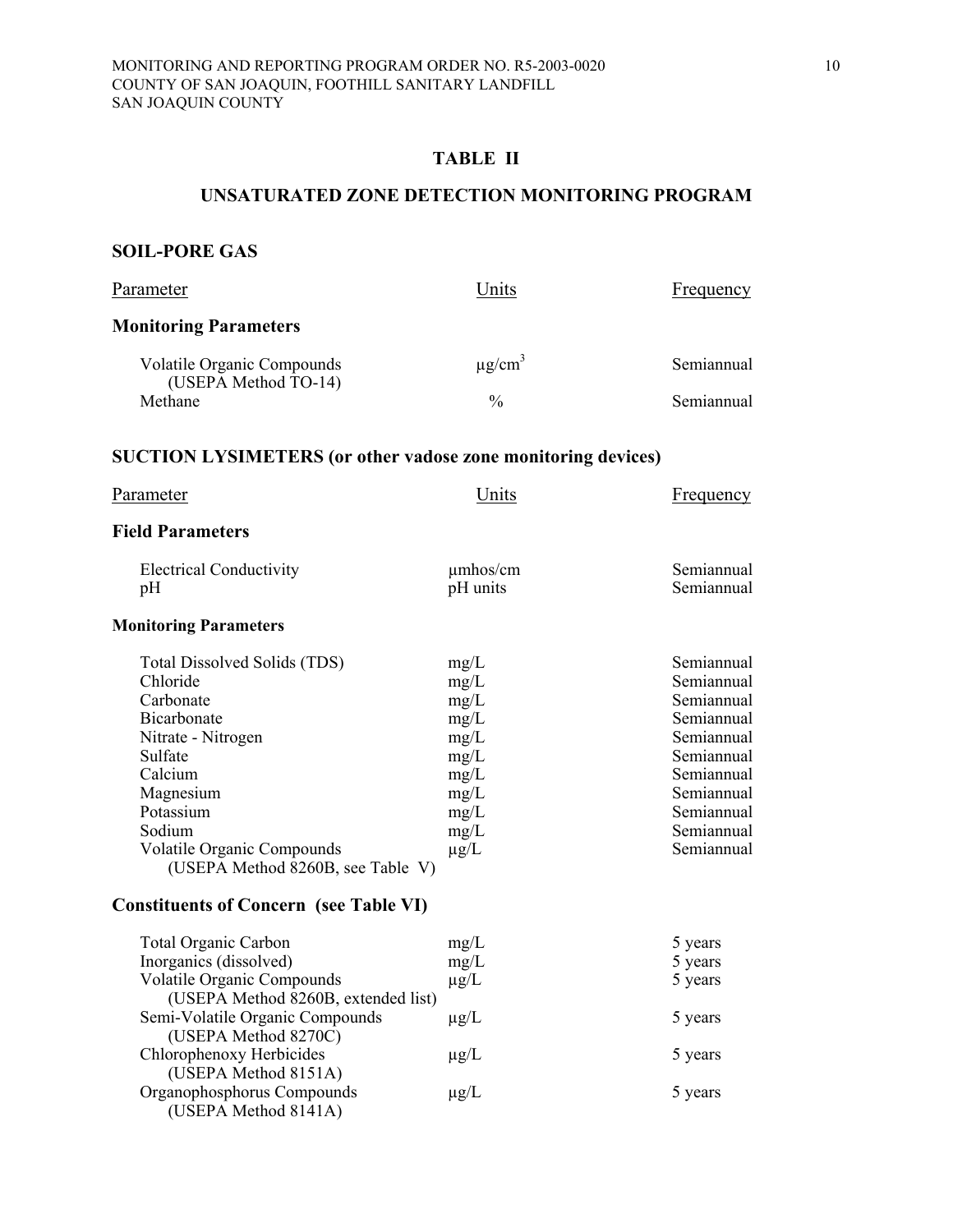## TABLE II

## UNSATURATED ZONE DETECTION MONITORING PROGRAM

### SOIL-PORE GAS

| Parameter | Units | Frequency |
|---|---|---|
| **Monitoring Parameters** | | |
| Volatile Organic Compounds (USEPA Method TO-14) | μg/cm$^3$ | Semiannual |
| Methane | % | Semiannual |

### SUCTION LYSIMETERS (or other vadose zone monitoring devices)

| Parameter | Units | Frequency |
|---|---|---|
| **Field Parameters** | | |
| Electrical Conductivity | μmhos/cm | Semiannual |
| pH | pH units | Semiannual |
| **Monitoring Parameters** | | |
| Total Dissolved Solids (TDS) | mg/L | Semiannual |
| Chloride | mg/L | Semiannual |
| Carbonate | mg/L | Semiannual |
| Bicarbonate | mg/L | Semiannual |
| Nitrate - Nitrogen | mg/L | Semiannual |
| Sulfate | mg/L | Semiannual |
| Calcium | mg/L | Semiannual |
| Magnesium | mg/L | Semiannual |
| Potassium | mg/L | Semiannual |
| Sodium | mg/L | Semiannual |
| Volatile Organic Compounds (USEPA Method 8260B, see Table V) | μg/L | Semiannual |
| **Constituents of Concern (see Table VI)** | | |
| Total Organic Carbon | mg/L | 5 years |
| Inorganics (dissolved) | mg/L | 5 years |
| Volatile Organic Compounds (USEPA Method 8260B, extended list) | μg/L | 5 years |
| Semi-Volatile Organic Compounds (USEPA Method 8270C) | μg/L | 5 years |
| Chlorophenoxy Herbicides (USEPA Method 8151A) | μg/L | 5 years |
| Organophosphorus Compounds (USEPA Method 8141A) | μg/L | 5 years |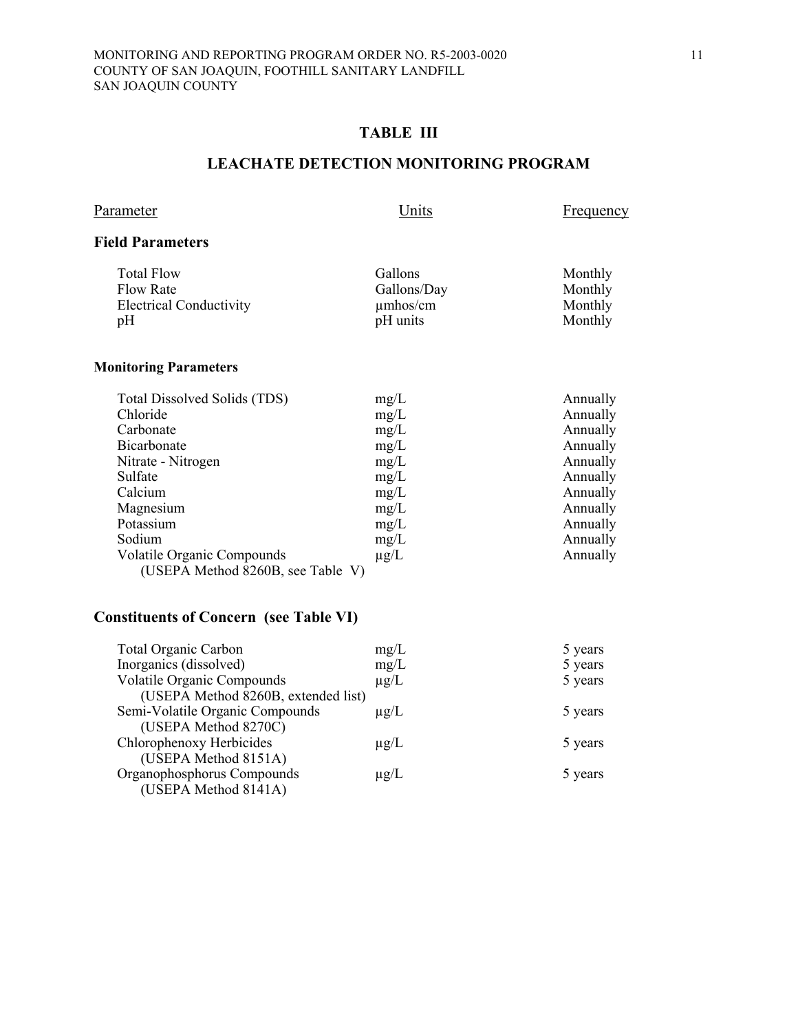## TABLE III

## LEACHATE DETECTION MONITORING PROGRAM

| Parameter | Units | Frequency |
|---|---|---|
| **Field Parameters** | | |
| Total Flow | Gallons | Monthly |
| Flow Rate | Gallons/Day | Monthly |
| Electrical Conductivity | µmhos/cm | Monthly |
| pH | pH units | Monthly |
| **Monitoring Parameters** | | |
| Total Dissolved Solids (TDS) | mg/L | Annually |
| Chloride | mg/L | Annually |
| Carbonate | mg/L | Annually |
| Bicarbonate | mg/L | Annually |
| Nitrate - Nitrogen | mg/L | Annually |
| Sulfate | mg/L | Annually |
| Calcium | mg/L | Annually |
| Magnesium | mg/L | Annually |
| Potassium | mg/L | Annually |
| Sodium | mg/L | Annually |
| Volatile Organic Compounds (USEPA Method 8260B, see Table V) | µg/L | Annually |
| **Constituents of Concern (see Table VI)** | | |
| Total Organic Carbon | mg/L | 5 years |
| Inorganics (dissolved) | mg/L | 5 years |
| Volatile Organic Compounds (USEPA Method 8260B, extended list) | µg/L | 5 years |
| Semi-Volatile Organic Compounds (USEPA Method 8270C) | µg/L | 5 years |
| Chlorophenoxy Herbicides (USEPA Method 8151A) | µg/L | 5 years |
| Organophosphorus Compounds (USEPA Method 8141A) | µg/L | 5 years |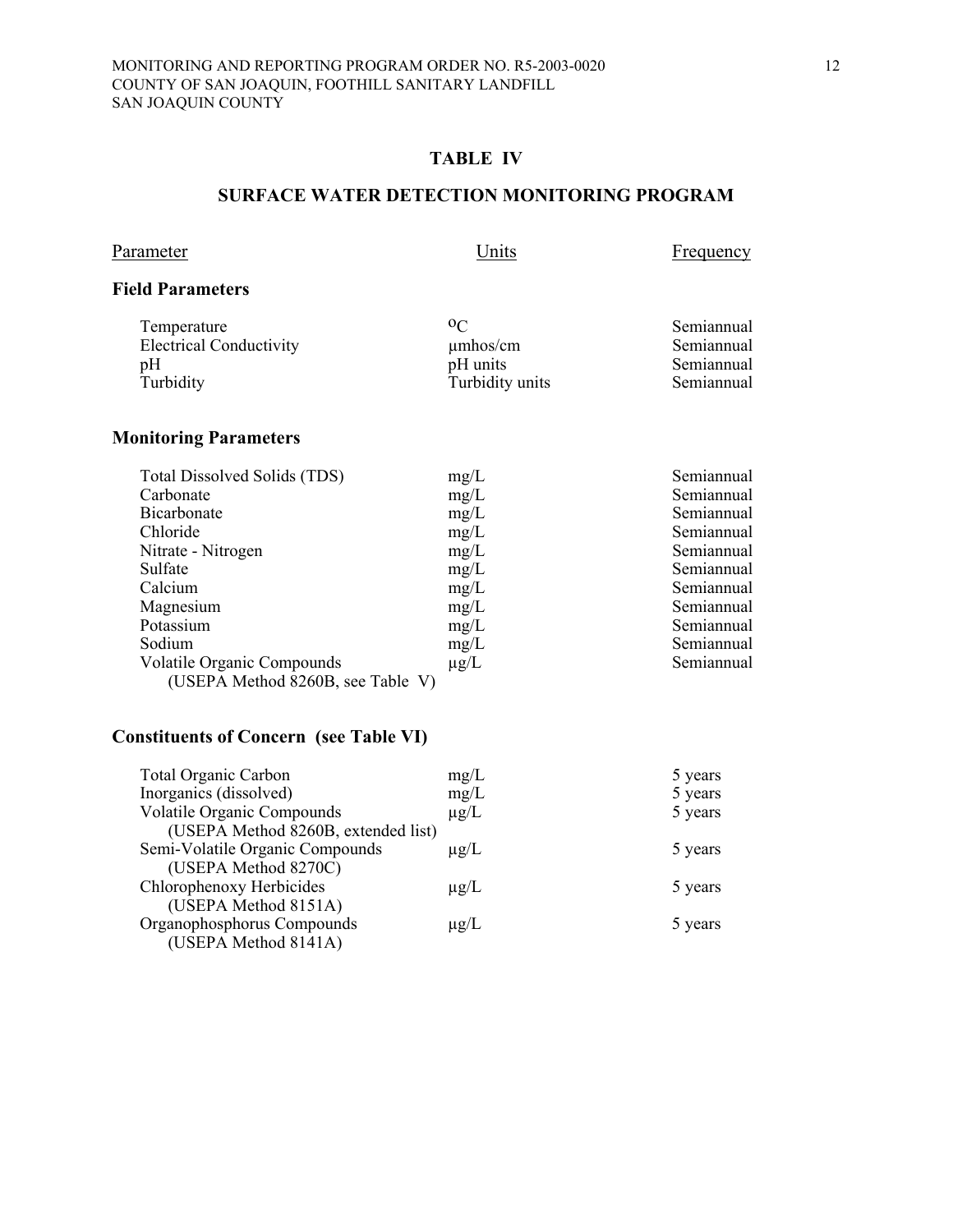## TABLE IV

## SURFACE WATER DETECTION MONITORING PROGRAM

| Parameter | Units | Frequency |
|---|---|---|
| **Field Parameters** | | |
| Temperature | °C | Semiannual |
| Electrical Conductivity | μmhos/cm | Semiannual |
| pH | pH units | Semiannual |
| Turbidity | Turbidity units | Semiannual |
| **Monitoring Parameters** | | |
| Total Dissolved Solids (TDS) | mg/L | Semiannual |
| Carbonate | mg/L | Semiannual |
| Bicarbonate | mg/L | Semiannual |
| Chloride | mg/L | Semiannual |
| Nitrate - Nitrogen | mg/L | Semiannual |
| Sulfate | mg/L | Semiannual |
| Calcium | mg/L | Semiannual |
| Magnesium | mg/L | Semiannual |
| Potassium | mg/L | Semiannual |
| Sodium | mg/L | Semiannual |
| Volatile Organic Compounds (USEPA Method 8260B, see Table V) | μg/L | Semiannual |
| **Constituents of Concern (see Table VI)** | | |
| Total Organic Carbon | mg/L | 5 years |
| Inorganics (dissolved) | mg/L | 5 years |
| Volatile Organic Compounds (USEPA Method 8260B, extended list) | μg/L | 5 years |
| Semi-Volatile Organic Compounds (USEPA Method 8270C) | μg/L | 5 years |
| Chlorophenoxy Herbicides (USEPA Method 8151A) | μg/L | 5 years |
| Organophosphorus Compounds (USEPA Method 8141A) | μg/L | 5 years |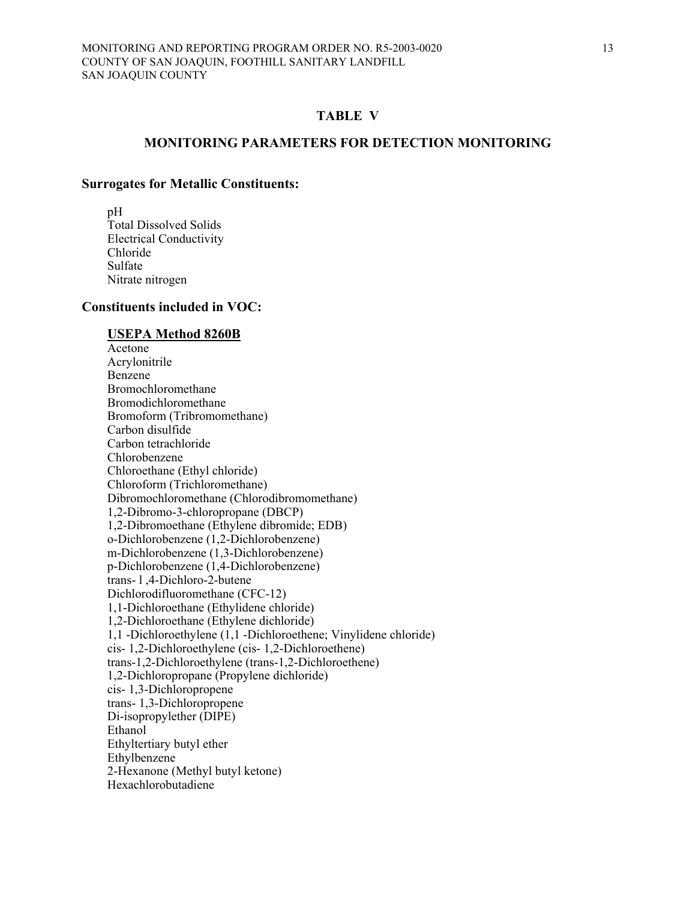## TABLE V

## MONITORING PARAMETERS FOR DETECTION MONITORING

### Surrogates for Metallic Constituents:

pH
Total Dissolved Solids
Electrical Conductivity
Chloride
Sulfate
Nitrate nitrogen

### Constituents included in VOC:

**USEPA Method 8260B**

Acetone
Acrylonitrile
Benzene
Bromochloromethane
Bromodichloromethane
Bromoform (Tribromomethane)
Carbon disulfide
Carbon tetrachloride
Chlorobenzene
Chloroethane (Ethyl chloride)
Chloroform (Trichloromethane)
Dibromochloromethane (Chlorodibromomethane)
1,2-Dibromo-3-chloropropane (DBCP)
1,2-Dibromoethane (Ethylene dibromide; EDB)
o-Dichlorobenzene (1,2-Dichlorobenzene)
m-Dichlorobenzene (1,3-Dichlorobenzene)
p-Dichlorobenzene (1,4-Dichlorobenzene)
trans- l ,4-Dichloro-2-butene
Dichlorodifluoromethane (CFC-12)
1,1-Dichloroethane (Ethylidene chloride)
1,2-Dichloroethane (Ethylene dichloride)
1,1 -Dichloroethylene (1,1 -Dichloroethene; Vinylidene chloride)
cis- 1,2-Dichloroethylene (cis- 1,2-Dichloroethene)
trans-1,2-Dichloroethylene (trans-1,2-Dichloroethene)
1,2-Dichloropropane (Propylene dichloride)
cis- 1,3-Dichloropropene
trans- 1,3-Dichloropropene
Di-isopropylether (DIPE)
Ethanol
Ethyltertiary butyl ether
Ethylbenzene
2-Hexanone (Methyl butyl ketone)
Hexachlorobutadiene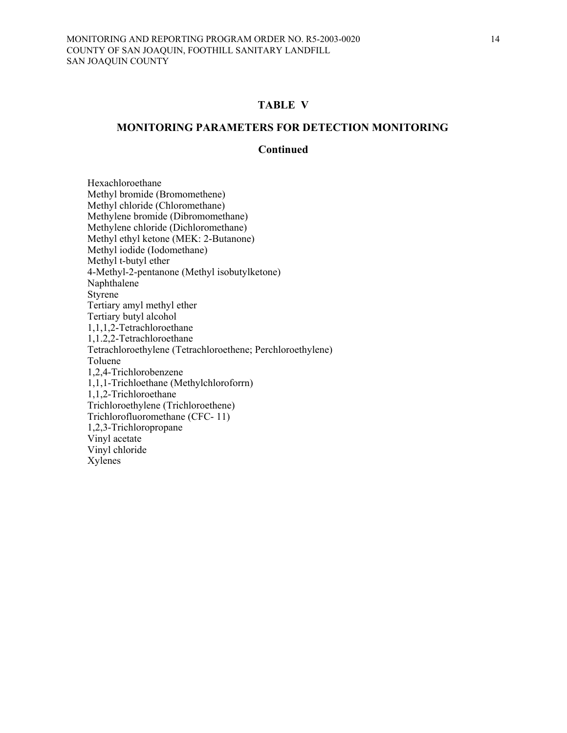## TABLE V

## MONITORING PARAMETERS FOR DETECTION MONITORING

### Continued

Hexachloroethane  
Methyl bromide (Bromomethene)  
Methyl chloride (Chloromethane)  
Methylene bromide (Dibromomethane)  
Methylene chloride (Dichloromethane)  
Methyl ethyl ketone (MEK: 2-Butanone)  
Methyl iodide (Iodomethane)  
Methyl t-butyl ether  
4-Methyl-2-pentanone (Methyl isobutylketone)  
Naphthalene  
Styrene  
Tertiary amyl methyl ether  
Tertiary butyl alcohol  
1,1,1,2-Tetrachloroethane  
1,1.2,2-Tetrachloroethane  
Tetrachloroethylene (Tetrachloroethene; Perchloroethylene)  
Toluene  
1,2,4-Trichlorobenzene  
1,1,1-Trichloethane (Methylchloroforrn)  
1,1,2-Trichloroethane  
Trichloroethylene (Trichloroethene)  
Trichlorofluoromethane (CFC- 11)  
1,2,3-Trichloropropane  
Vinyl acetate  
Vinyl chloride  
Xylenes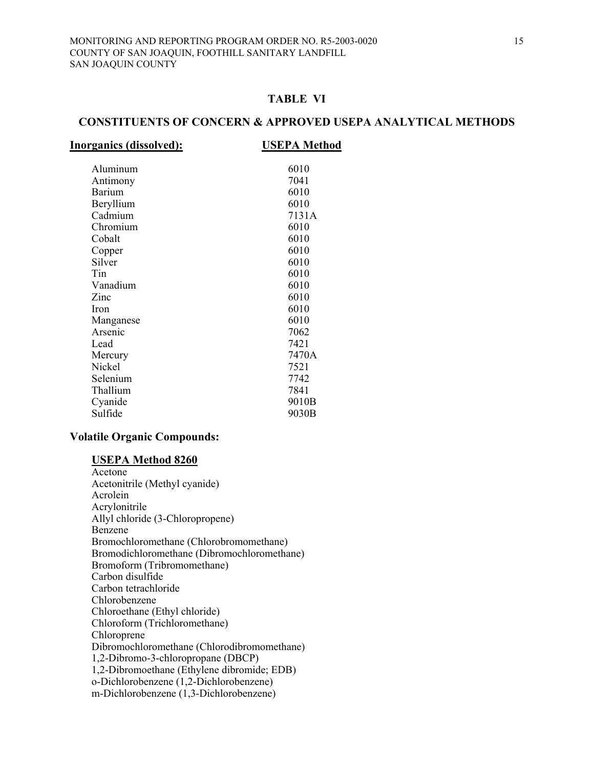## TABLE VI

## CONSTITUENTS OF CONCERN & APPROVED USEPA ANALYTICAL METHODS

| **Inorganics (dissolved):** | **USEPA Method** |
|---|---|
| Aluminum | 6010 |
| Antimony | 7041 |
| Barium | 6010 |
| Beryllium | 6010 |
| Cadmium | 7131A |
| Chromium | 6010 |
| Cobalt | 6010 |
| Copper | 6010 |
| Silver | 6010 |
| Tin | 6010 |
| Vanadium | 6010 |
| Zinc | 6010 |
| Iron | 6010 |
| Manganese | 6010 |
| Arsenic | 7062 |
| Lead | 7421 |
| Mercury | 7470A |
| Nickel | 7521 |
| Selenium | 7742 |
| Thallium | 7841 |
| Cyanide | 9010B |
| Sulfide | 9030B |

**Volatile Organic Compounds:**

**USEPA Method 8260**

Acetone
Acetonitrile (Methyl cyanide)
Acrolein
Acrylonitrile
Allyl chloride (3-Chloropropene)
Benzene
Bromochloromethane (Chlorobromomethane)
Bromodichloromethane (Dibromochloromethane)
Bromoform (Tribromomethane)
Carbon disulfide
Carbon tetrachloride
Chlorobenzene
Chloroethane (Ethyl chloride)
Chloroform (Trichloromethane)
Chloroprene
Dibromochloromethane (Chlorodibromomethane)
1,2-Dibromo-3-chloropropane (DBCP)
1,2-Dibromoethane (Ethylene dibromide; EDB)
o-Dichlorobenzene (1,2-Dichlorobenzene)
m-Dichlorobenzene (1,3-Dichlorobenzene)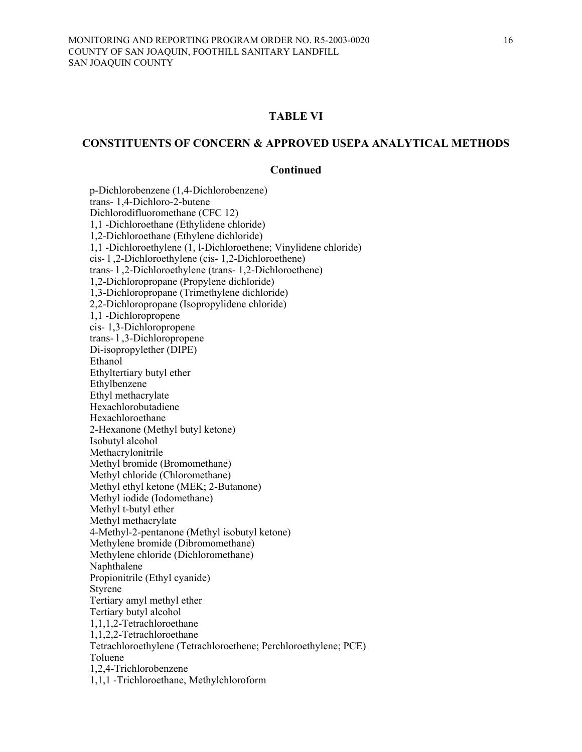## TABLE VI

## CONSTITUENTS OF CONCERN & APPROVED USEPA ANALYTICAL METHODS

### Continued

p-Dichlorobenzene (1,4-Dichlorobenzene)
trans- 1,4-Dichloro-2-butene
Dichlorodifluoromethane (CFC 12)
1,1 -Dichloroethane (Ethylidene chloride)
1,2-Dichloroethane (Ethylene dichloride)
1,1 -Dichloroethylene (1, l-Dichloroethene; Vinylidene chloride)
cis- l ,2-Dichloroethylene (cis- 1,2-Dichloroethene)
trans- l ,2-Dichloroethylene (trans- 1,2-Dichloroethene)
1,2-Dichloropropane (Propylene dichloride)
1,3-Dichloropropane (Trimethylene dichloride)
2,2-Dichloropropane (Isopropylidene chloride)
1,1 -Dichloropropene
cis- 1,3-Dichloropropene
trans- l ,3-Dichloropropene
Di-isopropylether (DIPE)
Ethanol
Ethyltertiary butyl ether
Ethylbenzene
Ethyl methacrylate
Hexachlorobutadiene
Hexachloroethane
2-Hexanone (Methyl butyl ketone)
Isobutyl alcohol
Methacrylonitrile
Methyl bromide (Bromomethane)
Methyl chloride (Chloromethane)
Methyl ethyl ketone (MEK; 2-Butanone)
Methyl iodide (Iodomethane)
Methyl t-butyl ether
Methyl methacrylate
4-Methyl-2-pentanone (Methyl isobutyl ketone)
Methylene bromide (Dibromomethane)
Methylene chloride (Dichloromethane)
Naphthalene
Propionitrile (Ethyl cyanide)
Styrene
Tertiary amyl methyl ether
Tertiary butyl alcohol
1,1,1,2-Tetrachloroethane
1,1,2,2-Tetrachloroethane
Tetrachloroethylene (Tetrachloroethene; Perchloroethylene; PCE)
Toluene
1,2,4-Trichlorobenzene
1,1,1 -Trichloroethane, Methylchloroform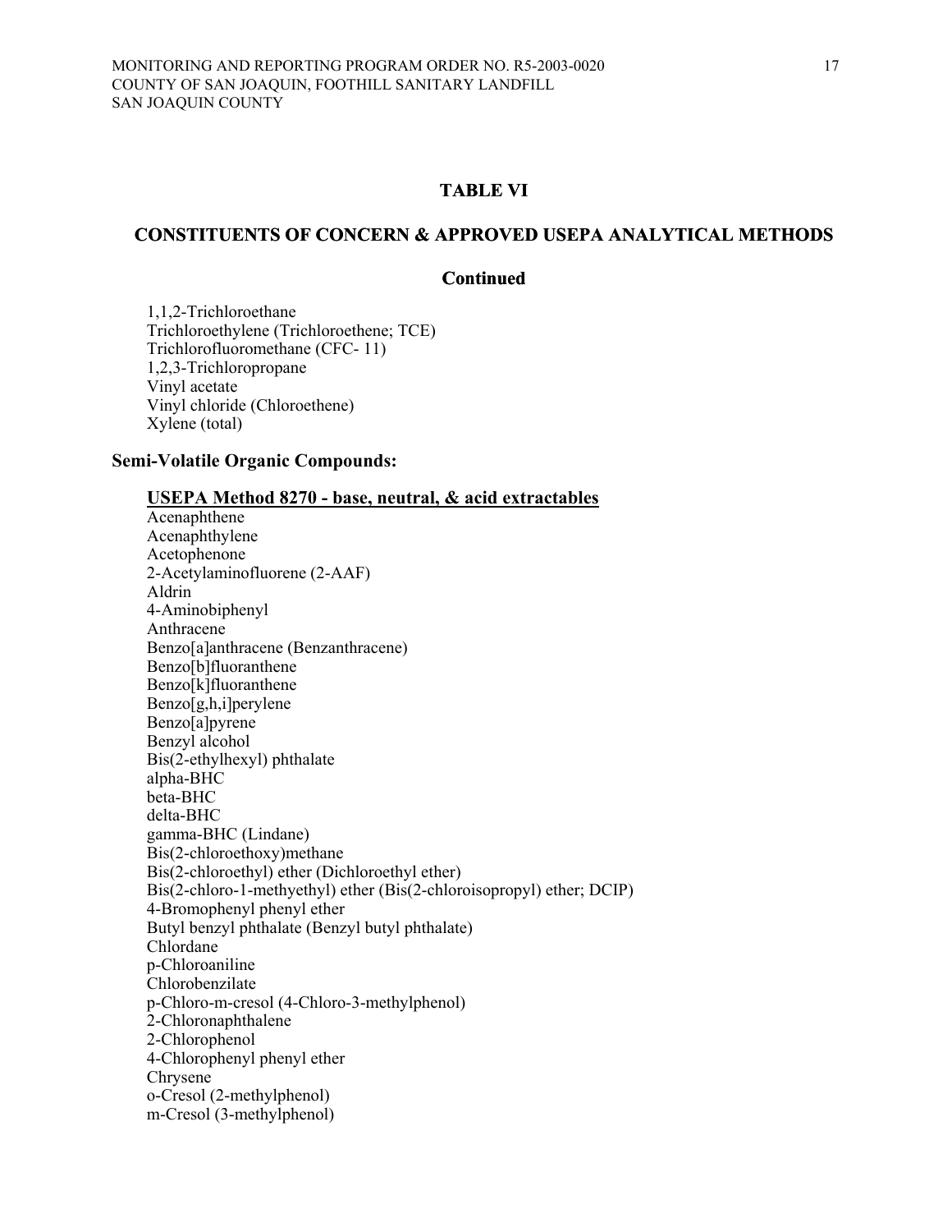## TABLE VI

## CONSTITUENTS OF CONCERN & APPROVED USEPA ANALYTICAL METHODS

### Continued

1,1,2-Trichloroethane
Trichloroethylene (Trichloroethene; TCE)
Trichlorofluoromethane (CFC- 11)
1,2,3-Trichloropropane
Vinyl acetate
Vinyl chloride (Chloroethene)
Xylene (total)

### Semi-Volatile Organic Compounds:

**USEPA Method 8270 - base, neutral, & acid extractables**

Acenaphthene
Acenaphthylene
Acetophenone
2-Acetylaminofluorene (2-AAF)
Aldrin
4-Aminobiphenyl
Anthracene
Benzo[a]anthracene (Benzanthracene)
Benzo[b]fluoranthene
Benzo[k]fluoranthene
Benzo[g,h,i]perylene
Benzo[a]pyrene
Benzyl alcohol
Bis(2-ethylhexyl) phthalate
alpha-BHC
beta-BHC
delta-BHC
gamma-BHC (Lindane)
Bis(2-chloroethoxy)methane
Bis(2-chloroethyl) ether (Dichloroethyl ether)
Bis(2-chloro-1-methyethyl) ether (Bis(2-chloroisopropyl) ether; DCIP)
4-Bromophenyl phenyl ether
Butyl benzyl phthalate (Benzyl butyl phthalate)
Chlordane
p-Chloroaniline
Chlorobenzilate
p-Chloro-m-cresol (4-Chloro-3-methylphenol)
2-Chloronaphthalene
2-Chlorophenol
4-Chlorophenyl phenyl ether
Chrysene
o-Cresol (2-methylphenol)
m-Cresol (3-methylphenol)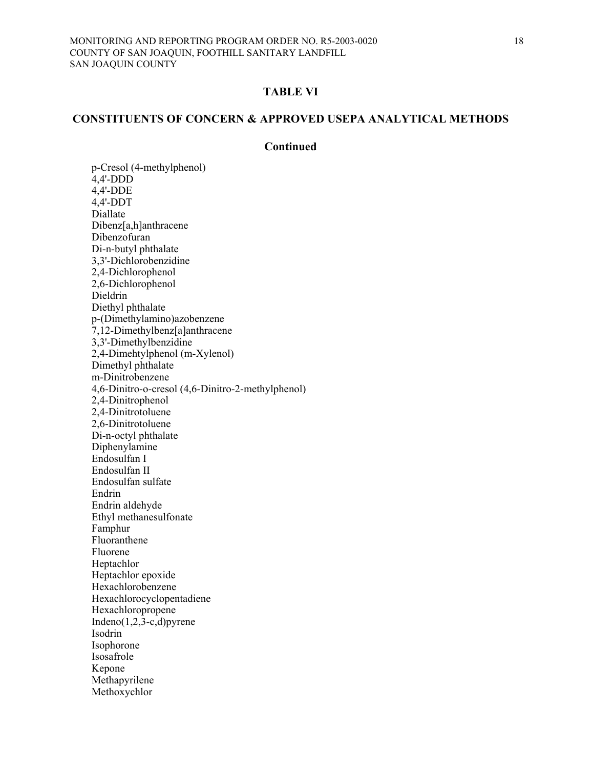## TABLE VI

## CONSTITUENTS OF CONCERN & APPROVED USEPA ANALYTICAL METHODS

**Continued**

p-Cresol (4-methylphenol)
4,4'-DDD
4,4'-DDE
4,4'-DDT
Diallate
Dibenz[a,h]anthracene
Dibenzofuran
Di-n-butyl phthalate
3,3'-Dichlorobenzidine
2,4-Dichlorophenol
2,6-Dichlorophenol
Dieldrin
Diethyl phthalate
p-(Dimethylamino)azobenzene
7,12-Dimethylbenz[a]anthracene
3,3'-Dimethylbenzidine
2,4-Dimehtylphenol (m-Xylenol)
Dimethyl phthalate
m-Dinitrobenzene
4,6-Dinitro-o-cresol (4,6-Dinitro-2-methylphenol)
2,4-Dinitrophenol
2,4-Dinitrotoluene
2,6-Dinitrotoluene
Di-n-octyl phthalate
Diphenylamine
Endosulfan I
Endosulfan II
Endosulfan sulfate
Endrin
Endrin aldehyde
Ethyl methanesulfonate
Famphur
Fluoranthene
Fluorene
Heptachlor
Heptachlor epoxide
Hexachlorobenzene
Hexachlorocyclopentadiene
Hexachloropropene
Indeno(1,2,3-c,d)pyrene
Isodrin
Isophorone
Isosafrole
Kepone
Methapyrilene
Methoxychlor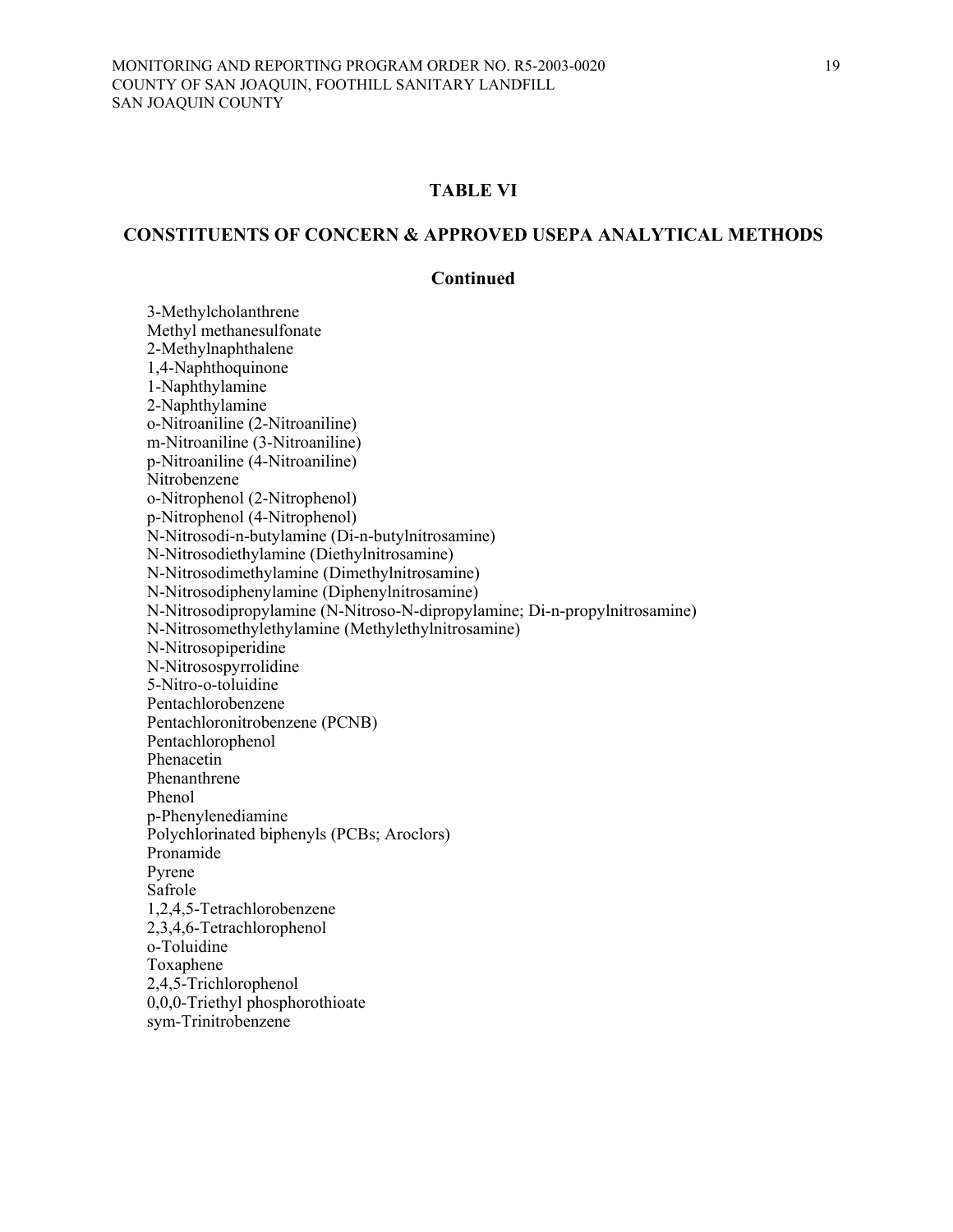## TABLE VI

## CONSTITUENTS OF CONCERN & APPROVED USEPA ANALYTICAL METHODS

### Continued

3-Methylcholanthrene
Methyl methanesulfonate
2-Methylnaphthalene
1,4-Naphthoquinone
1-Naphthylamine
2-Naphthylamine
o-Nitroaniline (2-Nitroaniline)
m-Nitroaniline (3-Nitroaniline)
p-Nitroaniline (4-Nitroaniline)
Nitrobenzene
o-Nitrophenol (2-Nitrophenol)
p-Nitrophenol (4-Nitrophenol)
N-Nitrosodi-n-butylamine (Di-n-butylnitrosamine)
N-Nitrosodiethylamine (Diethylnitrosamine)
N-Nitrosodimethylamine (Dimethylnitrosamine)
N-Nitrosodiphenylamine (Diphenylnitrosamine)
N-Nitrosodipropylamine (N-Nitroso-N-dipropylamine; Di-n-propylnitrosamine)
N-Nitrosomethylethylamine (Methylethylnitrosamine)
N-Nitrosopiperidine
N-Nitrosospyrrolidine
5-Nitro-o-toluidine
Pentachlorobenzene
Pentachloronitrobenzene (PCNB)
Pentachlorophenol
Phenacetin
Phenanthrene
Phenol
p-Phenylenediamine
Polychlorinated biphenyls (PCBs; Aroclors)
Pronamide
Pyrene
Safrole
1,2,4,5-Tetrachlorobenzene
2,3,4,6-Tetrachlorophenol
o-Toluidine
Toxaphene
2,4,5-Trichlorophenol
0,0,0-Triethyl phosphorothioate
sym-Trinitrobenzene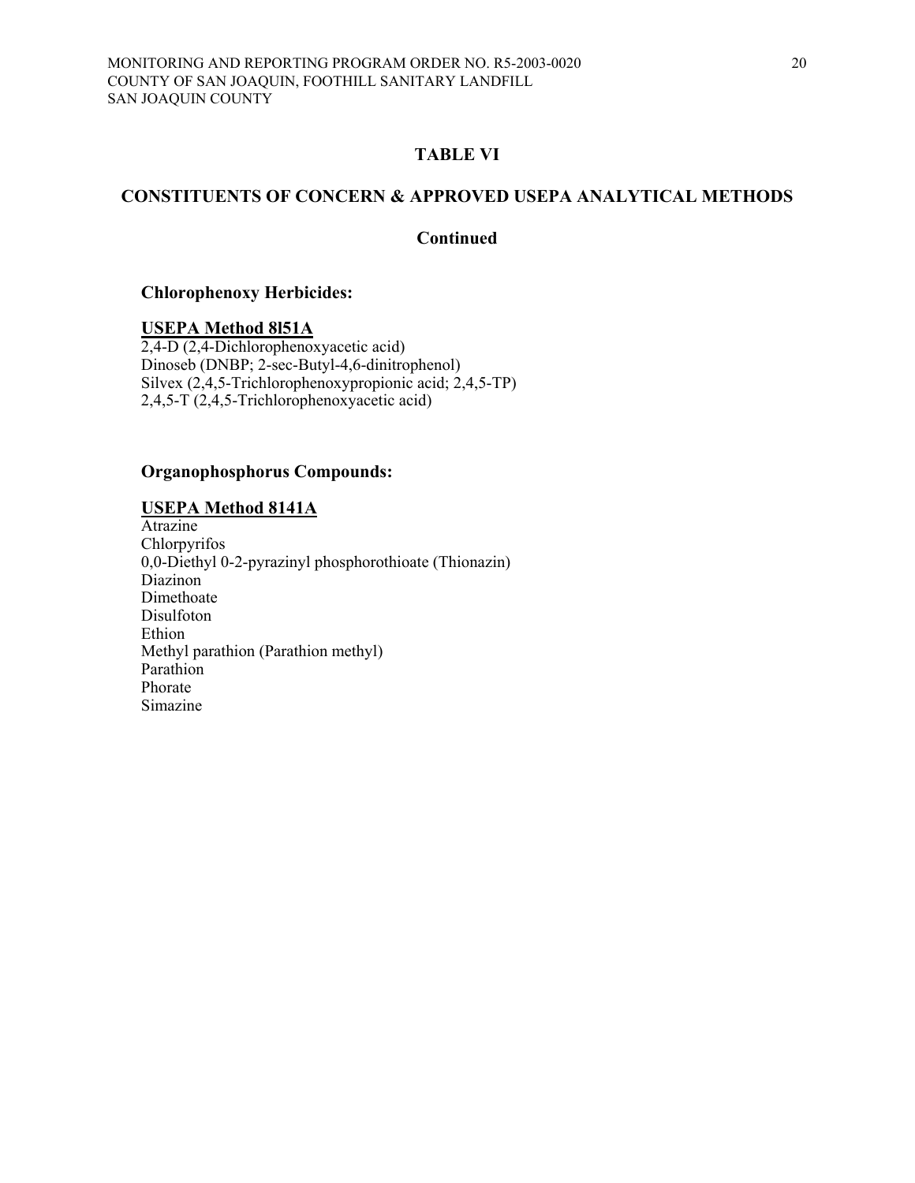## TABLE VI

## CONSTITUENTS OF CONCERN & APPROVED USEPA ANALYTICAL METHODS

### Continued

**Chlorophenoxy Herbicides:**

**USEPA Method 8l51A**

2,4-D (2,4-Dichlorophenoxyacetic acid)
Dinoseb (DNBP; 2-sec-Butyl-4,6-dinitrophenol)
Silvex (2,4,5-Trichlorophenoxypropionic acid; 2,4,5-TP)
2,4,5-T (2,4,5-Trichlorophenoxyacetic acid)

**Organophosphorus Compounds:**

**USEPA Method 8141A**

Atrazine
Chlorpyrifos
0,0-Diethyl 0-2-pyrazinyl phosphorothioate (Thionazin)
Diazinon
Dimethoate
Disulfoton
Ethion
Methyl parathion (Parathion methyl)
Parathion
Phorate
Simazine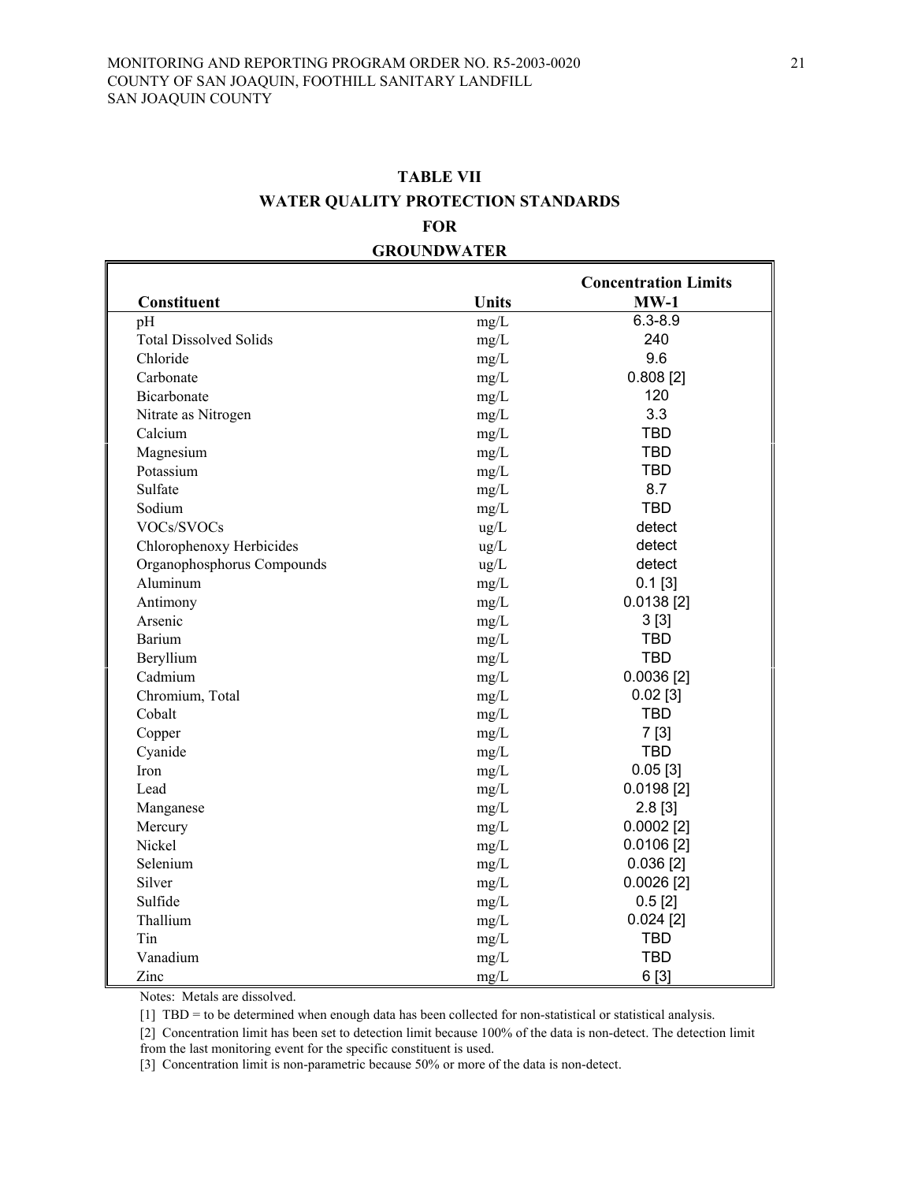# TABLE VII

## WATER QUALITY PROTECTION STANDARDS

## FOR

## GROUNDWATER

| Constituent | Units | Concentration Limits MW-1 |
|---|---|---|
| pH | mg/L | 6.3-8.9 |
| Total Dissolved Solids | mg/L | 240 |
| Chloride | mg/L | 9.6 |
| Carbonate | mg/L | 0.808 [2] |
| Bicarbonate | mg/L | 120 |
| Nitrate as Nitrogen | mg/L | 3.3 |
| Calcium | mg/L | TBD |
| Magnesium | mg/L | TBD |
| Potassium | mg/L | TBD |
| Sulfate | mg/L | 8.7 |
| Sodium | mg/L | TBD |
| VOCs/SVOCs | ug/L | detect |
| Chlorophenoxy Herbicides | ug/L | detect |
| Organophosphorus Compounds | ug/L | detect |
| Aluminum | mg/L | 0.1 [3] |
| Antimony | mg/L | 0.0138 [2] |
| Arsenic | mg/L | 3 [3] |
| Barium | mg/L | TBD |
| Beryllium | mg/L | TBD |
| Cadmium | mg/L | 0.0036 [2] |
| Chromium, Total | mg/L | 0.02 [3] |
| Cobalt | mg/L | TBD |
| Copper | mg/L | 7 [3] |
| Cyanide | mg/L | TBD |
| Iron | mg/L | 0.05 [3] |
| Lead | mg/L | 0.0198 [2] |
| Manganese | mg/L | 2.8 [3] |
| Mercury | mg/L | 0.0002 [2] |
| Nickel | mg/L | 0.0106 [2] |
| Selenium | mg/L | 0.036 [2] |
| Silver | mg/L | 0.0026 [2] |
| Sulfide | mg/L | 0.5 [2] |
| Thallium | mg/L | 0.024 [2] |
| Tin | mg/L | TBD |
| Vanadium | mg/L | TBD |
| Zinc | mg/L | 6 [3] |

Notes: Metals are dissolved.

[1] TBD = to be determined when enough data has been collected for non-statistical or statistical analysis.

[2] Concentration limit has been set to detection limit because 100% of the data is non-detect. The detection limit from the last monitoring event for the specific constituent is used.

[3] Concentration limit is non-parametric because 50% or more of the data is non-detect.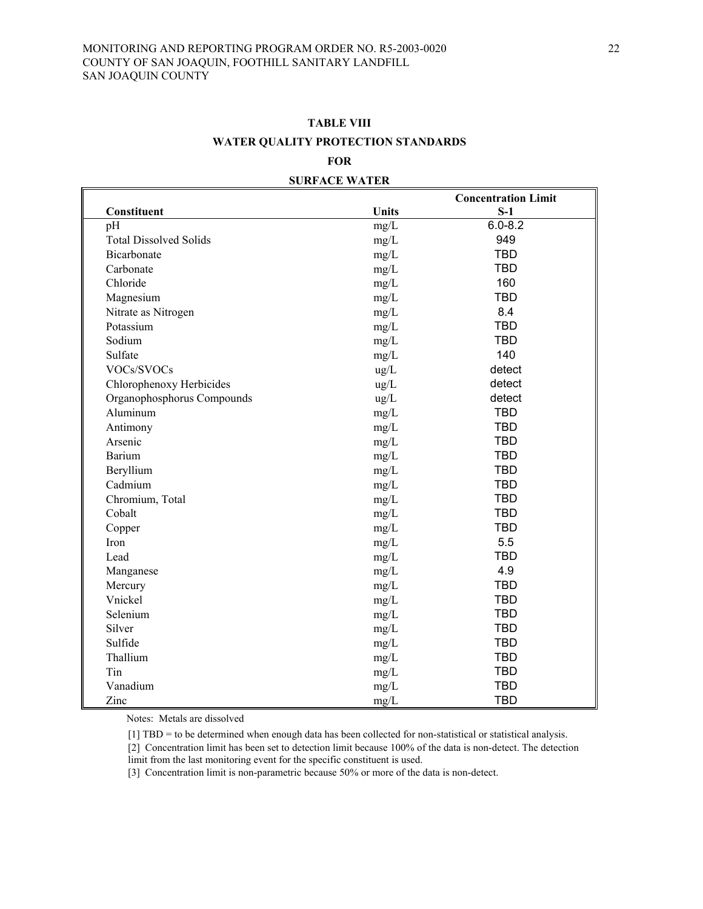**TABLE VIII**

**WATER QUALITY PROTECTION STANDARDS**

**FOR**

**SURFACE WATER**

| Constituent | Units | Concentration Limit S-1 |
|---|---|---|
| pH | mg/L | 6.0-8.2 |
| Total Dissolved Solids | mg/L | 949 |
| Bicarbonate | mg/L | TBD |
| Carbonate | mg/L | TBD |
| Chloride | mg/L | 160 |
| Magnesium | mg/L | TBD |
| Nitrate as Nitrogen | mg/L | 8.4 |
| Potassium | mg/L | TBD |
| Sodium | mg/L | TBD |
| Sulfate | mg/L | 140 |
| VOCs/SVOCs | ug/L | detect |
| Chlorophenoxy Herbicides | ug/L | detect |
| Organophosphorus Compounds | ug/L | detect |
| Aluminum | mg/L | TBD |
| Antimony | mg/L | TBD |
| Arsenic | mg/L | TBD |
| Barium | mg/L | TBD |
| Beryllium | mg/L | TBD |
| Cadmium | mg/L | TBD |
| Chromium, Total | mg/L | TBD |
| Cobalt | mg/L | TBD |
| Copper | mg/L | TBD |
| Iron | mg/L | 5.5 |
| Lead | mg/L | TBD |
| Manganese | mg/L | 4.9 |
| Mercury | mg/L | TBD |
| Vnickel | mg/L | TBD |
| Selenium | mg/L | TBD |
| Silver | mg/L | TBD |
| Sulfide | mg/L | TBD |
| Thallium | mg/L | TBD |
| Tin | mg/L | TBD |
| Vanadium | mg/L | TBD |
| Zinc | mg/L | TBD |

Notes: Metals are dissolved

[1] TBD = to be determined when enough data has been collected for non-statistical or statistical analysis.

[2] Concentration limit has been set to detection limit because 100% of the data is non-detect. The detection limit from the last monitoring event for the specific constituent is used.

[3] Concentration limit is non-parametric because 50% or more of the data is non-detect.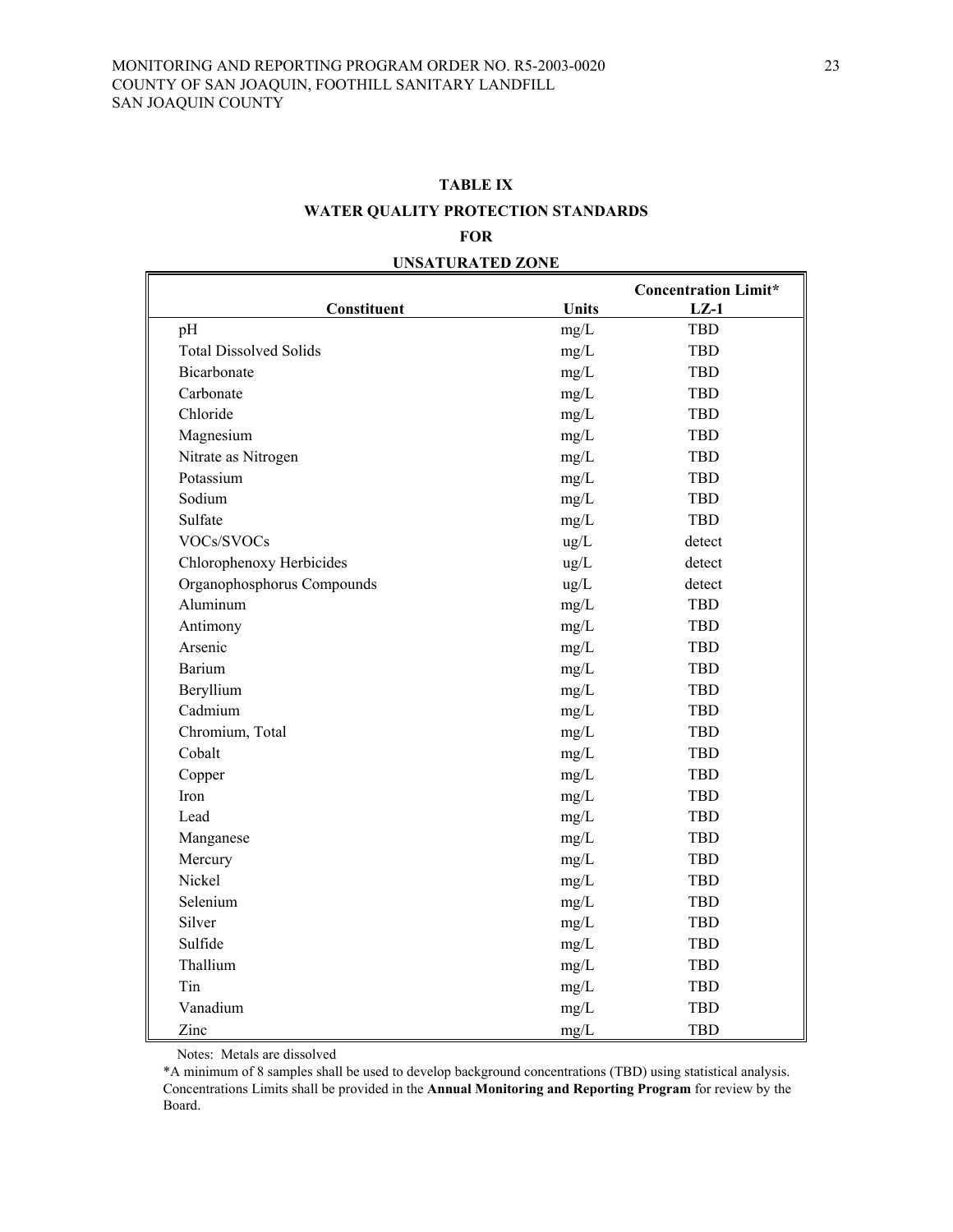**TABLE IX**

**WATER QUALITY PROTECTION STANDARDS**

**FOR**

**UNSATURATED ZONE**

| Constituent | Units | Concentration Limit* LZ-1 |
|---|---|---|
| pH | mg/L | TBD |
| Total Dissolved Solids | mg/L | TBD |
| Bicarbonate | mg/L | TBD |
| Carbonate | mg/L | TBD |
| Chloride | mg/L | TBD |
| Magnesium | mg/L | TBD |
| Nitrate as Nitrogen | mg/L | TBD |
| Potassium | mg/L | TBD |
| Sodium | mg/L | TBD |
| Sulfate | mg/L | TBD |
| VOCs/SVOCs | ug/L | detect |
| Chlorophenoxy Herbicides | ug/L | detect |
| Organophosphorus Compounds | ug/L | detect |
| Aluminum | mg/L | TBD |
| Antimony | mg/L | TBD |
| Arsenic | mg/L | TBD |
| Barium | mg/L | TBD |
| Beryllium | mg/L | TBD |
| Cadmium | mg/L | TBD |
| Chromium, Total | mg/L | TBD |
| Cobalt | mg/L | TBD |
| Copper | mg/L | TBD |
| Iron | mg/L | TBD |
| Lead | mg/L | TBD |
| Manganese | mg/L | TBD |
| Mercury | mg/L | TBD |
| Nickel | mg/L | TBD |
| Selenium | mg/L | TBD |
| Silver | mg/L | TBD |
| Sulfide | mg/L | TBD |
| Thallium | mg/L | TBD |
| Tin | mg/L | TBD |
| Vanadium | mg/L | TBD |
| Zinc | mg/L | TBD |

Notes: Metals are dissolved

*A minimum of 8 samples shall be used to develop background concentrations (TBD) using statistical analysis. Concentrations Limits shall be provided in the **Annual Monitoring and Reporting Program** for review by the Board.